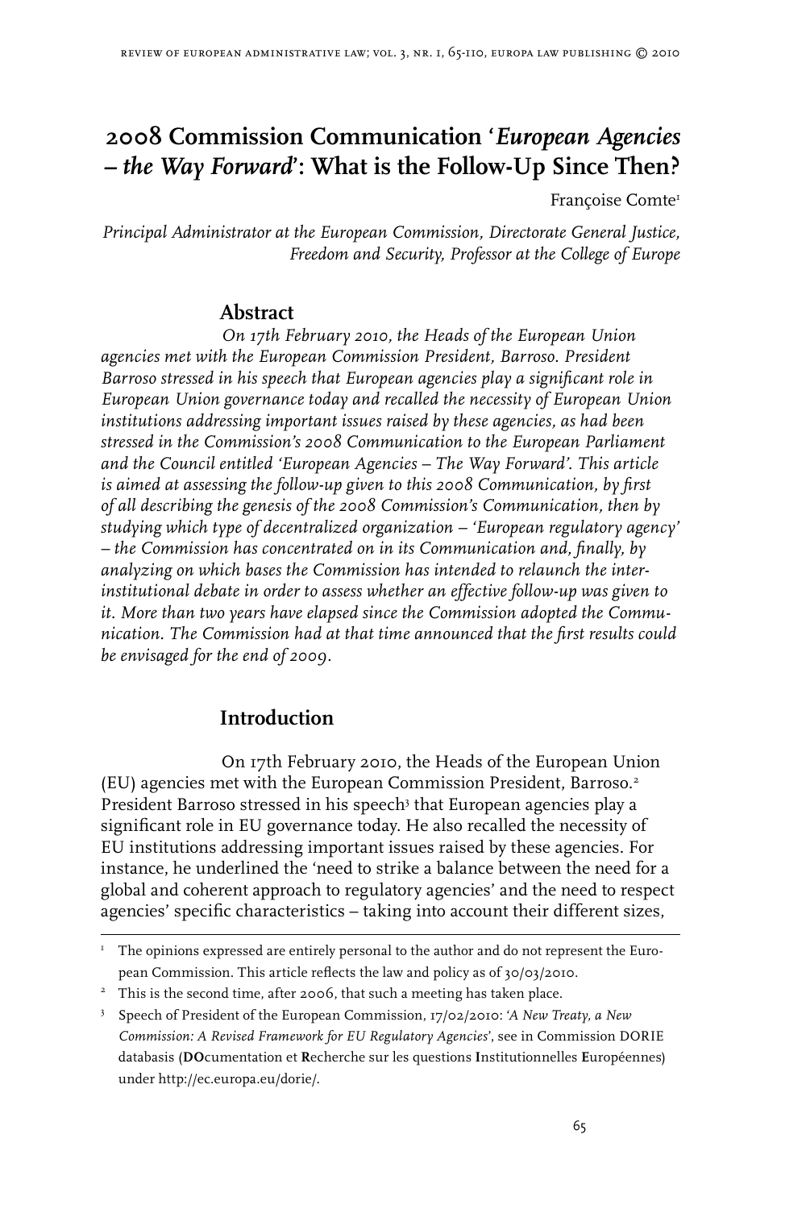# 2008 Commission Communication '*European Agencies – the Way Forward*': What is the Follow-Up Since Then?

Françoise Comte[1]

*Principal Administrator at the European Commission, Directorate General Justice, Freedom and Security, Professor at the College of Europe*

## Abstract

*On 17th February 2010, the Heads of the European Union agencies met with the European Commission President, Barroso. President Barroso stressed in his speech that European agencies play a significant role in European Union governance today and recalled the necessity of European Union institutions addressing important issues raised by these agencies, as had been stressed in the Commission's 2008 Communication to the European Parliament and the Council entitled 'European Agencies – The Way Forward'. This article is aimed at assessing the follow-up given to this 2008 Communication, by first of all describing the genesis of the 2008 Commission's Communication, then by studying which type of decentralized organization – 'European regulatory agency' – the Commission has concentrated on in its Communication and, finally, by analyzing on which bases the Commission has intended to relaunch the inter-institutional debate in order to assess whether an effective follow-up was given to it. More than two years have elapsed since the Commission adopted the Communication. The Commission had at that time announced that the first results could be envisaged for the end of 2009.*

## Introduction

On 17th February 2010, the Heads of the European Union (EU) agencies met with the European Commission President, Barroso.[2] President Barroso stressed in his speech[3] that European agencies play a significant role in EU governance today. He also recalled the necessity of EU institutions addressing important issues raised by these agencies. For instance, he underlined the 'need to strike a balance between the need for a global and coherent approach to regulatory agencies' and the need to respect agencies' specific characteristics – taking into account their different sizes,

---

[1] The opinions expressed are entirely personal to the author and do not represent the European Commission. This article reflects the law and policy as of 30/03/2010.

[2] This is the second time, after 2006, that such a meeting has taken place.

[3] Speech of President of the European Commission, 17/02/2010: '*A New Treaty, a New Commission: A Revised Framework for EU Regulatory Agencies*', see in Commission DORIE databasis (**DO**cumentation et **R**echerche sur les questions **I**nstitutionnelles **E**uropéennes) under http://ec.europa.eu/dorie/.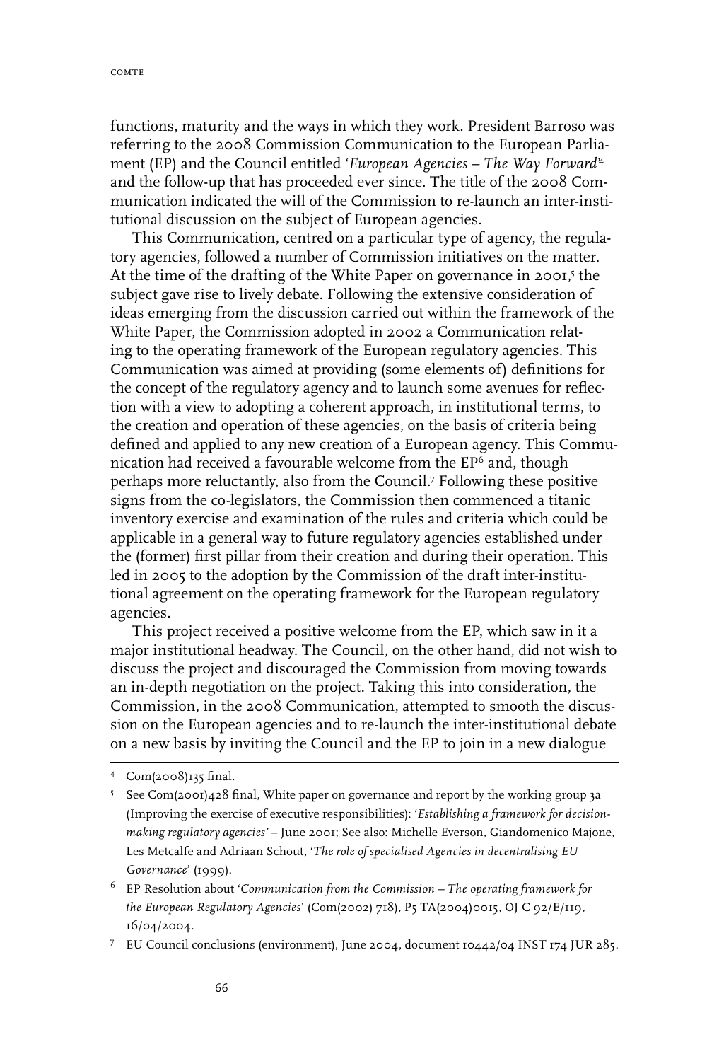functions, maturity and the ways in which they work. President Barroso was referring to the 2008 Commission Communication to the European Parliament (EP) and the Council entitled '*European Agencies – The Way Forward*'[4] and the follow-up that has proceeded ever since. The title of the 2008 Communication indicated the will of the Commission to re-launch an inter-institutional discussion on the subject of European agencies.

This Communication, centred on a particular type of agency, the regulatory agencies, followed a number of Commission initiatives on the matter. At the time of the drafting of the White Paper on governance in 2001,[5] the subject gave rise to lively debate. Following the extensive consideration of ideas emerging from the discussion carried out within the framework of the White Paper, the Commission adopted in 2002 a Communication relating to the operating framework of the European regulatory agencies. This Communication was aimed at providing (some elements of) definitions for the concept of the regulatory agency and to launch some avenues for reflection with a view to adopting a coherent approach, in institutional terms, to the creation and operation of these agencies, on the basis of criteria being defined and applied to any new creation of a European agency. This Communication had received a favourable welcome from the EP[6] and, though perhaps more reluctantly, also from the Council.[7] Following these positive signs from the co-legislators, the Commission then commenced a titanic inventory exercise and examination of the rules and criteria which could be applicable in a general way to future regulatory agencies established under the (former) first pillar from their creation and during their operation. This led in 2005 to the adoption by the Commission of the draft inter-institutional agreement on the operating framework for the European regulatory agencies.

This project received a positive welcome from the EP, which saw in it a major institutional headway. The Council, on the other hand, did not wish to discuss the project and discouraged the Commission from moving towards an in-depth negotiation on the project. Taking this into consideration, the Commission, in the 2008 Communication, attempted to smooth the discussion on the European agencies and to re-launch the inter-institutional debate on a new basis by inviting the Council and the EP to join in a new dialogue

---

[4] Com(2008)135 final.

[5] See Com(2001)428 final, White paper on governance and report by the working group 3a (Improving the exercise of executive responsibilities): '*Establishing a framework for decision-making regulatory agencies*' – June 2001; See also: Michelle Everson, Giandomenico Majone, Les Metcalfe and Adriaan Schout, '*The role of specialised Agencies in decentralising EU Governance*' (1999).

[6] EP Resolution about '*Communication from the Commission – The operating framework for the European Regulatory Agencies*' (Com(2002) 718), P5 TA(2004)0015, OJ C 92/E/119, 16/04/2004.

[7] EU Council conclusions (environment), June 2004, document 10442/04 INST 174 JUR 285.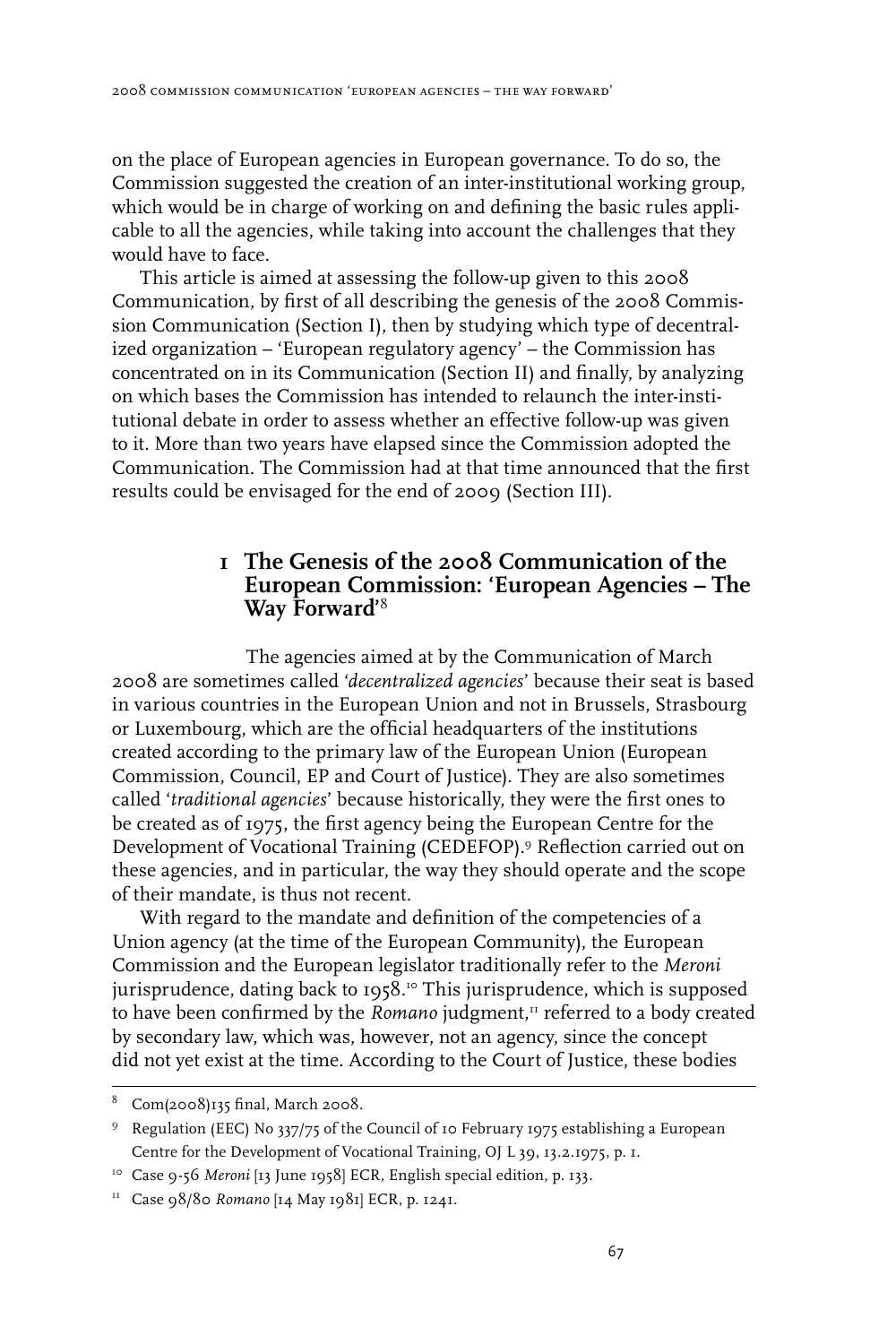on the place of European agencies in European governance. To do so, the Commission suggested the creation of an inter-institutional working group, which would be in charge of working on and defining the basic rules applicable to all the agencies, while taking into account the challenges that they would have to face.

This article is aimed at assessing the follow-up given to this 2008 Communication, by first of all describing the genesis of the 2008 Commission Communication (Section I), then by studying which type of decentralized organization – 'European regulatory agency' – the Commission has concentrated on in its Communication (Section II) and finally, by analyzing on which bases the Commission has intended to relaunch the inter-institutional debate in order to assess whether an effective follow-up was given to it. More than two years have elapsed since the Commission adopted the Communication. The Commission had at that time announced that the first results could be envisaged for the end of 2009 (Section III).

## 1 The Genesis of the 2008 Communication of the European Commission: 'European Agencies – The Way Forward'[8]

The agencies aimed at by the Communication of March 2008 are sometimes called '*decentralized agencies*' because their seat is based in various countries in the European Union and not in Brussels, Strasbourg or Luxembourg, which are the official headquarters of the institutions created according to the primary law of the European Union (European Commission, Council, EP and Court of Justice). They are also sometimes called '*traditional agencies*' because historically, they were the first ones to be created as of 1975, the first agency being the European Centre for the Development of Vocational Training (CEDEFOP).[9] Reflection carried out on these agencies, and in particular, the way they should operate and the scope of their mandate, is thus not recent.

With regard to the mandate and definition of the competencies of a Union agency (at the time of the European Community), the European Commission and the European legislator traditionally refer to the *Meroni* jurisprudence, dating back to 1958.[10] This jurisprudence, which is supposed to have been confirmed by the *Romano* judgment,[11] referred to a body created by secondary law, which was, however, not an agency, since the concept did not yet exist at the time. According to the Court of Justice, these bodies

---

[8] Com(2008)135 final, March 2008.

[9] Regulation (EEC) No 337/75 of the Council of 10 February 1975 establishing a European Centre for the Development of Vocational Training, OJ L 39, 13.2.1975, p. 1.

[10] Case 9-56 *Meroni* [13 June 1958] ECR, English special edition, p. 133.

[11] Case 98/80 *Romano* [14 May 1981] ECR, p. 1241.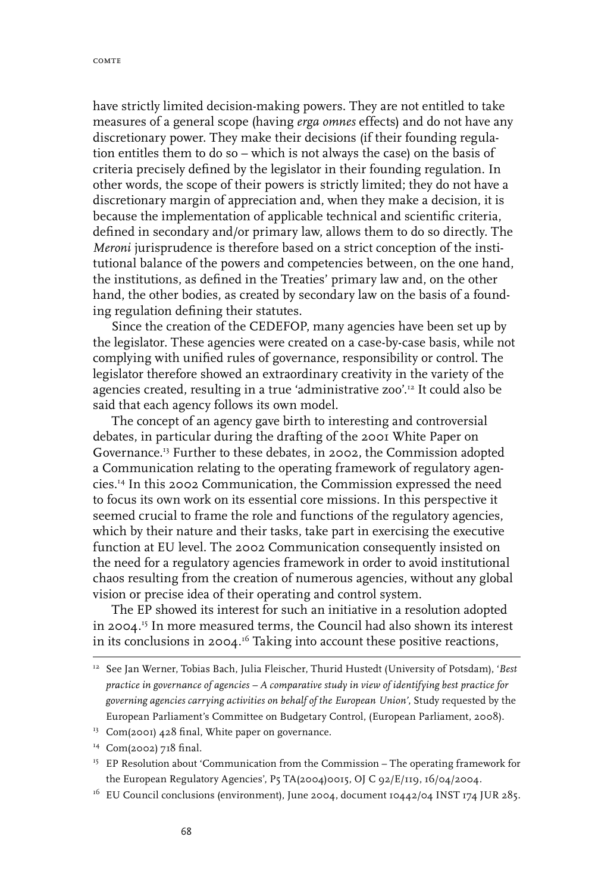have strictly limited decision-making powers. They are not entitled to take measures of a general scope (having *erga omnes* effects) and do not have any discretionary power. They make their decisions (if their founding regulation entitles them to do so – which is not always the case) on the basis of criteria precisely defined by the legislator in their founding regulation. In other words, the scope of their powers is strictly limited; they do not have a discretionary margin of appreciation and, when they make a decision, it is because the implementation of applicable technical and scientific criteria, defined in secondary and/or primary law, allows them to do so directly. The *Meroni* jurisprudence is therefore based on a strict conception of the institutional balance of the powers and competencies between, on the one hand, the institutions, as defined in the Treaties' primary law and, on the other hand, the other bodies, as created by secondary law on the basis of a founding regulation defining their statutes.

Since the creation of the CEDEFOP, many agencies have been set up by the legislator. These agencies were created on a case-by-case basis, while not complying with unified rules of governance, responsibility or control. The legislator therefore showed an extraordinary creativity in the variety of the agencies created, resulting in a true 'administrative zoo'.[12] It could also be said that each agency follows its own model.

The concept of an agency gave birth to interesting and controversial debates, in particular during the drafting of the 2001 White Paper on Governance.[13] Further to these debates, in 2002, the Commission adopted a Communication relating to the operating framework of regulatory agencies.[14] In this 2002 Communication, the Commission expressed the need to focus its own work on its essential core missions. In this perspective it seemed crucial to frame the role and functions of the regulatory agencies, which by their nature and their tasks, take part in exercising the executive function at EU level. The 2002 Communication consequently insisted on the need for a regulatory agencies framework in order to avoid institutional chaos resulting from the creation of numerous agencies, without any global vision or precise idea of their operating and control system.

The EP showed its interest for such an initiative in a resolution adopted in 2004.[15] In more measured terms, the Council had also shown its interest in its conclusions in 2004.[16] Taking into account these positive reactions,

---

[12] See Jan Werner, Tobias Bach, Julia Fleischer, Thurid Hustedt (University of Potsdam), '*Best practice in governance of agencies – A comparative study in view of identifying best practice for governing agencies carrying activities on behalf of the European Union*', Study requested by the European Parliament's Committee on Budgetary Control, (European Parliament, 2008).

[13] Com(2001) 428 final, White paper on governance.

[14] Com(2002) 718 final.

[15] EP Resolution about 'Communication from the Commission – The operating framework for the European Regulatory Agencies', P5 TA(2004)0015, OJ C 92/E/119, 16/04/2004.

[16] EU Council conclusions (environment), June 2004, document 10442/04 INST 174 JUR 285.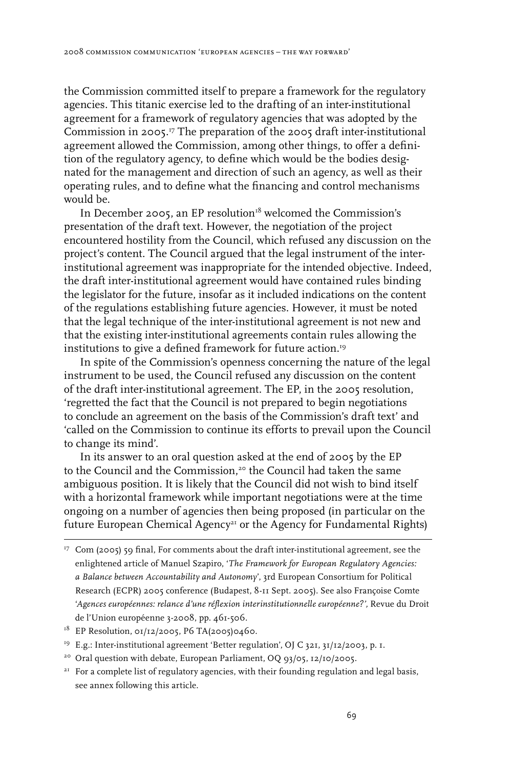the Commission committed itself to prepare a framework for the regulatory agencies. This titanic exercise led to the drafting of an inter-institutional agreement for a framework of regulatory agencies that was adopted by the Commission in 2005.[17] The preparation of the 2005 draft inter-institutional agreement allowed the Commission, among other things, to offer a definition of the regulatory agency, to define which would be the bodies designated for the management and direction of such an agency, as well as their operating rules, and to define what the financing and control mechanisms would be.

In December 2005, an EP resolution[18] welcomed the Commission's presentation of the draft text. However, the negotiation of the project encountered hostility from the Council, which refused any discussion on the project's content. The Council argued that the legal instrument of the inter-institutional agreement was inappropriate for the intended objective. Indeed, the draft inter-institutional agreement would have contained rules binding the legislator for the future, insofar as it included indications on the content of the regulations establishing future agencies. However, it must be noted that the legal technique of the inter-institutional agreement is not new and that the existing inter-institutional agreements contain rules allowing the institutions to give a defined framework for future action.[19]

In spite of the Commission's openness concerning the nature of the legal instrument to be used, the Council refused any discussion on the content of the draft inter-institutional agreement. The EP, in the 2005 resolution, 'regretted the fact that the Council is not prepared to begin negotiations to conclude an agreement on the basis of the Commission's draft text' and 'called on the Commission to continue its efforts to prevail upon the Council to change its mind'.

In its answer to an oral question asked at the end of 2005 by the EP to the Council and the Commission,[20] the Council had taken the same ambiguous position. It is likely that the Council did not wish to bind itself with a horizontal framework while important negotiations were at the time ongoing on a number of agencies then being proposed (in particular on the future European Chemical Agency[21] or the Agency for Fundamental Rights)

---

[17] Com (2005) 59 final, For comments about the draft inter-institutional agreement, see the enlightened article of Manuel Szapiro, '*The Framework for European Regulatory Agencies: a Balance between Accountability and Autonomy*', 3rd European Consortium for Political Research (ECPR) 2005 conference (Budapest, 8-11 Sept. 2005). See also Françoise Comte '*Agences européennes: relance d'une réflexion interinstitutionnelle européenne?',* Revue du Droit de l'Union européenne 3-2008, pp. 461-506.

[18] EP Resolution, 01/12/2005, P6 TA(2005)0460.

[19] E.g.: Inter-institutional agreement 'Better regulation', OJ C 321, 31/12/2003, p. 1.

[20] Oral question with debate, European Parliament, OQ 93/05, 12/10/2005.

[21] For a complete list of regulatory agencies, with their founding regulation and legal basis, see annex following this article.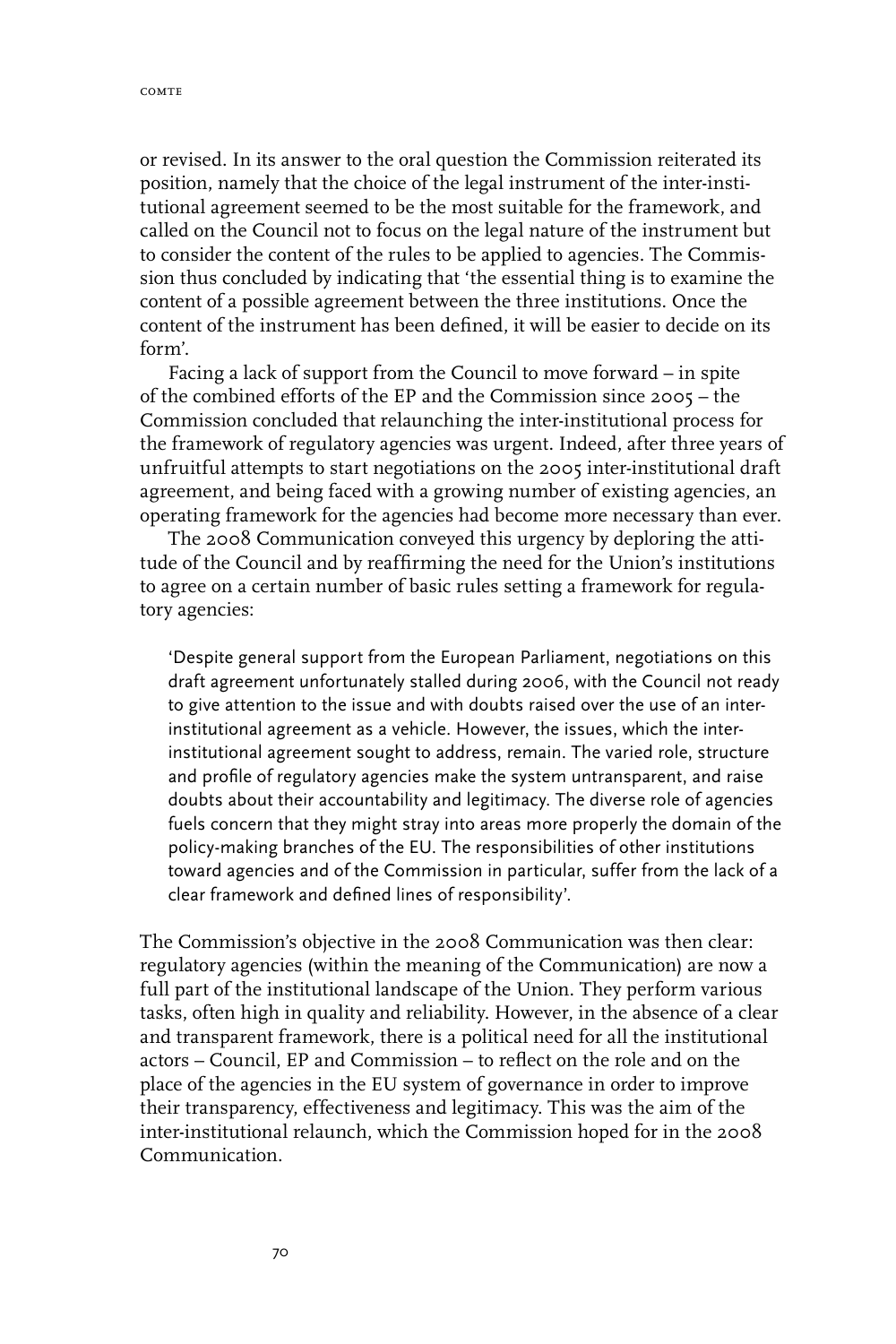or revised. In its answer to the oral question the Commission reiterated its position, namely that the choice of the legal instrument of the inter-institutional agreement seemed to be the most suitable for the framework, and called on the Council not to focus on the legal nature of the instrument but to consider the content of the rules to be applied to agencies. The Commission thus concluded by indicating that 'the essential thing is to examine the content of a possible agreement between the three institutions. Once the content of the instrument has been defined, it will be easier to decide on its form'.

Facing a lack of support from the Council to move forward – in spite of the combined efforts of the EP and the Commission since 2005 – the Commission concluded that relaunching the inter-institutional process for the framework of regulatory agencies was urgent. Indeed, after three years of unfruitful attempts to start negotiations on the 2005 inter-institutional draft agreement, and being faced with a growing number of existing agencies, an operating framework for the agencies had become more necessary than ever.

The 2008 Communication conveyed this urgency by deploring the attitude of the Council and by reaffirming the need for the Union's institutions to agree on a certain number of basic rules setting a framework for regulatory agencies:

> 'Despite general support from the European Parliament, negotiations on this draft agreement unfortunately stalled during 2006, with the Council not ready to give attention to the issue and with doubts raised over the use of an inter-institutional agreement as a vehicle. However, the issues, which the inter-institutional agreement sought to address, remain. The varied role, structure and profile of regulatory agencies make the system untransparent, and raise doubts about their accountability and legitimacy. The diverse role of agencies fuels concern that they might stray into areas more properly the domain of the policy-making branches of the EU. The responsibilities of other institutions toward agencies and of the Commission in particular, suffer from the lack of a clear framework and defined lines of responsibility'.

The Commission's objective in the 2008 Communication was then clear: regulatory agencies (within the meaning of the Communication) are now a full part of the institutional landscape of the Union. They perform various tasks, often high in quality and reliability. However, in the absence of a clear and transparent framework, there is a political need for all the institutional actors – Council, EP and Commission – to reflect on the role and on the place of the agencies in the EU system of governance in order to improve their transparency, effectiveness and legitimacy. This was the aim of the inter-institutional relaunch, which the Commission hoped for in the 2008 Communication.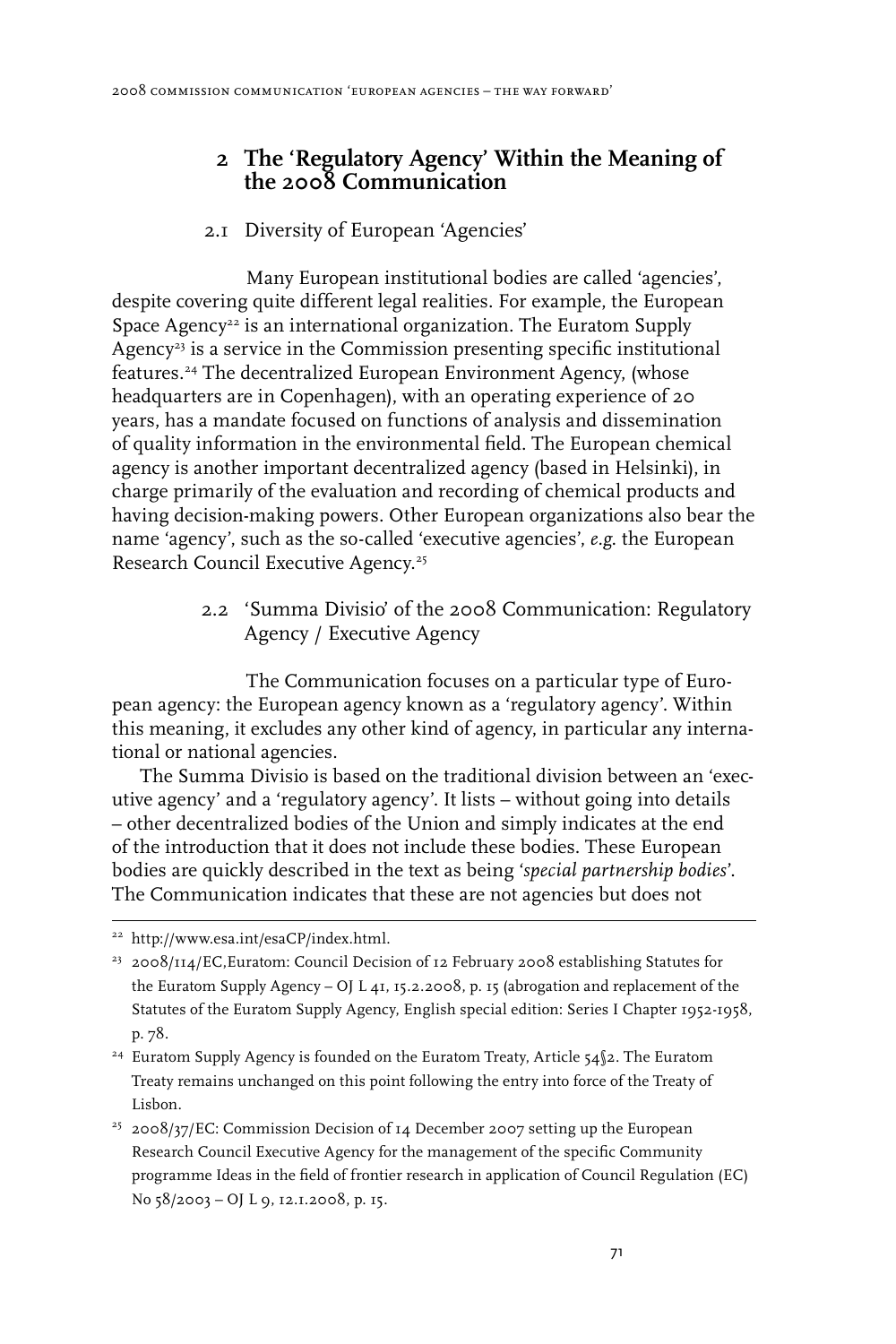## 2 The 'Regulatory Agency' Within the Meaning of the 2008 Communication

### 2.1 Diversity of European 'Agencies'

Many European institutional bodies are called 'agencies', despite covering quite different legal realities. For example, the European Space Agency[22] is an international organization. The Euratom Supply Agency[23] is a service in the Commission presenting specific institutional features.[24] The decentralized European Environment Agency, (whose headquarters are in Copenhagen), with an operating experience of 20 years, has a mandate focused on functions of analysis and dissemination of quality information in the environmental field. The European chemical agency is another important decentralized agency (based in Helsinki), in charge primarily of the evaluation and recording of chemical products and having decision-making powers. Other European organizations also bear the name 'agency', such as the so-called 'executive agencies', *e.g.* the European Research Council Executive Agency.[25]

### 2.2 'Summa Divisio' of the 2008 Communication: Regulatory Agency / Executive Agency

The Communication focuses on a particular type of European agency: the European agency known as a 'regulatory agency'. Within this meaning, it excludes any other kind of agency, in particular any international or national agencies.

The Summa Divisio is based on the traditional division between an 'executive agency' and a 'regulatory agency'. It lists – without going into details – other decentralized bodies of the Union and simply indicates at the end of the introduction that it does not include these bodies. These European bodies are quickly described in the text as being '*special partnership bodies*'. The Communication indicates that these are not agencies but does not

---

[22] http://www.esa.int/esaCP/index.html.

[23] 2008/114/EC,Euratom: Council Decision of 12 February 2008 establishing Statutes for the Euratom Supply Agency – OJ L 41, 15.2.2008, p. 15 (abrogation and replacement of the Statutes of the Euratom Supply Agency, English special edition: Series I Chapter 1952-1958, p. 78.

[24] Euratom Supply Agency is founded on the Euratom Treaty, Article 54§2. The Euratom Treaty remains unchanged on this point following the entry into force of the Treaty of Lisbon.

[25] 2008/37/EC: Commission Decision of 14 December 2007 setting up the European Research Council Executive Agency for the management of the specific Community programme Ideas in the field of frontier research in application of Council Regulation (EC) No 58/2003 – OJ L 9, 12.1.2008, p. 15.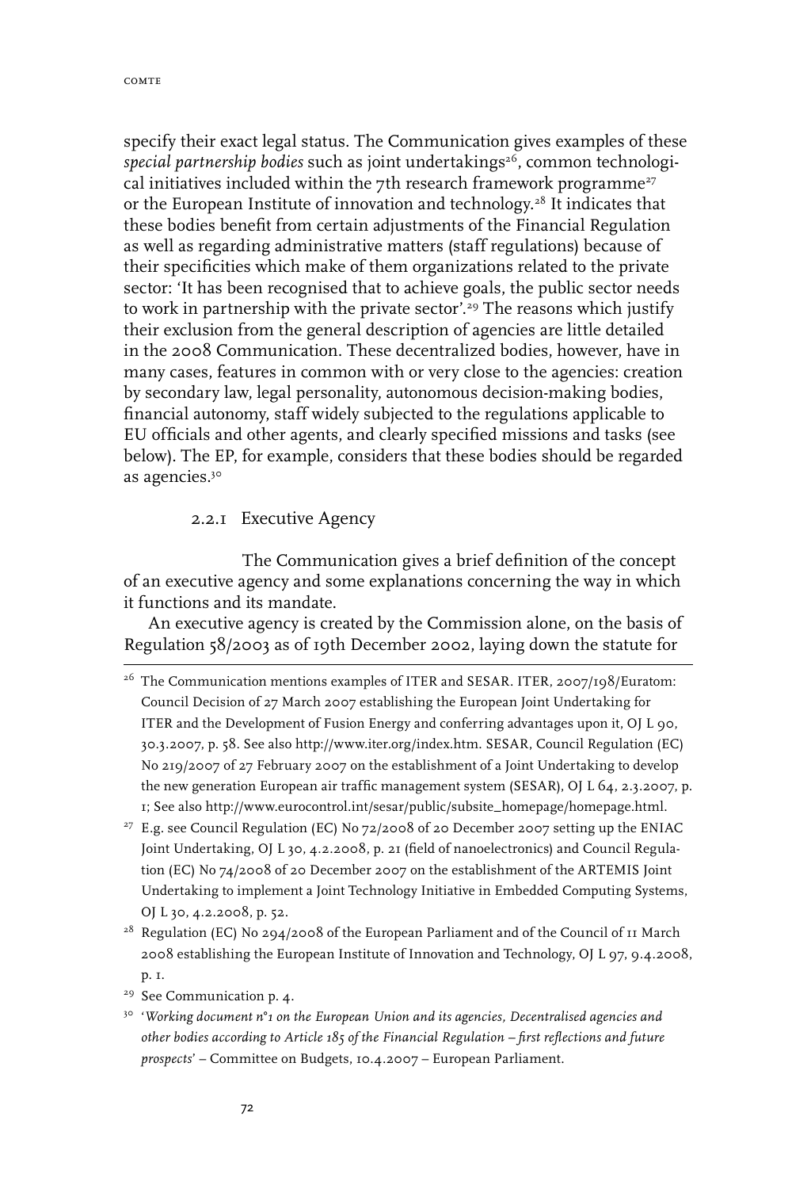specify their exact legal status. The Communication gives examples of these *special partnership bodies* such as joint undertakings[26], common technological initiatives included within the 7th research framework programme[27] or the European Institute of innovation and technology.[28] It indicates that these bodies benefit from certain adjustments of the Financial Regulation as well as regarding administrative matters (staff regulations) because of their specificities which make of them organizations related to the private sector: 'It has been recognised that to achieve goals, the public sector needs to work in partnership with the private sector'.[29] The reasons which justify their exclusion from the general description of agencies are little detailed in the 2008 Communication. These decentralized bodies, however, have in many cases, features in common with or very close to the agencies: creation by secondary law, legal personality, autonomous decision-making bodies, financial autonomy, staff widely subjected to the regulations applicable to EU officials and other agents, and clearly specified missions and tasks (see below). The EP, for example, considers that these bodies should be regarded as agencies.[30]

### 2.2.1 Executive Agency

The Communication gives a brief definition of the concept of an executive agency and some explanations concerning the way in which it functions and its mandate.

An executive agency is created by the Commission alone, on the basis of Regulation 58/2003 as of 19th December 2002, laying down the statute for

---

[26] The Communication mentions examples of ITER and SESAR. ITER, 2007/198/Euratom: Council Decision of 27 March 2007 establishing the European Joint Undertaking for ITER and the Development of Fusion Energy and conferring advantages upon it, OJ L 90, 30.3.2007, p. 58. See also http://www.iter.org/index.htm. SESAR, Council Regulation (EC) No 219/2007 of 27 February 2007 on the establishment of a Joint Undertaking to develop the new generation European air traffic management system (SESAR), OJ L 64, 2.3.2007, p. 1; See also http://www.eurocontrol.int/sesar/public/subsite_homepage/homepage.html.

[27] E.g. see Council Regulation (EC) No 72/2008 of 20 December 2007 setting up the ENIAC Joint Undertaking, OJ L 30, 4.2.2008, p. 21 (field of nanoelectronics) and Council Regulation (EC) No 74/2008 of 20 December 2007 on the establishment of the ARTEMIS Joint Undertaking to implement a Joint Technology Initiative in Embedded Computing Systems, OJ L 30, 4.2.2008, p. 52.

[28] Regulation (EC) No 294/2008 of the European Parliament and of the Council of 11 March 2008 establishing the European Institute of Innovation and Technology, OJ L 97, 9.4.2008, p. 1.

[29] See Communication p. 4.

[30] '*Working document n°1 on the European Union and its agencies, Decentralised agencies and other bodies according to Article 185 of the Financial Regulation – first reflections and future prospects*' – Committee on Budgets, 10.4.2007 – European Parliament.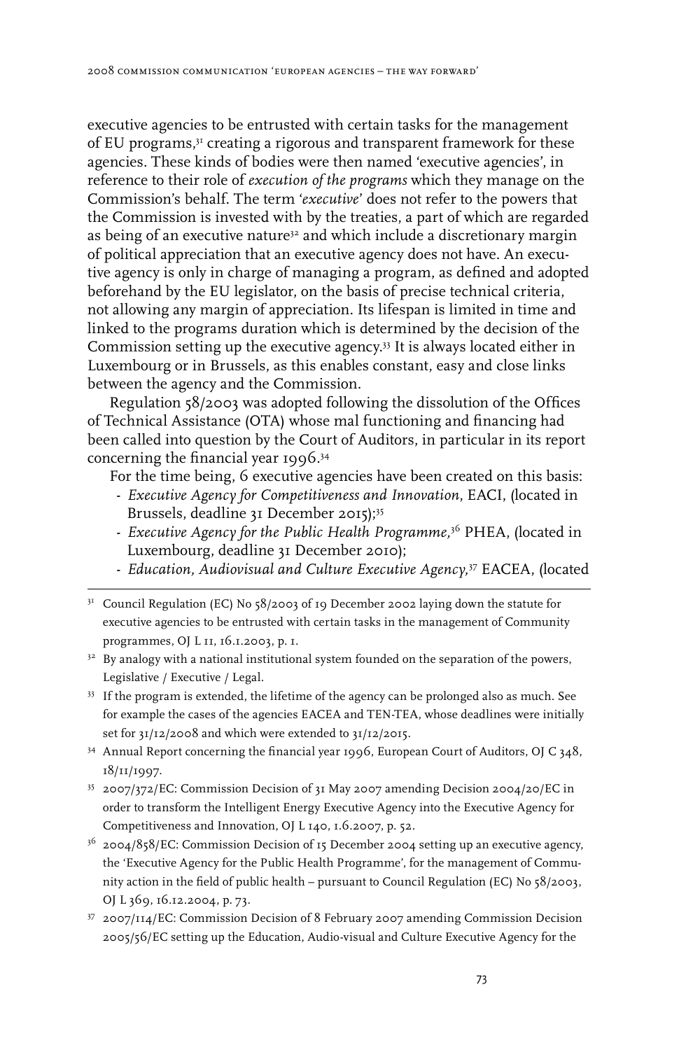executive agencies to be entrusted with certain tasks for the management of EU programs,[31] creating a rigorous and transparent framework for these agencies. These kinds of bodies were then named 'executive agencies', in reference to their role of *execution of the programs* which they manage on the Commission's behalf. The term '*executive*' does not refer to the powers that the Commission is invested with by the treaties, a part of which are regarded as being of an executive nature[32] and which include a discretionary margin of political appreciation that an executive agency does not have. An executive agency is only in charge of managing a program, as defined and adopted beforehand by the EU legislator, on the basis of precise technical criteria, not allowing any margin of appreciation. Its lifespan is limited in time and linked to the programs duration which is determined by the decision of the Commission setting up the executive agency.[33] It is always located either in Luxembourg or in Brussels, as this enables constant, easy and close links between the agency and the Commission.

Regulation 58/2003 was adopted following the dissolution of the Offices of Technical Assistance (OTA) whose mal functioning and financing had been called into question by the Court of Auditors, in particular in its report concerning the financial year 1996.[34]

For the time being, 6 executive agencies have been created on this basis:

- *Executive Agency for Competitiveness and Innovation*, EACI, (located in Brussels, deadline 31 December 2015);[35]
- *Executive Agency for the Public Health Programme,*[36] PHEA, (located in Luxembourg, deadline 31 December 2010);
- *Education, Audiovisual and Culture Executive Agency,*[37] EACEA, (located

---

[31] Council Regulation (EC) No 58/2003 of 19 December 2002 laying down the statute for executive agencies to be entrusted with certain tasks in the management of Community programmes, OJ L 11, 16.1.2003, p. 1.

[32] By analogy with a national institutional system founded on the separation of the powers, Legislative / Executive / Legal.

[33] If the program is extended, the lifetime of the agency can be prolonged also as much. See for example the cases of the agencies EACEA and TEN-TEA, whose deadlines were initially set for 31/12/2008 and which were extended to 31/12/2015.

[34] Annual Report concerning the financial year 1996, European Court of Auditors, OJ C 348, 18/11/1997.

[35] 2007/372/EC: Commission Decision of 31 May 2007 amending Decision 2004/20/EC in order to transform the Intelligent Energy Executive Agency into the Executive Agency for Competitiveness and Innovation, OJ L 140, 1.6.2007, p. 52.

[36] 2004/858/EC: Commission Decision of 15 December 2004 setting up an executive agency, the 'Executive Agency for the Public Health Programme', for the management of Community action in the field of public health – pursuant to Council Regulation (EC) No 58/2003, OJ L 369, 16.12.2004, p. 73.

[37] 2007/114/EC: Commission Decision of 8 February 2007 amending Commission Decision 2005/56/EC setting up the Education, Audio-visual and Culture Executive Agency for the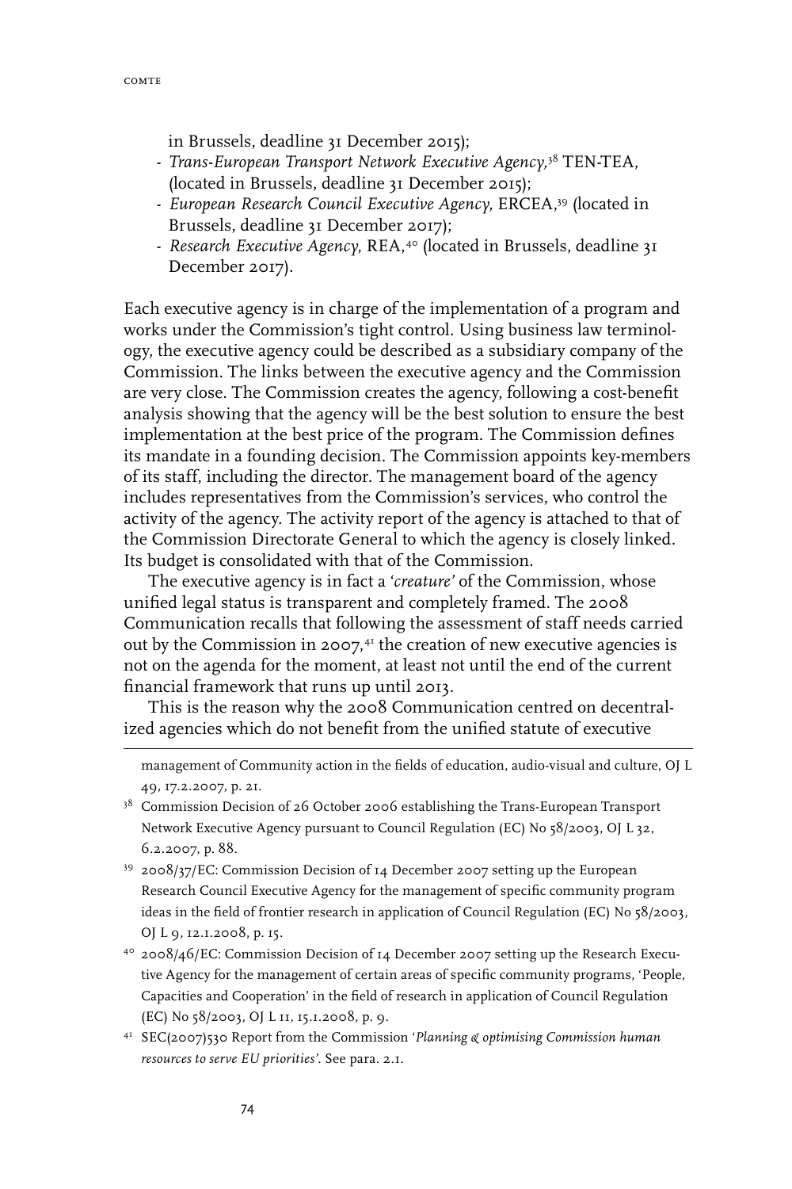in Brussels, deadline 31 December 2015);

- *Trans-European Transport Network Executive Agency,*[38] TEN-TEA, (located in Brussels, deadline 31 December 2015);
- *European Research Council Executive Agency,* ERCEA,[39] (located in Brussels, deadline 31 December 2017);
- *Research Executive Agency*, REA,[40] (located in Brussels, deadline 31 December 2017).

Each executive agency is in charge of the implementation of a program and works under the Commission's tight control. Using business law terminology, the executive agency could be described as a subsidiary company of the Commission. The links between the executive agency and the Commission are very close. The Commission creates the agency, following a cost-benefit analysis showing that the agency will be the best solution to ensure the best implementation at the best price of the program. The Commission defines its mandate in a founding decision. The Commission appoints key-members of its staff, including the director. The management board of the agency includes representatives from the Commission's services, who control the activity of the agency. The activity report of the agency is attached to that of the Commission Directorate General to which the agency is closely linked. Its budget is consolidated with that of the Commission.

The executive agency is in fact a *'creature'* of the Commission, whose unified legal status is transparent and completely framed. The 2008 Communication recalls that following the assessment of staff needs carried out by the Commission in 2007,[41] the creation of new executive agencies is not on the agenda for the moment, at least not until the end of the current financial framework that runs up until 2013.

This is the reason why the 2008 Communication centred on decentralized agencies which do not benefit from the unified statute of executive

---

management of Community action in the fields of education, audio-visual and culture, OJ L 49, 17.2.2007, p. 21.

[38] Commission Decision of 26 October 2006 establishing the Trans-European Transport Network Executive Agency pursuant to Council Regulation (EC) No 58/2003, OJ L 32, 6.2.2007, p. 88.

[39] 2008/37/EC: Commission Decision of 14 December 2007 setting up the European Research Council Executive Agency for the management of specific community program ideas in the field of frontier research in application of Council Regulation (EC) No 58/2003, OJ L 9, 12.1.2008, p. 15.

[40] 2008/46/EC: Commission Decision of 14 December 2007 setting up the Research Executive Agency for the management of certain areas of specific community programs, 'People, Capacities and Cooperation' in the field of research in application of Council Regulation (EC) No 58/2003, OJ L 11, 15.1.2008, p. 9.

[41] SEC(2007)530 Report from the Commission '*Planning & optimising Commission human resources to serve EU priorities'*. See para. 2.1.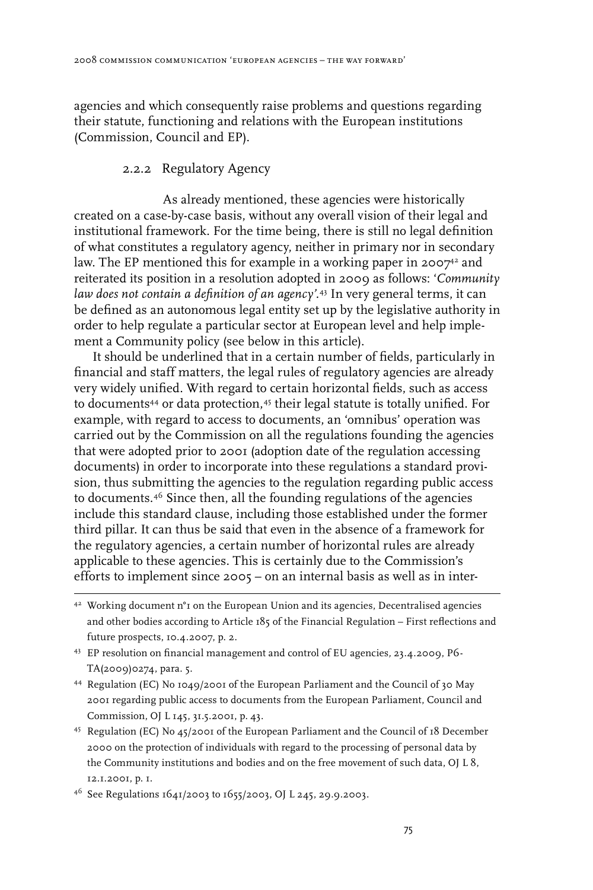agencies and which consequently raise problems and questions regarding their statute, functioning and relations with the European institutions (Commission, Council and EP).

### 2.2.2 Regulatory Agency

As already mentioned, these agencies were historically created on a case-by-case basis, without any overall vision of their legal and institutional framework. For the time being, there is still no legal definition of what constitutes a regulatory agency, neither in primary nor in secondary law. The EP mentioned this for example in a working paper in 2007[42] and reiterated its position in a resolution adopted in 2009 as follows: '*Community law does not contain a definition of an agency*'.[43] In very general terms, it can be defined as an autonomous legal entity set up by the legislative authority in order to help regulate a particular sector at European level and help implement a Community policy (see below in this article).

It should be underlined that in a certain number of fields, particularly in financial and staff matters, the legal rules of regulatory agencies are already very widely unified. With regard to certain horizontal fields, such as access to documents[44] or data protection,[45] their legal statute is totally unified. For example, with regard to access to documents, an 'omnibus' operation was carried out by the Commission on all the regulations founding the agencies that were adopted prior to 2001 (adoption date of the regulation accessing documents) in order to incorporate into these regulations a standard provision, thus submitting the agencies to the regulation regarding public access to documents.[46] Since then, all the founding regulations of the agencies include this standard clause, including those established under the former third pillar. It can thus be said that even in the absence of a framework for the regulatory agencies, a certain number of horizontal rules are already applicable to these agencies. This is certainly due to the Commission's efforts to implement since 2005 – on an internal basis as well as in inter-

---

[42] Working document n°1 on the European Union and its agencies, Decentralised agencies and other bodies according to Article 185 of the Financial Regulation – First reflections and future prospects, 10.4.2007, p. 2.

[43] EP resolution on financial management and control of EU agencies, 23.4.2009, P6-TA(2009)0274, para. 5.

[44] Regulation (EC) No 1049/2001 of the European Parliament and the Council of 30 May 2001 regarding public access to documents from the European Parliament, Council and Commission, OJ L 145, 31.5.2001, p. 43.

[45] Regulation (EC) No 45/2001 of the European Parliament and the Council of 18 December 2000 on the protection of individuals with regard to the processing of personal data by the Community institutions and bodies and on the free movement of such data, OJ L 8, 12.1.2001, p. 1.

[46] See Regulations 1641/2003 to 1655/2003, OJ L 245, 29.9.2003.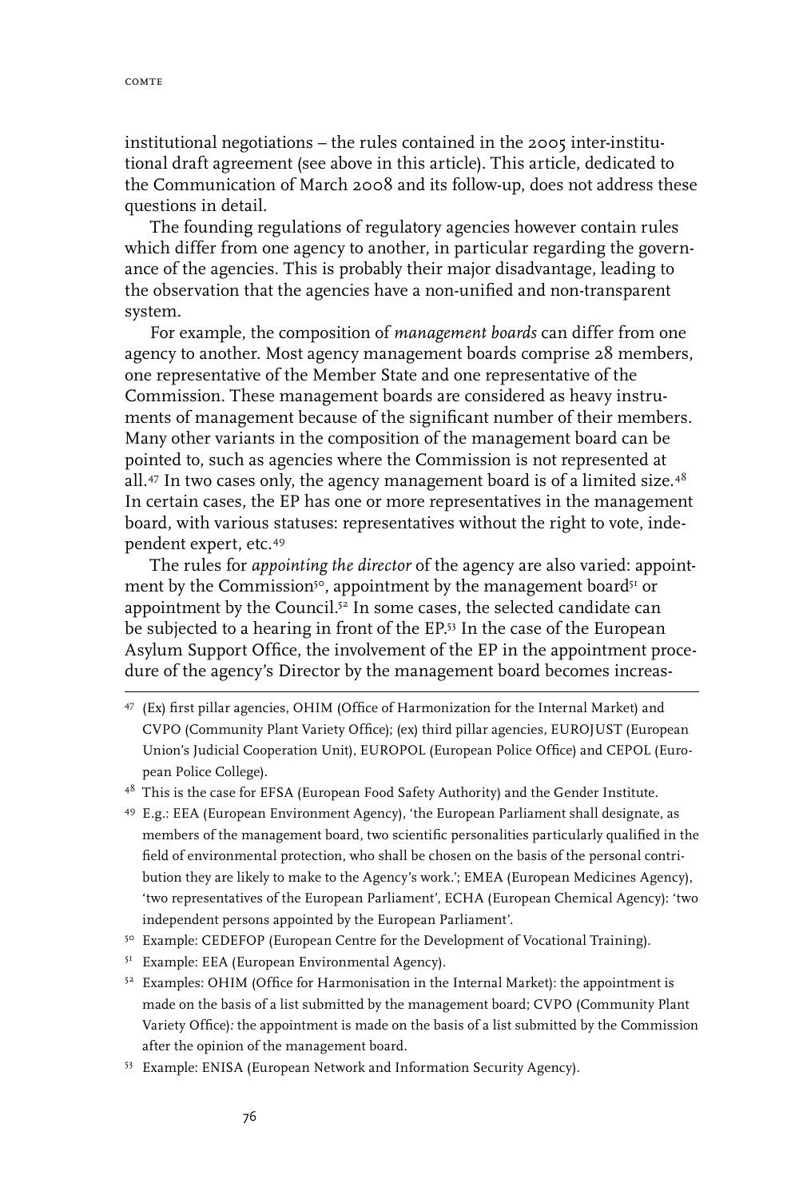institutional negotiations – the rules contained in the 2005 inter-institutional draft agreement (see above in this article). This article, dedicated to the Communication of March 2008 and its follow-up, does not address these questions in detail.

The founding regulations of regulatory agencies however contain rules which differ from one agency to another, in particular regarding the governance of the agencies. This is probably their major disadvantage, leading to the observation that the agencies have a non-unified and non-transparent system.

For example, the composition of *management boards* can differ from one agency to another. Most agency management boards comprise 28 members, one representative of the Member State and one representative of the Commission. These management boards are considered as heavy instruments of management because of the significant number of their members. Many other variants in the composition of the management board can be pointed to, such as agencies where the Commission is not represented at all.[47] In two cases only, the agency management board is of a limited size.[48] In certain cases, the EP has one or more representatives in the management board, with various statuses: representatives without the right to vote, independent expert, etc.[49]

The rules for *appointing the director* of the agency are also varied: appointment by the Commission[50], appointment by the management board[51] or appointment by the Council.[52] In some cases, the selected candidate can be subjected to a hearing in front of the EP.[53] In the case of the European Asylum Support Office, the involvement of the EP in the appointment procedure of the agency's Director by the management board becomes increas-

---

[47] (Ex) first pillar agencies, OHIM (Office of Harmonization for the Internal Market) and CVPO (Community Plant Variety Office); (ex) third pillar agencies, EUROJUST (European Union's Judicial Cooperation Unit), EUROPOL (European Police Office) and CEPOL (European Police College).

[48] This is the case for EFSA (European Food Safety Authority) and the Gender Institute.

[49] E.g.: EEA (European Environment Agency), 'the European Parliament shall designate, as members of the management board, two scientific personalities particularly qualified in the field of environmental protection, who shall be chosen on the basis of the personal contribution they are likely to make to the Agency's work.'; EMEA (European Medicines Agency), 'two representatives of the European Parliament', ECHA (European Chemical Agency): 'two independent persons appointed by the European Parliament'.

[50] Example: CEDEFOP (European Centre for the Development of Vocational Training).

[51] Example: EEA (European Environmental Agency).

[52] Examples: OHIM (Office for Harmonisation in the Internal Market): the appointment is made on the basis of a list submitted by the management board; CVPO (Community Plant Variety Office): the appointment is made on the basis of a list submitted by the Commission after the opinion of the management board.

[53] Example: ENISA (European Network and Information Security Agency).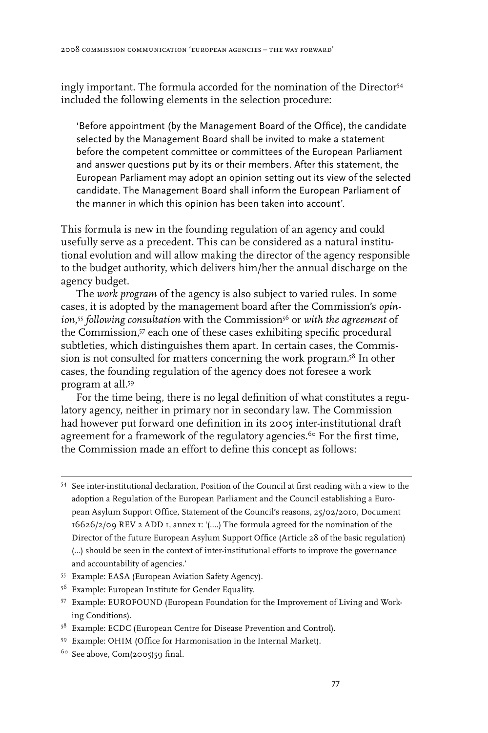ingly important. The formula accorded for the nomination of the Director[54] included the following elements in the selection procedure:

> 'Before appointment (by the Management Board of the Office), the candidate selected by the Management Board shall be invited to make a statement before the competent committee or committees of the European Parliament and answer questions put by its or their members. After this statement, the European Parliament may adopt an opinion setting out its view of the selected candidate. The Management Board shall inform the European Parliament of the manner in which this opinion has been taken into account'.

This formula is new in the founding regulation of an agency and could usefully serve as a precedent. This can be considered as a natural institutional evolution and will allow making the director of the agency responsible to the budget authority, which delivers him/her the annual discharge on the agency budget.

The *work program* of the agency is also subject to varied rules. In some cases, it is adopted by the management board after the Commission's *opinion,*[55] *following consultation* with the Commission[56] or *with the agreement* of the Commission,[57] each one of these cases exhibiting specific procedural subtleties, which distinguishes them apart. In certain cases, the Commission is not consulted for matters concerning the work program.[58] In other cases, the founding regulation of the agency does not foresee a work program at all.[59]

For the time being, there is no legal definition of what constitutes a regulatory agency, neither in primary nor in secondary law. The Commission had however put forward one definition in its 2005 inter-institutional draft agreement for a framework of the regulatory agencies.[60] For the first time, the Commission made an effort to define this concept as follows:

---

[54] See inter-institutional declaration, Position of the Council at first reading with a view to the adoption a Regulation of the European Parliament and the Council establishing a European Asylum Support Office, Statement of the Council's reasons, 25/02/2010, Document 16626/2/09 REV 2 ADD 1, annex 1: '(....) The formula agreed for the nomination of the Director of the future European Asylum Support Office (Article 28 of the basic regulation) (...) should be seen in the context of inter-institutional efforts to improve the governance and accountability of agencies.'

[55] Example: EASA (European Aviation Safety Agency).

[56] Example: European Institute for Gender Equality.

[57] Example: EUROFOUND (European Foundation for the Improvement of Living and Working Conditions).

[58] Example: ECDC (European Centre for Disease Prevention and Control).

[59] Example: OHIM (Office for Harmonisation in the Internal Market).

[60] See above, Com(2005)59 final.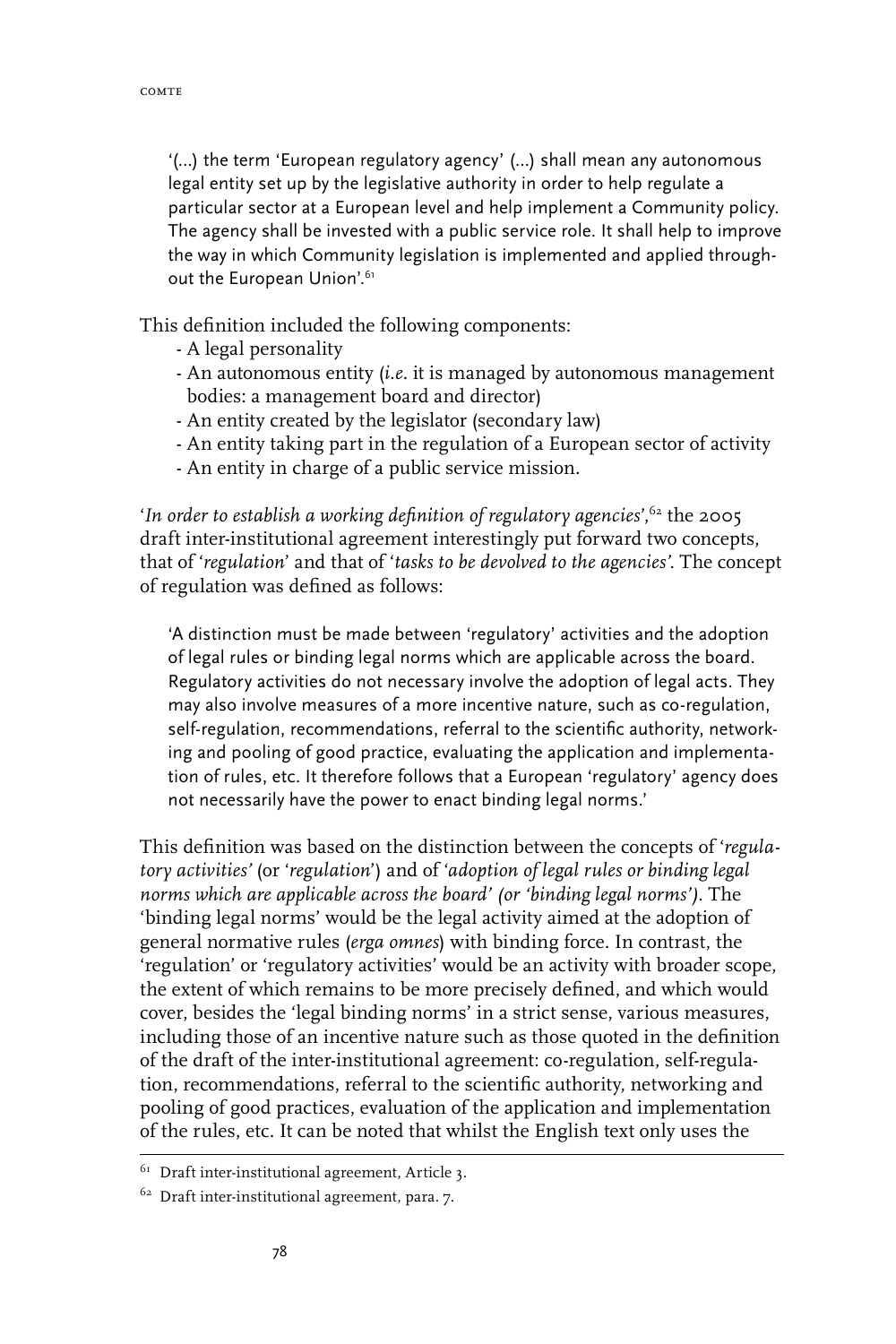'(...) the term 'European regulatory agency' (...) shall mean any autonomous legal entity set up by the legislative authority in order to help regulate a particular sector at a European level and help implement a Community policy. The agency shall be invested with a public service role. It shall help to improve the way in which Community legislation is implemented and applied throughout the European Union'.[61]

This definition included the following components:

- A legal personality
- An autonomous entity (*i.e.* it is managed by autonomous management bodies: a management board and director)
- An entity created by the legislator (secondary law)
- An entity taking part in the regulation of a European sector of activity
- An entity in charge of a public service mission.

'*In order to establish a working definition of regulatory agencies*',[62] the 2005 draft inter-institutional agreement interestingly put forward two concepts, that of '*regulation*' and that of '*tasks to be devolved to the agencies*'. The concept of regulation was defined as follows:

> 'A distinction must be made between 'regulatory' activities and the adoption of legal rules or binding legal norms which are applicable across the board. Regulatory activities do not necessary involve the adoption of legal acts. They may also involve measures of a more incentive nature, such as co-regulation, self-regulation, recommendations, referral to the scientific authority, networking and pooling of good practice, evaluating the application and implementation of rules, etc. It therefore follows that a European 'regulatory' agency does not necessarily have the power to enact binding legal norms.'

This definition was based on the distinction between the concepts of '*regulatory activities*' (or '*regulation*') and of '*adoption of legal rules or binding legal norms which are applicable across the board' (or 'binding legal norms')*. The 'binding legal norms' would be the legal activity aimed at the adoption of general normative rules (*erga omnes*) with binding force. In contrast, the 'regulation' or 'regulatory activities' would be an activity with broader scope, the extent of which remains to be more precisely defined, and which would cover, besides the 'legal binding norms' in a strict sense, various measures, including those of an incentive nature such as those quoted in the definition of the draft of the inter-institutional agreement: co-regulation, self-regulation, recommendations, referral to the scientific authority, networking and pooling of good practices, evaluation of the application and implementation of the rules, etc. It can be noted that whilst the English text only uses the

---

[61] Draft inter-institutional agreement, Article 3.

[62] Draft inter-institutional agreement, para. 7.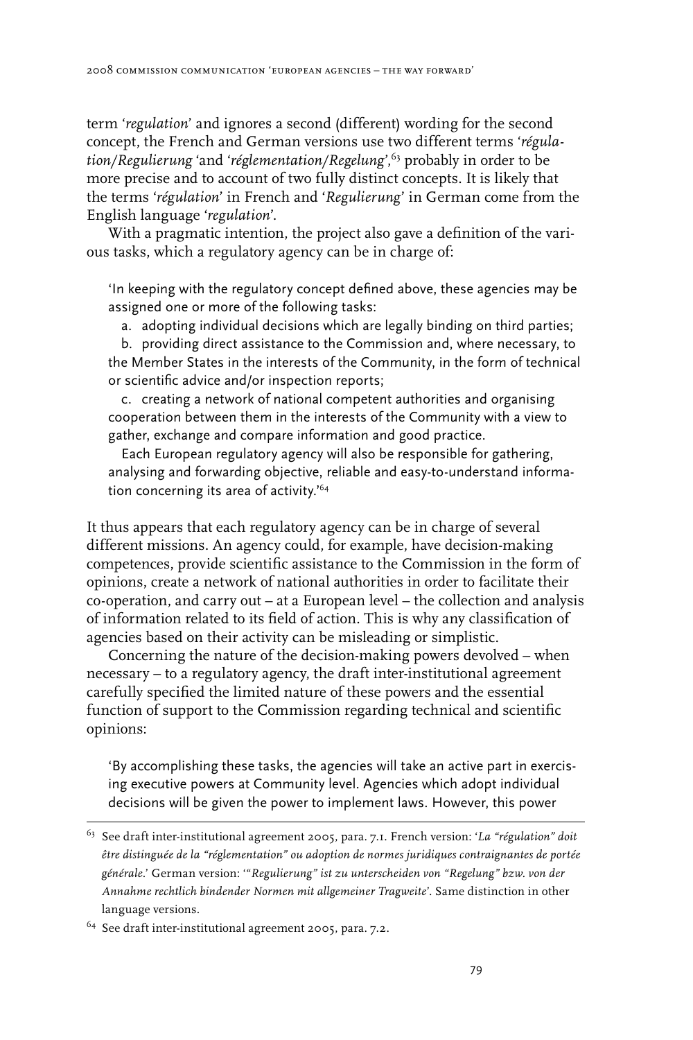term '*regulation*' and ignores a second (different) wording for the second concept, the French and German versions use two different terms '*régulation/Regulierung* 'and '*réglementation/Regelung*',[63] probably in order to be more precise and to account of two fully distinct concepts. It is likely that the terms '*régulation*' in French and '*Regulierung*' in German come from the English language '*regulation*'.

With a pragmatic intention, the project also gave a definition of the various tasks, which a regulatory agency can be in charge of:

> 'In keeping with the regulatory concept defined above, these agencies may be assigned one or more of the following tasks:
>
> a. adopting individual decisions which are legally binding on third parties;
>
> b. providing direct assistance to the Commission and, where necessary, to the Member States in the interests of the Community, in the form of technical or scientific advice and/or inspection reports;
>
> c. creating a network of national competent authorities and organising cooperation between them in the interests of the Community with a view to gather, exchange and compare information and good practice.
>
> Each European regulatory agency will also be responsible for gathering, analysing and forwarding objective, reliable and easy-to-understand information concerning its area of activity.'[64]

It thus appears that each regulatory agency can be in charge of several different missions. An agency could, for example, have decision-making competences, provide scientific assistance to the Commission in the form of opinions, create a network of national authorities in order to facilitate their co-operation, and carry out – at a European level – the collection and analysis of information related to its field of action. This is why any classification of agencies based on their activity can be misleading or simplistic.

Concerning the nature of the decision-making powers devolved – when necessary – to a regulatory agency, the draft inter-institutional agreement carefully specified the limited nature of these powers and the essential function of support to the Commission regarding technical and scientific opinions:

> 'By accomplishing these tasks, the agencies will take an active part in exercising executive powers at Community level. Agencies which adopt individual decisions will be given the power to implement laws. However, this power

---

[63] See draft inter-institutional agreement 2005, para. 7.1. French version: '*La "régulation" doit être distinguée de la "réglementation" ou adoption de normes juridiques contraignantes de portée générale.*' German version: '*"Regulierung" ist zu unterscheiden von "Regelung" bzw. von der Annahme rechtlich bindender Normen mit allgemeiner Tragweite*'. Same distinction in other language versions.

[64] See draft inter-institutional agreement 2005, para. 7.2.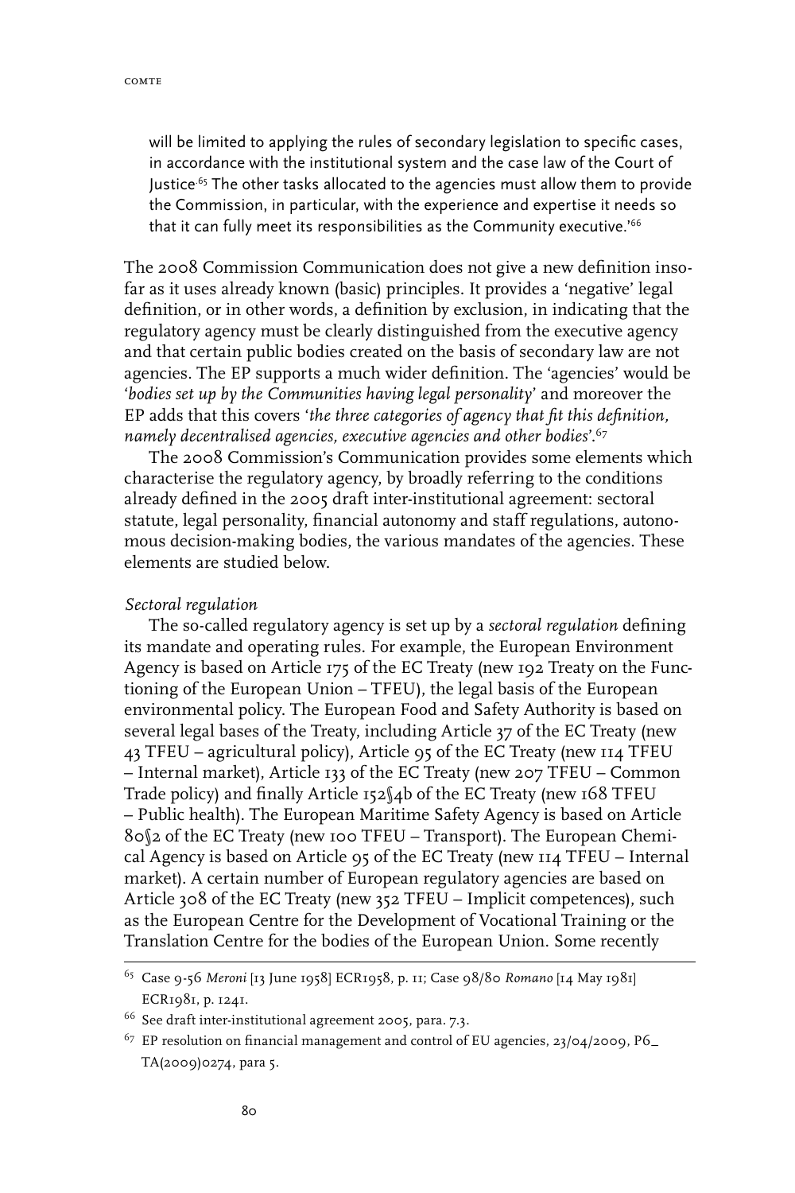will be limited to applying the rules of secondary legislation to specific cases, in accordance with the institutional system and the case law of the Court of Justice.[65] The other tasks allocated to the agencies must allow them to provide the Commission, in particular, with the experience and expertise it needs so that it can fully meet its responsibilities as the Community executive.'[66]

The 2008 Commission Communication does not give a new definition insofar as it uses already known (basic) principles. It provides a 'negative' legal definition, or in other words, a definition by exclusion, in indicating that the regulatory agency must be clearly distinguished from the executive agency and that certain public bodies created on the basis of secondary law are not agencies. The EP supports a much wider definition. The 'agencies' would be '*bodies set up by the Communities having legal personality*' and moreover the EP adds that this covers '*the three categories of agency that fit this definition, namely decentralised agencies, executive agencies and other bodies*'.[67]

The 2008 Commission's Communication provides some elements which characterise the regulatory agency, by broadly referring to the conditions already defined in the 2005 draft inter-institutional agreement: sectoral statute, legal personality, financial autonomy and staff regulations, autonomous decision-making bodies, the various mandates of the agencies. These elements are studied below.

*Sectoral regulation*

The so-called regulatory agency is set up by a *sectoral regulation* defining its mandate and operating rules. For example, the European Environment Agency is based on Article 175 of the EC Treaty (new 192 Treaty on the Functioning of the European Union – TFEU), the legal basis of the European environmental policy. The European Food and Safety Authority is based on several legal bases of the Treaty, including Article 37 of the EC Treaty (new 43 TFEU – agricultural policy), Article 95 of the EC Treaty (new 114 TFEU – Internal market), Article 133 of the EC Treaty (new 207 TFEU – Common Trade policy) and finally Article 152§4b of the EC Treaty (new 168 TFEU – Public health). The European Maritime Safety Agency is based on Article 80§2 of the EC Treaty (new 100 TFEU – Transport). The European Chemical Agency is based on Article 95 of the EC Treaty (new 114 TFEU – Internal market). A certain number of European regulatory agencies are based on Article 308 of the EC Treaty (new 352 TFEU – Implicit competences), such as the European Centre for the Development of Vocational Training or the Translation Centre for the bodies of the European Union. Some recently

---

[65] Case 9-56 *Meroni* [13 June 1958] ECR1958, p. 11; Case 98/80 *Romano* [14 May 1981] ECR1981, p. 1241.

[66] See draft inter-institutional agreement 2005, para. 7.3.

[67] EP resolution on financial management and control of EU agencies, 23/04/2009, P6_TA(2009)0274, para 5.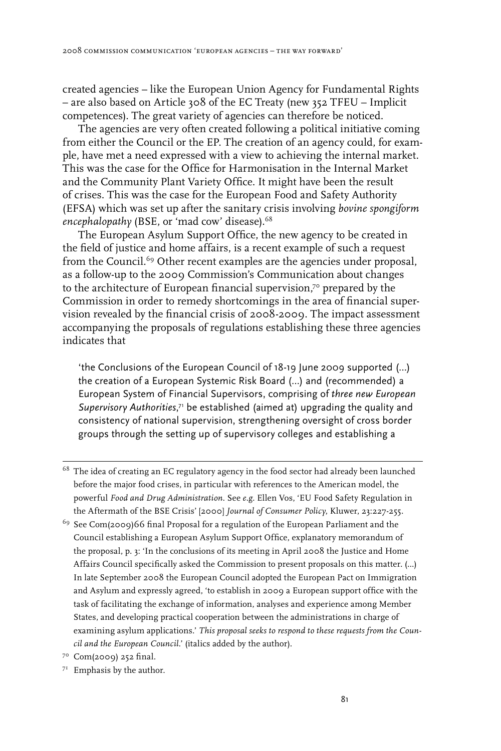created agencies – like the European Union Agency for Fundamental Rights – are also based on Article 308 of the EC Treaty (new 352 TFEU – Implicit competences). The great variety of agencies can therefore be noticed.

The agencies are very often created following a political initiative coming from either the Council or the EP. The creation of an agency could, for example, have met a need expressed with a view to achieving the internal market. This was the case for the Office for Harmonisation in the Internal Market and the Community Plant Variety Office. It might have been the result of crises. This was the case for the European Food and Safety Authority (EFSA) which was set up after the sanitary crisis involving *bovine spongiform encephalopathy* (BSE, or 'mad cow' disease).[68]

The European Asylum Support Office, the new agency to be created in the field of justice and home affairs, is a recent example of such a request from the Council.[69] Other recent examples are the agencies under proposal, as a follow-up to the 2009 Commission's Communication about changes to the architecture of European financial supervision,[70] prepared by the Commission in order to remedy shortcomings in the area of financial supervision revealed by the financial crisis of 2008-2009. The impact assessment accompanying the proposals of regulations establishing these three agencies indicates that

> 'the Conclusions of the European Council of 18-19 June 2009 supported (...) the creation of a European Systemic Risk Board (...) and (recommended) a European System of Financial Supervisors, comprising of *three new European Supervisory Authorities*,[71] be established (aimed at) upgrading the quality and consistency of national supervision, strengthening oversight of cross border groups through the setting up of supervisory colleges and establishing a

---

[68] The idea of creating an EC regulatory agency in the food sector had already been launched before the major food crises, in particular with references to the American model, the powerful *Food and Drug Administration*. See *e.g.* Ellen Vos, 'EU Food Safety Regulation in the Aftermath of the BSE Crisis' [2000] *Journal of Consumer Policy*, Kluwer, 23:227-255.

[69] See Com(2009)66 final Proposal for a regulation of the European Parliament and the Council establishing a European Asylum Support Office, explanatory memorandum of the proposal, p. 3: 'In the conclusions of its meeting in April 2008 the Justice and Home Affairs Council specifically asked the Commission to present proposals on this matter. (...) In late September 2008 the European Council adopted the European Pact on Immigration and Asylum and expressly agreed, 'to establish in 2009 a European support office with the task of facilitating the exchange of information, analyses and experience among Member States, and developing practical cooperation between the administrations in charge of examining asylum applications.' *This proposal seeks to respond to these requests from the Council and the European Council.*' (italics added by the author).

[70] Com(2009) 252 final.

[71] Emphasis by the author.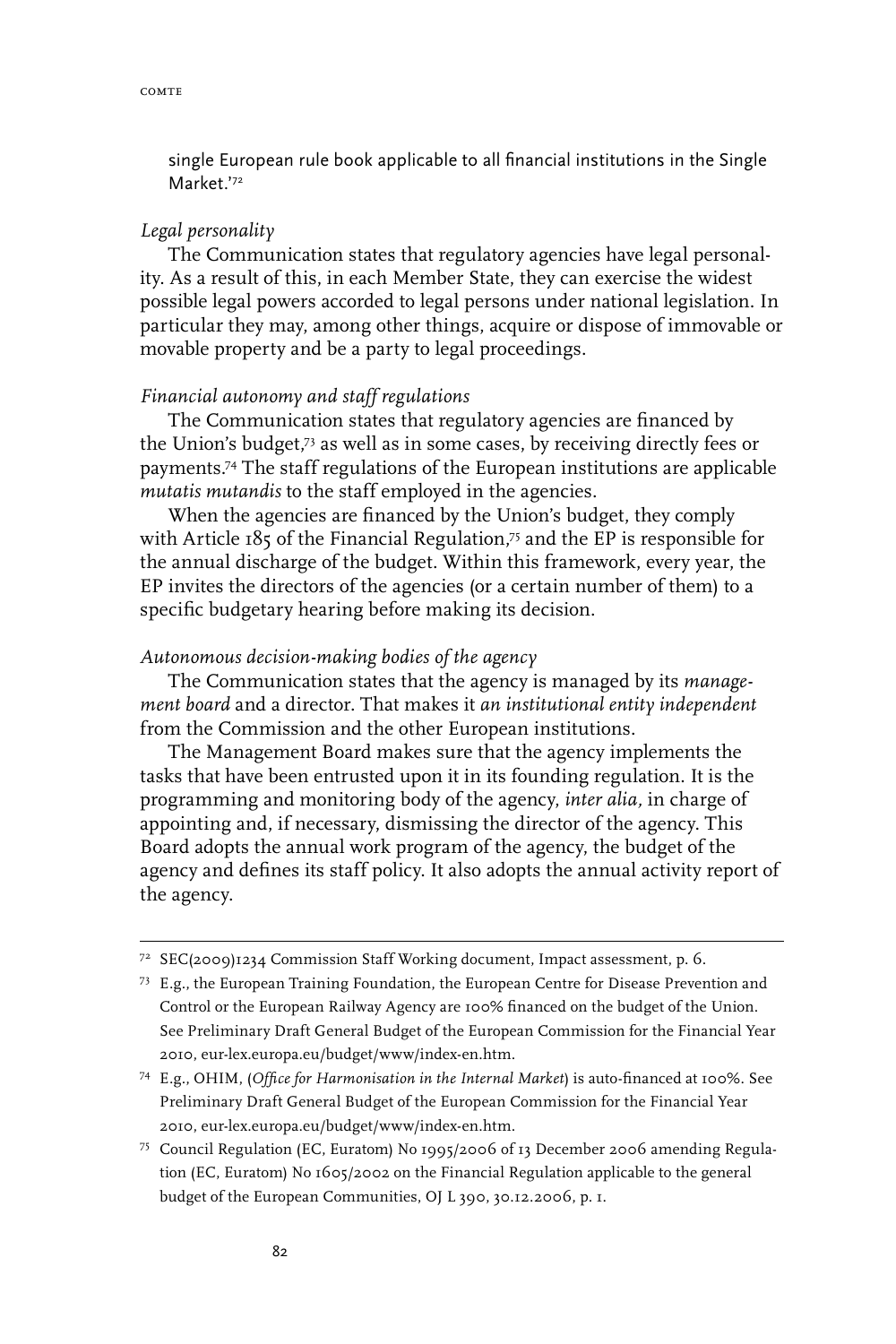single European rule book applicable to all financial institutions in the Single Market.'[72]

*Legal personality*

The Communication states that regulatory agencies have legal personality. As a result of this, in each Member State, they can exercise the widest possible legal powers accorded to legal persons under national legislation. In particular they may, among other things, acquire or dispose of immovable or movable property and be a party to legal proceedings.

*Financial autonomy and staff regulations*

The Communication states that regulatory agencies are financed by the Union's budget,[73] as well as in some cases, by receiving directly fees or payments.[74] The staff regulations of the European institutions are applicable *mutatis mutandis* to the staff employed in the agencies.

When the agencies are financed by the Union's budget, they comply with Article 185 of the Financial Regulation,[75] and the EP is responsible for the annual discharge of the budget. Within this framework, every year, the EP invites the directors of the agencies (or a certain number of them) to a specific budgetary hearing before making its decision.

*Autonomous decision-making bodies of the agency*

The Communication states that the agency is managed by its *management board* and a director. That makes it *an institutional entity independent* from the Commission and the other European institutions.

The Management Board makes sure that the agency implements the tasks that have been entrusted upon it in its founding regulation. It is the programming and monitoring body of the agency, *inter alia,* in charge of appointing and, if necessary, dismissing the director of the agency. This Board adopts the annual work program of the agency, the budget of the agency and defines its staff policy. It also adopts the annual activity report of the agency.

---

72 SEC(2009)1234 Commission Staff Working document, Impact assessment, p. 6.

73 E.g., the European Training Foundation, the European Centre for Disease Prevention and Control or the European Railway Agency are 100% financed on the budget of the Union. See Preliminary Draft General Budget of the European Commission for the Financial Year 2010, eur-lex.europa.eu/budget/www/index-en.htm.

74 E.g., OHIM, (*Office for Harmonisation in the Internal Market*) is auto-financed at 100%. See Preliminary Draft General Budget of the European Commission for the Financial Year 2010, eur-lex.europa.eu/budget/www/index-en.htm.

75 Council Regulation (EC, Euratom) No 1995/2006 of 13 December 2006 amending Regulation (EC, Euratom) No 1605/2002 on the Financial Regulation applicable to the general budget of the European Communities, OJ L 390, 30.12.2006, p. 1.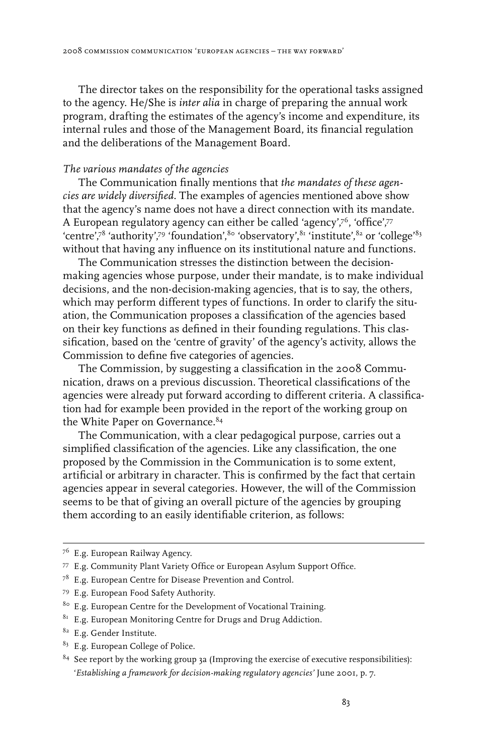The director takes on the responsibility for the operational tasks assigned to the agency. He/She is *inter alia* in charge of preparing the annual work program, drafting the estimates of the agency's income and expenditure, its internal rules and those of the Management Board, its financial regulation and the deliberations of the Management Board.

*The various mandates of the agencies*

The Communication finally mentions that *the mandates of these agencies are widely diversified*. The examples of agencies mentioned above show that the agency's name does not have a direct connection with its mandate. A European regulatory agency can either be called 'agency',[76], 'office',[77] 'centre',[78] 'authority',[79] 'foundation',[80] 'observatory',[81] 'institute',[82] or 'college'[83] without that having any influence on its institutional nature and functions.

The Communication stresses the distinction between the decision-making agencies whose purpose, under their mandate, is to make individual decisions, and the non-decision-making agencies, that is to say, the others, which may perform different types of functions. In order to clarify the situation, the Communication proposes a classification of the agencies based on their key functions as defined in their founding regulations. This classification, based on the 'centre of gravity' of the agency's activity, allows the Commission to define five categories of agencies.

The Commission, by suggesting a classification in the 2008 Communication, draws on a previous discussion. Theoretical classifications of the agencies were already put forward according to different criteria. A classification had for example been provided in the report of the working group on the White Paper on Governance.[84]

The Communication, with a clear pedagogical purpose, carries out a simplified classification of the agencies. Like any classification, the one proposed by the Commission in the Communication is to some extent, artificial or arbitrary in character. This is confirmed by the fact that certain agencies appear in several categories. However, the will of the Commission seems to be that of giving an overall picture of the agencies by grouping them according to an easily identifiable criterion, as follows:

---

[76] E.g. European Railway Agency.

[77] E.g. Community Plant Variety Office or European Asylum Support Office.

[78] E.g. European Centre for Disease Prevention and Control.

[79] E.g. European Food Safety Authority.

[80] E.g. European Centre for the Development of Vocational Training.

[81] E.g. European Monitoring Centre for Drugs and Drug Addiction.

[82] E.g. Gender Institute.

[83] E.g. European College of Police.

[84] See report by the working group 3a (Improving the exercise of executive responsibilities): '*Establishing a framework for decision-making regulatory agencies*' June 2001, p. 7.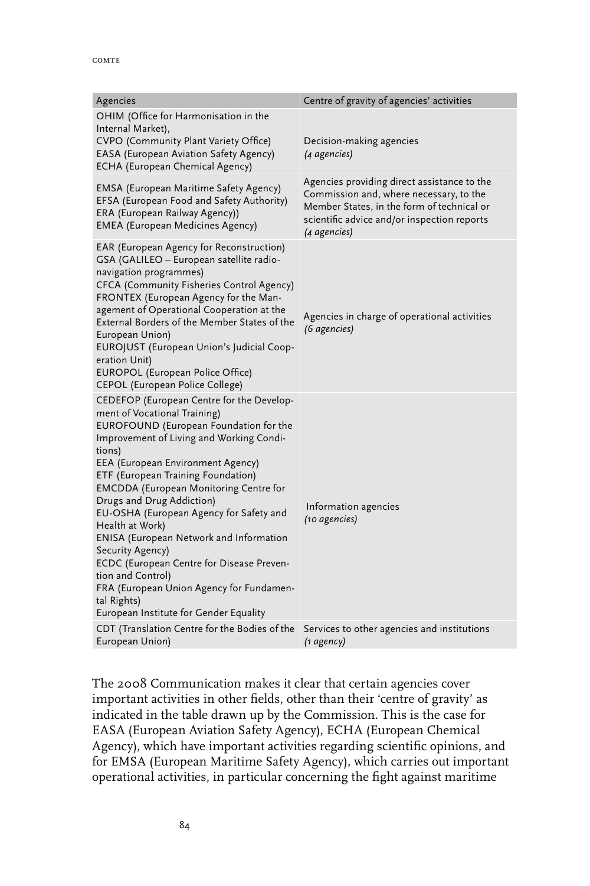| Agencies | Centre of gravity of agencies' activities |
|---|---|
| OHIM (Office for Harmonisation in the Internal Market),<br>CVPO (Community Plant Variety Office)<br>EASA (European Aviation Safety Agency)<br>ECHA (European Chemical Agency) | Decision-making agencies<br>*(4 agencies)* |
| EMSA (European Maritime Safety Agency)<br>EFSA (European Food and Safety Authority)<br>ERA (European Railway Agency))<br>EMEA (European Medicines Agency) | Agencies providing direct assistance to the Commission and, where necessary, to the Member States, in the form of technical or scientific advice and/or inspection reports<br>*(4 agencies)* |
| EAR (European Agency for Reconstruction)<br>GSA (GALILEO – European satellite radio-navigation programmes)<br>CFCA (Community Fisheries Control Agency)<br>FRONTEX (European Agency for the Management of Operational Cooperation at the External Borders of the Member States of the European Union)<br>EUROJUST (European Union's Judicial Cooperation Unit)<br>EUROPOL (European Police Office)<br>CEPOL (European Police College) | Agencies in charge of operational activities<br>*(6 agencies)* |
| CEDEFOP (European Centre for the Development of Vocational Training)<br>EUROFOUND (European Foundation for the Improvement of Living and Working Conditions)<br>EEA (European Environment Agency)<br>ETF (European Training Foundation)<br>EMCDDA (European Monitoring Centre for Drugs and Drug Addiction)<br>EU-OSHA (European Agency for Safety and Health at Work)<br>ENISA (European Network and Information Security Agency)<br>ECDC (European Centre for Disease Prevention and Control)<br>FRA (European Union Agency for Fundamental Rights)<br>European Institute for Gender Equality | Information agencies<br>*(10 agencies)* |
| CDT (Translation Centre for the Bodies of the European Union) | Services to other agencies and institutions<br>*(1 agency)* |

The 2008 Communication makes it clear that certain agencies cover important activities in other fields, other than their 'centre of gravity' as indicated in the table drawn up by the Commission. This is the case for EASA (European Aviation Safety Agency), ECHA (European Chemical Agency), which have important activities regarding scientific opinions, and for EMSA (European Maritime Safety Agency), which carries out important operational activities, in particular concerning the fight against maritime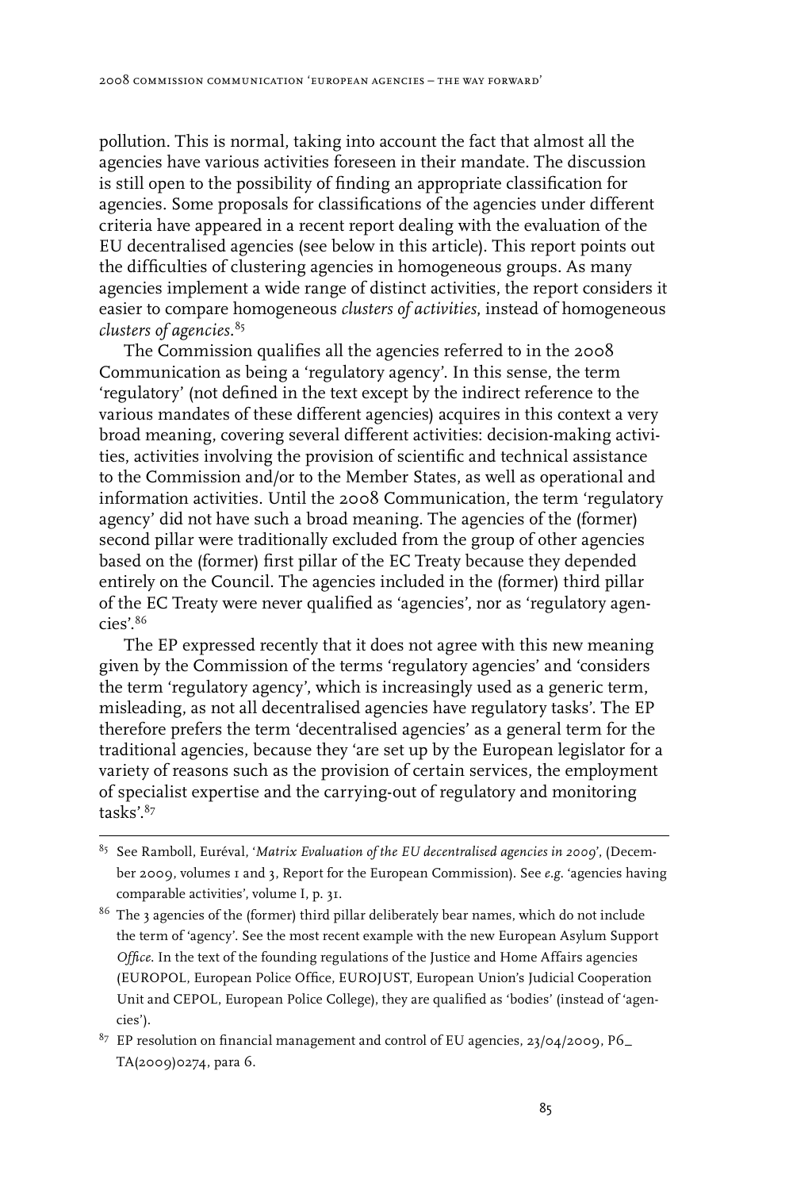pollution. This is normal, taking into account the fact that almost all the agencies have various activities foreseen in their mandate. The discussion is still open to the possibility of finding an appropriate classification for agencies. Some proposals for classifications of the agencies under different criteria have appeared in a recent report dealing with the evaluation of the EU decentralised agencies (see below in this article). This report points out the difficulties of clustering agencies in homogeneous groups. As many agencies implement a wide range of distinct activities, the report considers it easier to compare homogeneous *clusters of activities*, instead of homogeneous *clusters of agencies*.[85]

The Commission qualifies all the agencies referred to in the 2008 Communication as being a 'regulatory agency'. In this sense, the term 'regulatory' (not defined in the text except by the indirect reference to the various mandates of these different agencies) acquires in this context a very broad meaning, covering several different activities: decision-making activities, activities involving the provision of scientific and technical assistance to the Commission and/or to the Member States, as well as operational and information activities. Until the 2008 Communication, the term 'regulatory agency' did not have such a broad meaning. The agencies of the (former) second pillar were traditionally excluded from the group of other agencies based on the (former) first pillar of the EC Treaty because they depended entirely on the Council. The agencies included in the (former) third pillar of the EC Treaty were never qualified as 'agencies', nor as 'regulatory agencies'.[86]

The EP expressed recently that it does not agree with this new meaning given by the Commission of the terms 'regulatory agencies' and 'considers the term 'regulatory agency', which is increasingly used as a generic term, misleading, as not all decentralised agencies have regulatory tasks'. The EP therefore prefers the term 'decentralised agencies' as a general term for the traditional agencies, because they 'are set up by the European legislator for a variety of reasons such as the provision of certain services, the employment of specialist expertise and the carrying-out of regulatory and monitoring tasks'.[87]

---

[85] See Ramboll, Euréval, '*Matrix Evaluation of the EU decentralised agencies in 2009*', (December 2009, volumes 1 and 3, Report for the European Commission). See *e.g.* 'agencies having comparable activities', volume I, p. 31.

[86] The 3 agencies of the (former) third pillar deliberately bear names, which do not include the term of 'agency'. See the most recent example with the new European Asylum Support *Office*. In the text of the founding regulations of the Justice and Home Affairs agencies (EUROPOL, European Police Office, EUROJUST, European Union's Judicial Cooperation Unit and CEPOL, European Police College), they are qualified as 'bodies' (instead of 'agencies').

[87] EP resolution on financial management and control of EU agencies, 23/04/2009, P6_TA(2009)0274, para 6.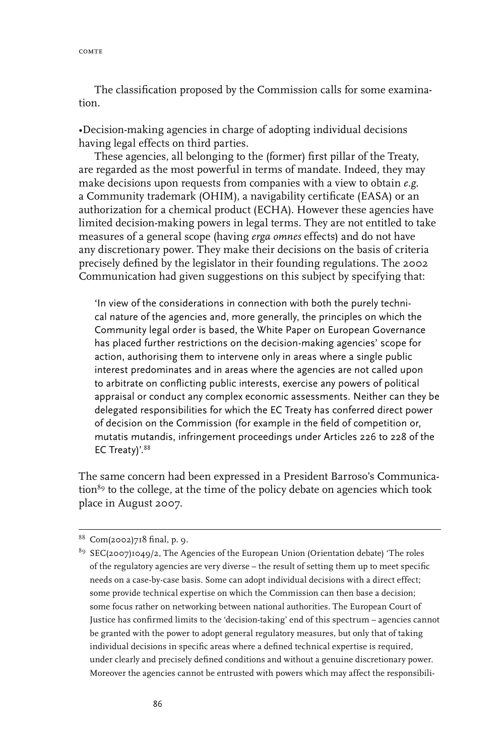The classification proposed by the Commission calls for some examination.

•Decision-making agencies in charge of adopting individual decisions having legal effects on third parties.

These agencies, all belonging to the (former) first pillar of the Treaty, are regarded as the most powerful in terms of mandate. Indeed, they may make decisions upon requests from companies with a view to obtain *e.g.* a Community trademark (OHIM), a navigability certificate (EASA) or an authorization for a chemical product (ECHA). However these agencies have limited decision-making powers in legal terms. They are not entitled to take measures of a general scope (having *erga omnes* effects) and do not have any discretionary power. They make their decisions on the basis of criteria precisely defined by the legislator in their founding regulations. The 2002 Communication had given suggestions on this subject by specifying that:

> 'In view of the considerations in connection with both the purely technical nature of the agencies and, more generally, the principles on which the Community legal order is based, the White Paper on European Governance has placed further restrictions on the decision-making agencies' scope for action, authorising them to intervene only in areas where a single public interest predominates and in areas where the agencies are not called upon to arbitrate on conflicting public interests, exercise any powers of political appraisal or conduct any complex economic assessments. Neither can they be delegated responsibilities for which the EC Treaty has conferred direct power of decision on the Commission (for example in the field of competition or, mutatis mutandis, infringement proceedings under Articles 226 to 228 of the EC Treaty)'.[88]

The same concern had been expressed in a President Barroso's Communication[89] to the college, at the time of the policy debate on agencies which took place in August 2007.

---

[88] Com(2002)718 final, p. 9.

[89] SEC(2007)1049/2, The Agencies of the European Union (Orientation debate) 'The roles of the regulatory agencies are very diverse – the result of setting them up to meet specific needs on a case-by-case basis. Some can adopt individual decisions with a direct effect; some provide technical expertise on which the Commission can then base a decision; some focus rather on networking between national authorities. The European Court of Justice has confirmed limits to the 'decision-taking' end of this spectrum – agencies cannot be granted with the power to adopt general regulatory measures, but only that of taking individual decisions in specific areas where a defined technical expertise is required, under clearly and precisely defined conditions and without a genuine discretionary power. Moreover the agencies cannot be entrusted with powers which may affect the responsibili-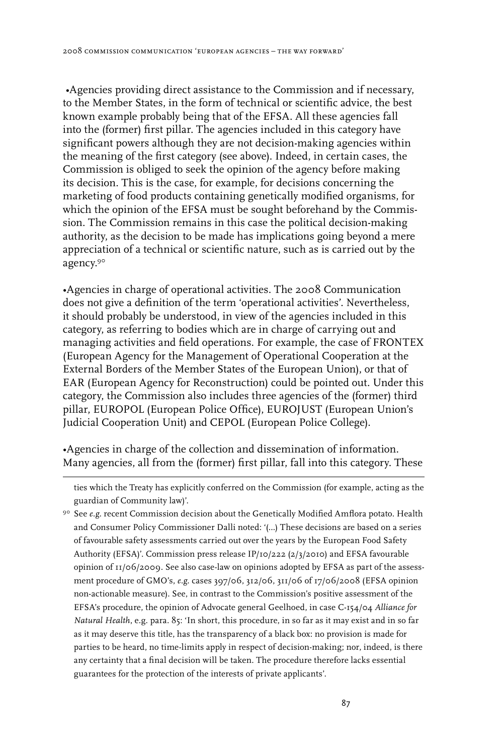•Agencies providing direct assistance to the Commission and if necessary, to the Member States, in the form of technical or scientific advice, the best known example probably being that of the EFSA. All these agencies fall into the (former) first pillar. The agencies included in this category have significant powers although they are not decision-making agencies within the meaning of the first category (see above). Indeed, in certain cases, the Commission is obliged to seek the opinion of the agency before making its decision. This is the case, for example, for decisions concerning the marketing of food products containing genetically modified organisms, for which the opinion of the EFSA must be sought beforehand by the Commission. The Commission remains in this case the political decision-making authority, as the decision to be made has implications going beyond a mere appreciation of a technical or scientific nature, such as is carried out by the agency.[90]

•Agencies in charge of operational activities. The 2008 Communication does not give a definition of the term 'operational activities'. Nevertheless, it should probably be understood, in view of the agencies included in this category, as referring to bodies which are in charge of carrying out and managing activities and field operations. For example, the case of FRONTEX (European Agency for the Management of Operational Cooperation at the External Borders of the Member States of the European Union), or that of EAR (European Agency for Reconstruction) could be pointed out. Under this category, the Commission also includes three agencies of the (former) third pillar, EUROPOL (European Police Office), EUROJUST (European Union's Judicial Cooperation Unit) and CEPOL (European Police College).

•Agencies in charge of the collection and dissemination of information. Many agencies, all from the (former) first pillar, fall into this category. These

---

ties which the Treaty has explicitly conferred on the Commission (for example, acting as the guardian of Community law)'.

[90] See *e.g.* recent Commission decision about the Genetically Modified Amflora potato. Health and Consumer Policy Commissioner Dalli noted: '(...) These decisions are based on a series of favourable safety assessments carried out over the years by the European Food Safety Authority (EFSA)'. Commission press release IP/10/222 (2/3/2010) and EFSA favourable opinion of 11/06/2009. See also case-law on opinions adopted by EFSA as part of the assessment procedure of GMO's, *e.g.* cases 397/06, 312/06, 311/06 of 17/06/2008 (EFSA opinion non-actionable measure). See, in contrast to the Commission's positive assessment of the EFSA's procedure, the opinion of Advocate general Geelhoed, in case C-154/04 *Alliance for Natural Health*, e.g. para. 85: 'In short, this procedure, in so far as it may exist and in so far as it may deserve this title, has the transparency of a black box: no provision is made for parties to be heard, no time-limits apply in respect of decision-making; nor, indeed, is there any certainty that a final decision will be taken. The procedure therefore lacks essential guarantees for the protection of the interests of private applicants'.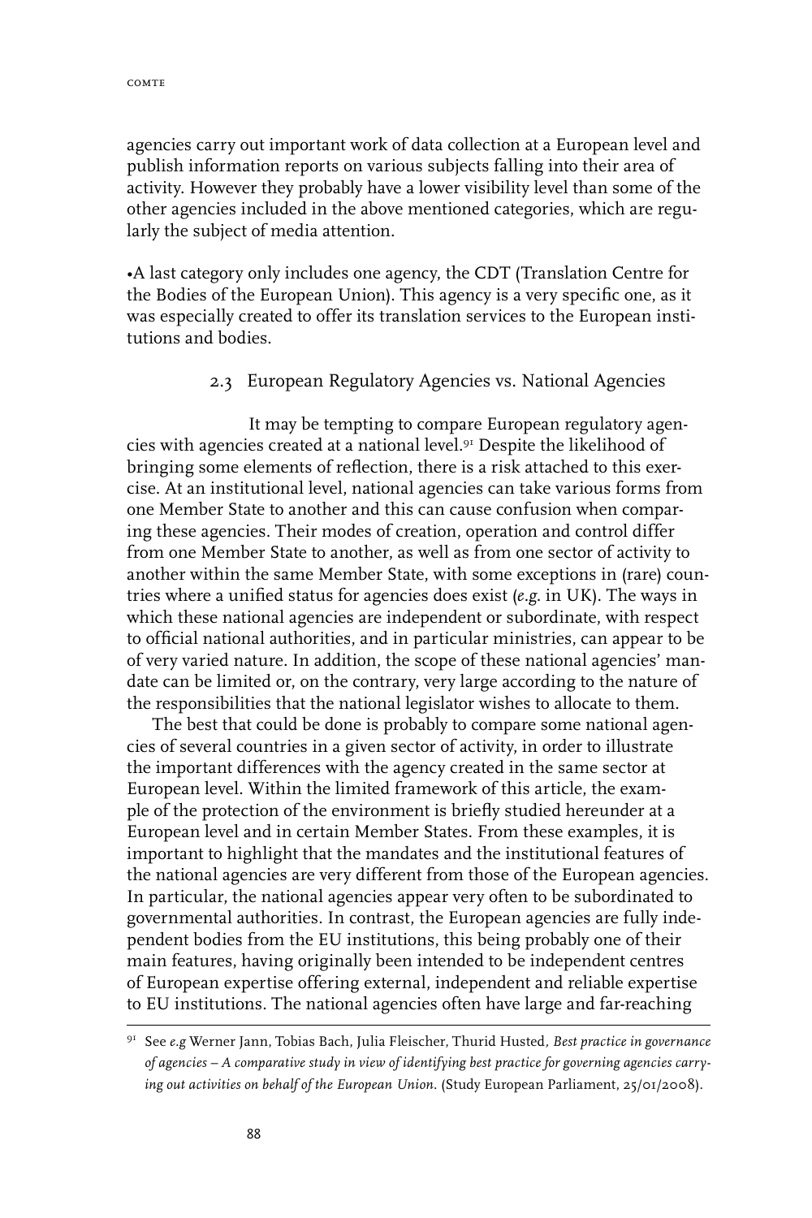agencies carry out important work of data collection at a European level and publish information reports on various subjects falling into their area of activity. However they probably have a lower visibility level than some of the other agencies included in the above mentioned categories, which are regularly the subject of media attention.

•A last category only includes one agency, the CDT (Translation Centre for the Bodies of the European Union). This agency is a very specific one, as it was especially created to offer its translation services to the European institutions and bodies.

### 2.3 European Regulatory Agencies vs. National Agencies

It may be tempting to compare European regulatory agencies with agencies created at a national level.[91] Despite the likelihood of bringing some elements of reflection, there is a risk attached to this exercise. At an institutional level, national agencies can take various forms from one Member State to another and this can cause confusion when comparing these agencies. Their modes of creation, operation and control differ from one Member State to another, as well as from one sector of activity to another within the same Member State, with some exceptions in (rare) countries where a unified status for agencies does exist (*e.g.* in UK). The ways in which these national agencies are independent or subordinate, with respect to official national authorities, and in particular ministries, can appear to be of very varied nature. In addition, the scope of these national agencies' mandate can be limited or, on the contrary, very large according to the nature of the responsibilities that the national legislator wishes to allocate to them.

The best that could be done is probably to compare some national agencies of several countries in a given sector of activity, in order to illustrate the important differences with the agency created in the same sector at European level. Within the limited framework of this article, the example of the protection of the environment is briefly studied hereunder at a European level and in certain Member States. From these examples, it is important to highlight that the mandates and the institutional features of the national agencies are very different from those of the European agencies. In particular, the national agencies appear very often to be subordinated to governmental authorities. In contrast, the European agencies are fully independent bodies from the EU institutions, this being probably one of their main features, having originally been intended to be independent centres of European expertise offering external, independent and reliable expertise to EU institutions. The national agencies often have large and far-reaching

---

[91] See *e.g* Werner Jann, Tobias Bach, Julia Fleischer, Thurid Husted, *Best practice in governance of agencies – A comparative study in view of identifying best practice for governing agencies carrying out activities on behalf of the European Union.* (Study European Parliament, 25/01/2008).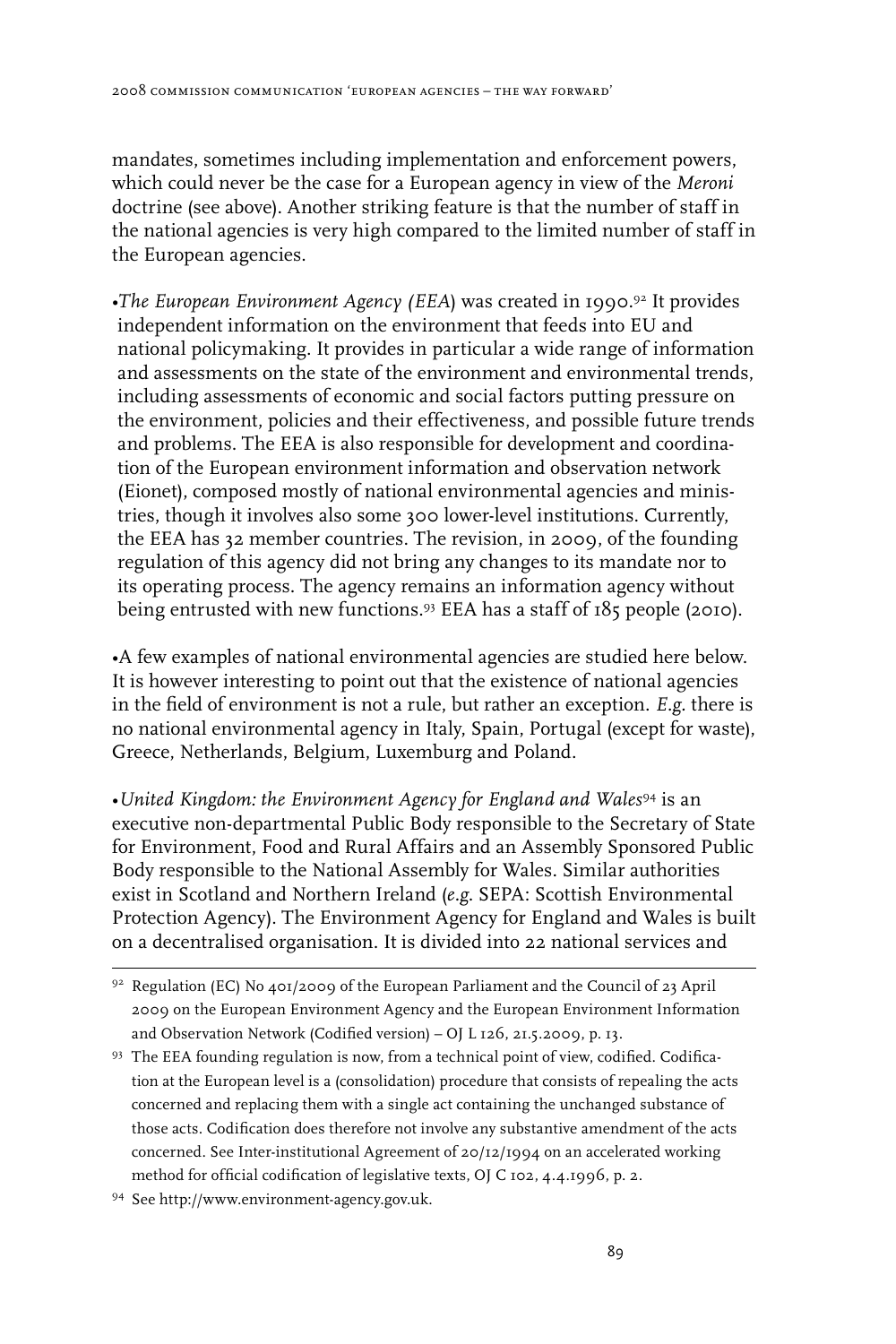mandates, sometimes including implementation and enforcement powers, which could never be the case for a European agency in view of the *Meroni* doctrine (see above). Another striking feature is that the number of staff in the national agencies is very high compared to the limited number of staff in the European agencies.

•*The European Environment Agency (EEA*) was created in 1990.[92] It provides independent information on the environment that feeds into EU and national policymaking. It provides in particular a wide range of information and assessments on the state of the environment and environmental trends, including assessments of economic and social factors putting pressure on the environment, policies and their effectiveness, and possible future trends and problems. The EEA is also responsible for development and coordination of the European environment information and observation network (Eionet), composed mostly of national environmental agencies and ministries, though it involves also some 300 lower-level institutions. Currently, the EEA has 32 member countries. The revision, in 2009, of the founding regulation of this agency did not bring any changes to its mandate nor to its operating process. The agency remains an information agency without being entrusted with new functions.[93] EEA has a staff of 185 people (2010).

•A few examples of national environmental agencies are studied here below. It is however interesting to point out that the existence of national agencies in the field of environment is not a rule, but rather an exception. *E.g.* there is no national environmental agency in Italy, Spain, Portugal (except for waste), Greece, Netherlands, Belgium, Luxemburg and Poland.

•*United Kingdom: the Environment Agency for England and Wales*[94] is an executive non-departmental Public Body responsible to the Secretary of State for Environment, Food and Rural Affairs and an Assembly Sponsored Public Body responsible to the National Assembly for Wales. Similar authorities exist in Scotland and Northern Ireland (*e.g.* SEPA: Scottish Environmental Protection Agency). The Environment Agency for England and Wales is built on a decentralised organisation. It is divided into 22 national services and

---

[92] Regulation (EC) No 401/2009 of the European Parliament and the Council of 23 April 2009 on the European Environment Agency and the European Environment Information and Observation Network (Codified version) – OJ L 126, 21.5.2009, p. 13.

[93] The EEA founding regulation is now, from a technical point of view, codified. Codification at the European level is a (consolidation) procedure that consists of repealing the acts concerned and replacing them with a single act containing the unchanged substance of those acts. Codification does therefore not involve any substantive amendment of the acts concerned. See Inter-institutional Agreement of 20/12/1994 on an accelerated working method for official codification of legislative texts, OJ C 102, 4.4.1996, p. 2.

[94] See http://www.environment-agency.gov.uk.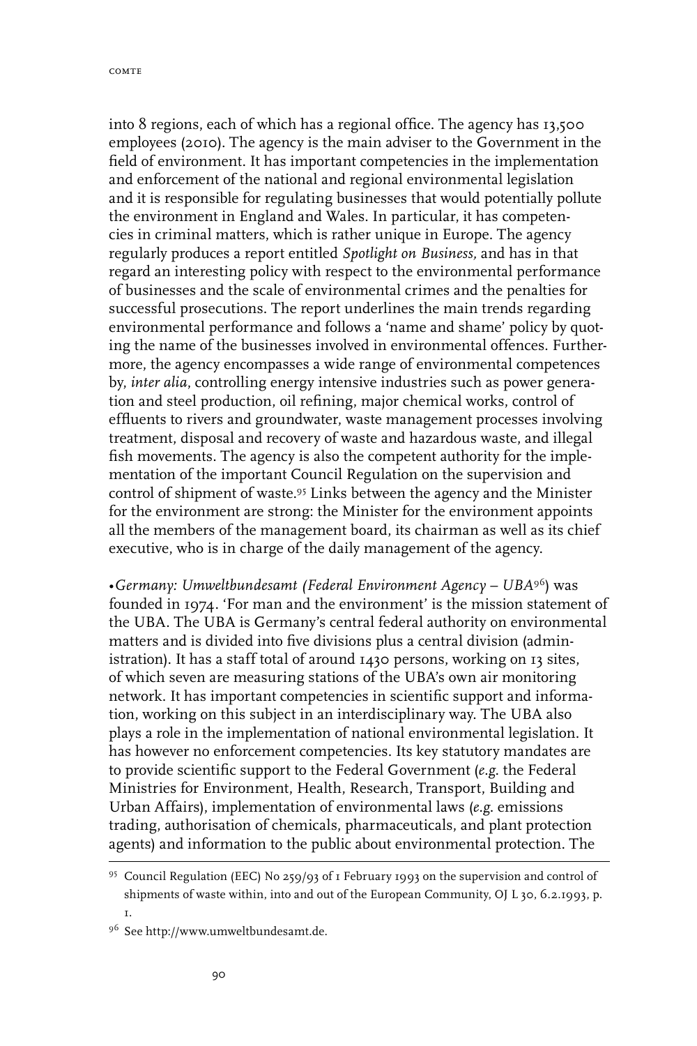into 8 regions, each of which has a regional office. The agency has 13,500 employees (2010). The agency is the main adviser to the Government in the field of environment. It has important competencies in the implementation and enforcement of the national and regional environmental legislation and it is responsible for regulating businesses that would potentially pollute the environment in England and Wales. In particular, it has competencies in criminal matters, which is rather unique in Europe. The agency regularly produces a report entitled *Spotlight on Business,* and has in that regard an interesting policy with respect to the environmental performance of businesses and the scale of environmental crimes and the penalties for successful prosecutions. The report underlines the main trends regarding environmental performance and follows a 'name and shame' policy by quoting the name of the businesses involved in environmental offences. Furthermore, the agency encompasses a wide range of environmental competences by, *inter alia*, controlling energy intensive industries such as power generation and steel production, oil refining, major chemical works, control of effluents to rivers and groundwater, waste management processes involving treatment, disposal and recovery of waste and hazardous waste, and illegal fish movements. The agency is also the competent authority for the implementation of the important Council Regulation on the supervision and control of shipment of waste.[95] Links between the agency and the Minister for the environment are strong: the Minister for the environment appoints all the members of the management board, its chairman as well as its chief executive, who is in charge of the daily management of the agency.

•*Germany: Umweltbundesamt (Federal Environment Agency – UBA*[96]) was founded in 1974. 'For man and the environment' is the mission statement of the UBA. The UBA is Germany's central federal authority on environmental matters and is divided into five divisions plus a central division (administration). It has a staff total of around 1430 persons, working on 13 sites, of which seven are measuring stations of the UBA's own air monitoring network. It has important competencies in scientific support and information, working on this subject in an interdisciplinary way. The UBA also plays a role in the implementation of national environmental legislation. It has however no enforcement competencies. Its key statutory mandates are to provide scientific support to the Federal Government (*e.g.* the Federal Ministries for Environment, Health, Research, Transport, Building and Urban Affairs), implementation of environmental laws (*e.g.* emissions trading, authorisation of chemicals, pharmaceuticals, and plant protection agents) and information to the public about environmental protection. The

---

[95] Council Regulation (EEC) No 259/93 of 1 February 1993 on the supervision and control of shipments of waste within, into and out of the European Community, OJ L 30, 6.2.1993, p. 1.

[96] See http://www.umweltbundesamt.de.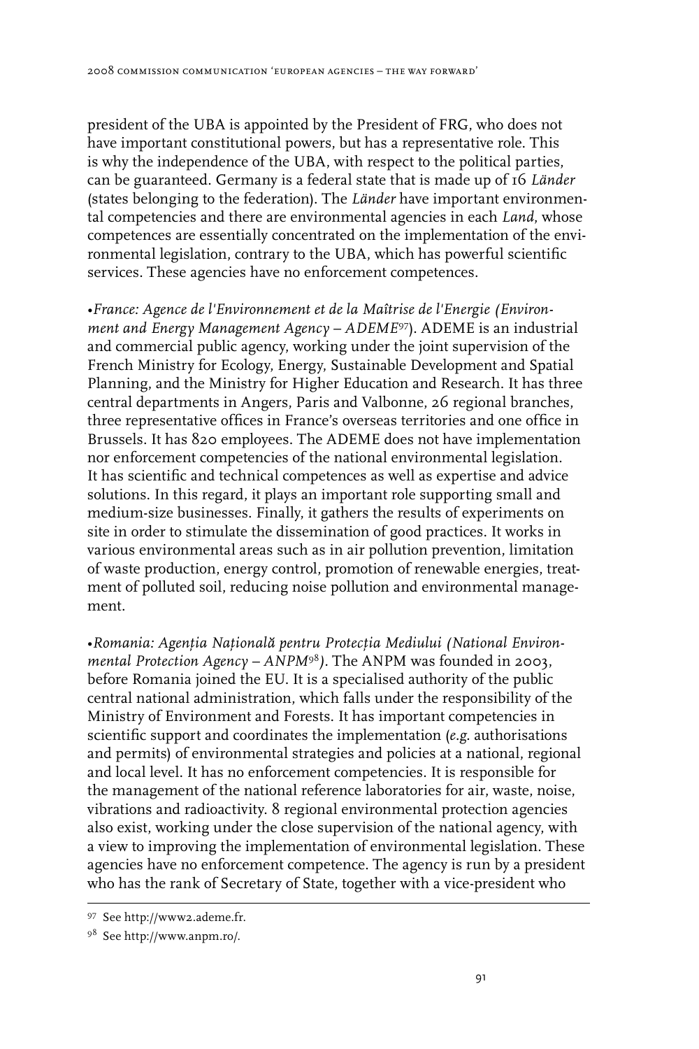president of the UBA is appointed by the President of FRG, who does not have important constitutional powers, but has a representative role. This is why the independence of the UBA, with respect to the political parties, can be guaranteed. Germany is a federal state that is made up of 16 *Länder* (states belonging to the federation). The *Länder* have important environmental competencies and there are environmental agencies in each *Land*, whose competences are essentially concentrated on the implementation of the environmental legislation, contrary to the UBA, which has powerful scientific services. These agencies have no enforcement competences.

•*France: Agence de l'Environnement et de la Maîtrise de l'Energie (Environment and Energy Management Agency – ADEME*[97]). ADEME is an industrial and commercial public agency, working under the joint supervision of the French Ministry for Ecology, Energy, Sustainable Development and Spatial Planning, and the Ministry for Higher Education and Research. It has three central departments in Angers, Paris and Valbonne, 26 regional branches, three representative offices in France's overseas territories and one office in Brussels. It has 820 employees. The ADEME does not have implementation nor enforcement competencies of the national environmental legislation. It has scientific and technical competences as well as expertise and advice solutions. In this regard, it plays an important role supporting small and medium-size businesses. Finally, it gathers the results of experiments on site in order to stimulate the dissemination of good practices. It works in various environmental areas such as in air pollution prevention, limitation of waste production, energy control, promotion of renewable energies, treatment of polluted soil, reducing noise pollution and environmental management.

•*Romania: Agenția Națională pentru Protecția Mediului (National Environmental Protection Agency – ANPM*[98]*)*. The ANPM was founded in 2003, before Romania joined the EU. It is a specialised authority of the public central national administration, which falls under the responsibility of the Ministry of Environment and Forests. It has important competencies in scientific support and coordinates the implementation (*e.g.* authorisations and permits) of environmental strategies and policies at a national, regional and local level. It has no enforcement competencies. It is responsible for the management of the national reference laboratories for air, waste, noise, vibrations and radioactivity. 8 regional environmental protection agencies also exist, working under the close supervision of the national agency, with a view to improving the implementation of environmental legislation. These agencies have no enforcement competence. The agency is run by a president who has the rank of Secretary of State, together with a vice-president who

[97] See http://www2.ademe.fr.

[98] See http://www.anpm.ro/.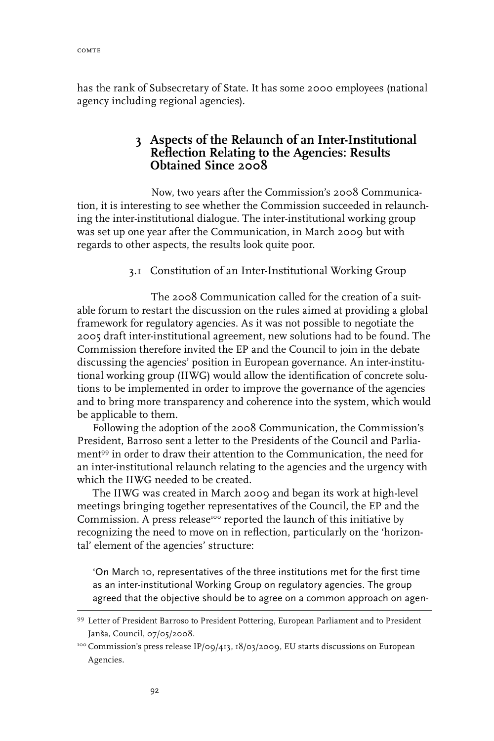has the rank of Subsecretary of State. It has some 2000 employees (national agency including regional agencies).

## 3 Aspects of the Relaunch of an Inter-Institutional Reflection Relating to the Agencies: Results Obtained Since 2008

Now, two years after the Commission's 2008 Communication, it is interesting to see whether the Commission succeeded in relaunching the inter-institutional dialogue. The inter-institutional working group was set up one year after the Communication, in March 2009 but with regards to other aspects, the results look quite poor.

### 3.1 Constitution of an Inter-Institutional Working Group

The 2008 Communication called for the creation of a suitable forum to restart the discussion on the rules aimed at providing a global framework for regulatory agencies. As it was not possible to negotiate the 2005 draft inter-institutional agreement, new solutions had to be found. The Commission therefore invited the EP and the Council to join in the debate discussing the agencies' position in European governance. An inter-institutional working group (IIWG) would allow the identification of concrete solutions to be implemented in order to improve the governance of the agencies and to bring more transparency and coherence into the system, which would be applicable to them.

Following the adoption of the 2008 Communication, the Commission's President, Barroso sent a letter to the Presidents of the Council and Parliament[99] in order to draw their attention to the Communication, the need for an inter-institutional relaunch relating to the agencies and the urgency with which the IIWG needed to be created.

The IIWG was created in March 2009 and began its work at high-level meetings bringing together representatives of the Council, the EP and the Commission. A press release[100] reported the launch of this initiative by recognizing the need to move on in reflection, particularly on the 'horizontal' element of the agencies' structure:

> 'On March 10, representatives of the three institutions met for the first time as an inter-institutional Working Group on regulatory agencies. The group agreed that the objective should be to agree on a common approach on agen-

---

99 Letter of President Barroso to President Pottering, European Parliament and to President Janša, Council, 07/05/2008.

100 Commission's press release IP/09/413, 18/03/2009, EU starts discussions on European Agencies.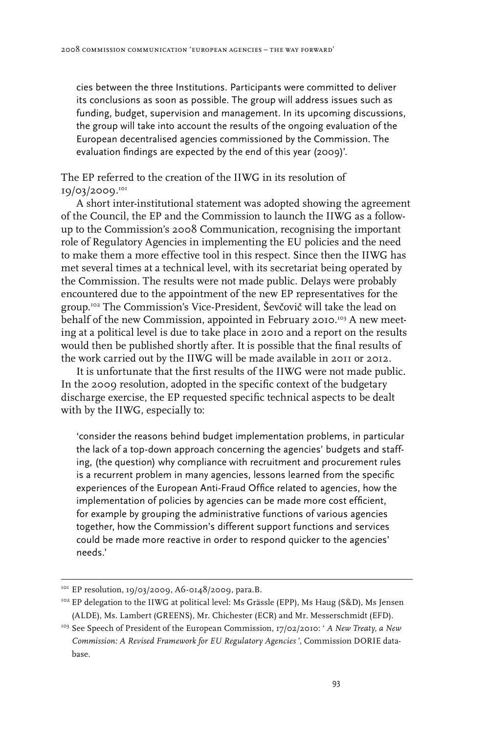cies between the three Institutions. Participants were committed to deliver its conclusions as soon as possible. The group will address issues such as funding, budget, supervision and management. In its upcoming discussions, the group will take into account the results of the ongoing evaluation of the European decentralised agencies commissioned by the Commission. The evaluation findings are expected by the end of this year (2009)'.

The EP referred to the creation of the IIWG in its resolution of 19/03/2009.[101]

A short inter-institutional statement was adopted showing the agreement of the Council, the EP and the Commission to launch the IIWG as a follow-up to the Commission's 2008 Communication, recognising the important role of Regulatory Agencies in implementing the EU policies and the need to make them a more effective tool in this respect. Since then the IIWG has met several times at a technical level, with its secretariat being operated by the Commission. The results were not made public. Delays were probably encountered due to the appointment of the new EP representatives for the group.[102] The Commission's Vice-President, Ševčovič will take the lead on behalf of the new Commission, appointed in February 2010.[103] A new meeting at a political level is due to take place in 2010 and a report on the results would then be published shortly after. It is possible that the final results of the work carried out by the IIWG will be made available in 2011 or 2012.

It is unfortunate that the first results of the IIWG were not made public. In the 2009 resolution, adopted in the specific context of the budgetary discharge exercise, the EP requested specific technical aspects to be dealt with by the IIWG, especially to:

'consider the reasons behind budget implementation problems, in particular the lack of a top-down approach concerning the agencies' budgets and staffing, (the question) why compliance with recruitment and procurement rules is a recurrent problem in many agencies, lessons learned from the specific experiences of the European Anti-Fraud Office related to agencies, how the implementation of policies by agencies can be made more cost efficient, for example by grouping the administrative functions of various agencies together, how the Commission's different support functions and services could be made more reactive in order to respond quicker to the agencies' needs.'

---

[101] EP resolution, 19/03/2009, A6-0148/2009, para.B.

[102] EP delegation to the IIWG at political level: Ms Grässle (EPP), Ms Haug (S&D), Ms Jensen (ALDE), Ms. Lambert (GREENS), Mr. Chichester (ECR) and Mr. Messerschmidt (EFD).

[103] See Speech of President of the European Commission, 17/02/2010: '*A New Treaty, a New Commission: A Revised Framework for EU Regulatory Agencies*', Commission DORIE database.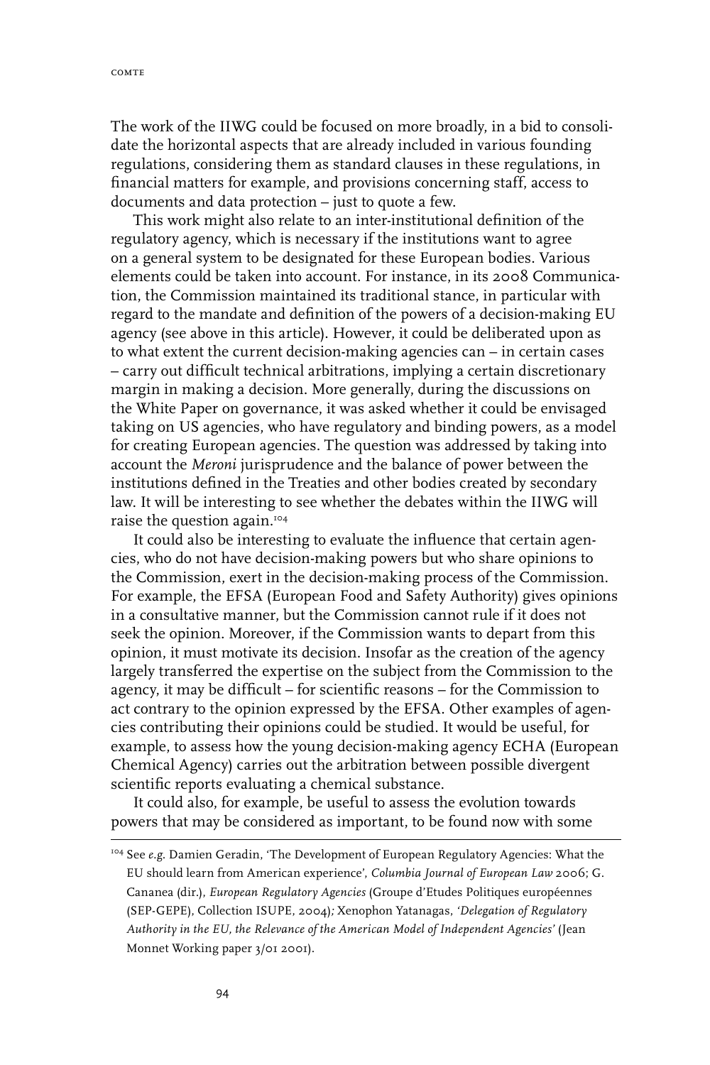The work of the IIWG could be focused on more broadly, in a bid to consolidate the horizontal aspects that are already included in various founding regulations, considering them as standard clauses in these regulations, in financial matters for example, and provisions concerning staff, access to documents and data protection – just to quote a few.

This work might also relate to an inter-institutional definition of the regulatory agency, which is necessary if the institutions want to agree on a general system to be designated for these European bodies. Various elements could be taken into account. For instance, in its 2008 Communication, the Commission maintained its traditional stance, in particular with regard to the mandate and definition of the powers of a decision-making EU agency (see above in this article). However, it could be deliberated upon as to what extent the current decision-making agencies can – in certain cases – carry out difficult technical arbitrations, implying a certain discretionary margin in making a decision. More generally, during the discussions on the White Paper on governance, it was asked whether it could be envisaged taking on US agencies, who have regulatory and binding powers, as a model for creating European agencies. The question was addressed by taking into account the *Meroni* jurisprudence and the balance of power between the institutions defined in the Treaties and other bodies created by secondary law. It will be interesting to see whether the debates within the IIWG will raise the question again.[104]

It could also be interesting to evaluate the influence that certain agencies, who do not have decision-making powers but who share opinions to the Commission, exert in the decision-making process of the Commission. For example, the EFSA (European Food and Safety Authority) gives opinions in a consultative manner, but the Commission cannot rule if it does not seek the opinion. Moreover, if the Commission wants to depart from this opinion, it must motivate its decision. Insofar as the creation of the agency largely transferred the expertise on the subject from the Commission to the agency, it may be difficult – for scientific reasons – for the Commission to act contrary to the opinion expressed by the EFSA. Other examples of agencies contributing their opinions could be studied. It would be useful, for example, to assess how the young decision-making agency ECHA (European Chemical Agency) carries out the arbitration between possible divergent scientific reports evaluating a chemical substance.

It could also, for example, be useful to assess the evolution towards powers that may be considered as important, to be found now with some

---

[104] See *e.g.* Damien Geradin, 'The Development of European Regulatory Agencies: What the EU should learn from American experience', *Columbia Journal of European Law* 2006; G. Cananea (dir.), *European Regulatory Agencies* (Groupe d'Etudes Politiques européennes (SEP-GEPE), Collection ISUPE, 2004)*;* Xenophon Yatanagas, *'Delegation of Regulatory Authority in the EU, the Relevance of the American Model of Independent Agencies'* (Jean Monnet Working paper 3/01 2001).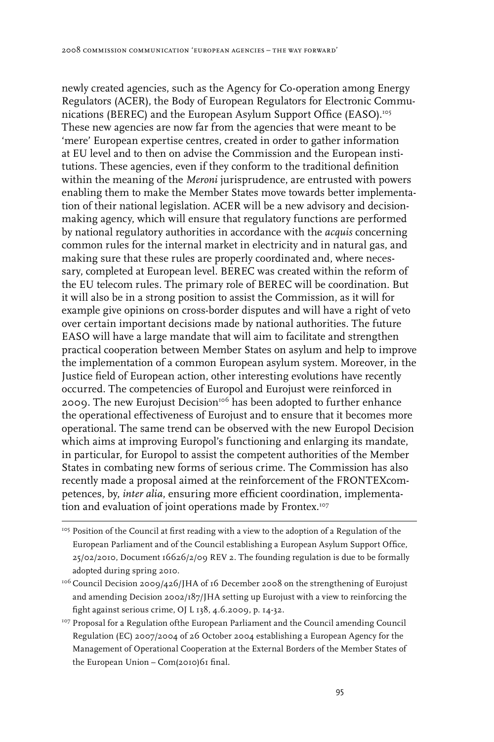newly created agencies, such as the Agency for Co-operation among Energy Regulators (ACER), the Body of European Regulators for Electronic Communications (BEREC) and the European Asylum Support Office (EASO).[105] These new agencies are now far from the agencies that were meant to be 'mere' European expertise centres, created in order to gather information at EU level and to then on advise the Commission and the European institutions. These agencies, even if they conform to the traditional definition within the meaning of the *Meroni* jurisprudence, are entrusted with powers enabling them to make the Member States move towards better implementation of their national legislation. ACER will be a new advisory and decision-making agency, which will ensure that regulatory functions are performed by national regulatory authorities in accordance with the *acquis* concerning common rules for the internal market in electricity and in natural gas, and making sure that these rules are properly coordinated and, where necessary, completed at European level. BEREC was created within the reform of the EU telecom rules. The primary role of BEREC will be coordination. But it will also be in a strong position to assist the Commission, as it will for example give opinions on cross-border disputes and will have a right of veto over certain important decisions made by national authorities. The future EASO will have a large mandate that will aim to facilitate and strengthen practical cooperation between Member States on asylum and help to improve the implementation of a common European asylum system. Moreover, in the Justice field of European action, other interesting evolutions have recently occurred. The competencies of Europol and Eurojust were reinforced in 2009. The new Eurojust Decision[106] has been adopted to further enhance the operational effectiveness of Eurojust and to ensure that it becomes more operational. The same trend can be observed with the new Europol Decision which aims at improving Europol's functioning and enlarging its mandate, in particular, for Europol to assist the competent authorities of the Member States in combating new forms of serious crime. The Commission has also recently made a proposal aimed at the reinforcement of the FRONTEXcompetences, by, *inter alia*, ensuring more efficient coordination, implementation and evaluation of joint operations made by Frontex.[107]

---

[105] Position of the Council at first reading with a view to the adoption of a Regulation of the European Parliament and of the Council establishing a European Asylum Support Office, 25/02/2010, Document 16626/2/09 REV 2. The founding regulation is due to be formally adopted during spring 2010.

[106] Council Decision 2009/426/JHA of 16 December 2008 on the strengthening of Eurojust and amending Decision 2002/187/JHA setting up Eurojust with a view to reinforcing the fight against serious crime, OJ L 138, 4.6.2009, p. 14-32.

[107] Proposal for a Regulation ofthe European Parliament and the Council amending Council Regulation (EC) 2007/2004 of 26 October 2004 establishing a European Agency for the Management of Operational Cooperation at the External Borders of the Member States of the European Union – Com(2010)61 final.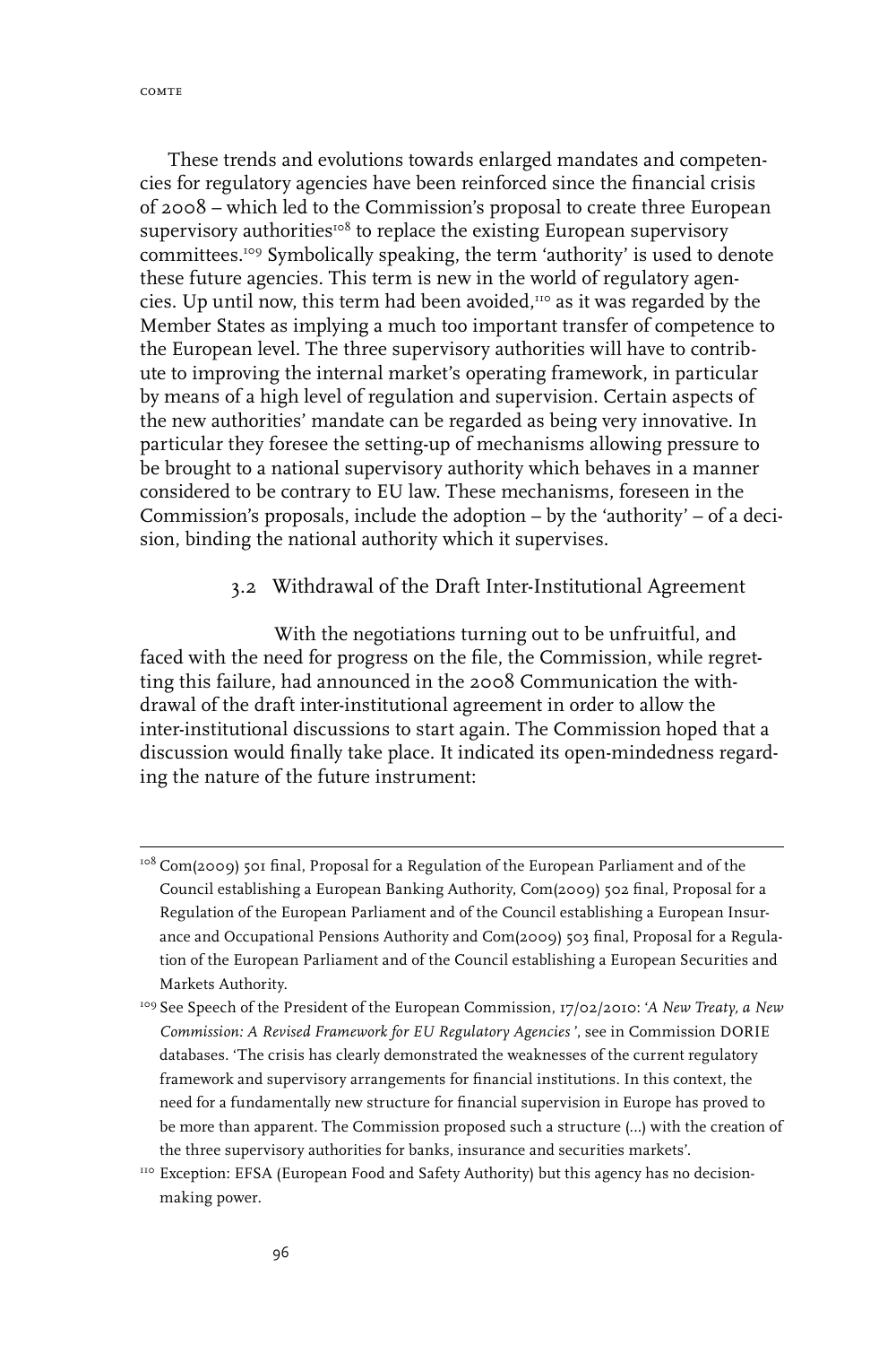These trends and evolutions towards enlarged mandates and competencies for regulatory agencies have been reinforced since the financial crisis of 2008 – which led to the Commission's proposal to create three European supervisory authorities[108] to replace the existing European supervisory committees.[109] Symbolically speaking, the term 'authority' is used to denote these future agencies. This term is new in the world of regulatory agencies. Up until now, this term had been avoided,[110] as it was regarded by the Member States as implying a much too important transfer of competence to the European level. The three supervisory authorities will have to contribute to improving the internal market's operating framework, in particular by means of a high level of regulation and supervision. Certain aspects of the new authorities' mandate can be regarded as being very innovative. In particular they foresee the setting-up of mechanisms allowing pressure to be brought to a national supervisory authority which behaves in a manner considered to be contrary to EU law. These mechanisms, foreseen in the Commission's proposals, include the adoption – by the 'authority' – of a decision, binding the national authority which it supervises.

### 3.2 Withdrawal of the Draft Inter-Institutional Agreement

With the negotiations turning out to be unfruitful, and faced with the need for progress on the file, the Commission, while regretting this failure, had announced in the 2008 Communication the withdrawal of the draft inter-institutional agreement in order to allow the inter-institutional discussions to start again. The Commission hoped that a discussion would finally take place. It indicated its open-mindedness regarding the nature of the future instrument:

---

[108] Com(2009) 501 final, Proposal for a Regulation of the European Parliament and of the Council establishing a European Banking Authority, Com(2009) 502 final, Proposal for a Regulation of the European Parliament and of the Council establishing a European Insurance and Occupational Pensions Authority and Com(2009) 503 final, Proposal for a Regulation of the European Parliament and of the Council establishing a European Securities and Markets Authority.

[109] See Speech of the President of the European Commission, 17/02/2010: '*A New Treaty, a New Commission: A Revised Framework for EU Regulatory Agencies*', see in Commission DORIE databases. 'The crisis has clearly demonstrated the weaknesses of the current regulatory framework and supervisory arrangements for financial institutions. In this context, the need for a fundamentally new structure for financial supervision in Europe has proved to be more than apparent. The Commission proposed such a structure (...) with the creation of the three supervisory authorities for banks, insurance and securities markets'.

[110] Exception: EFSA (European Food and Safety Authority) but this agency has no decision-making power.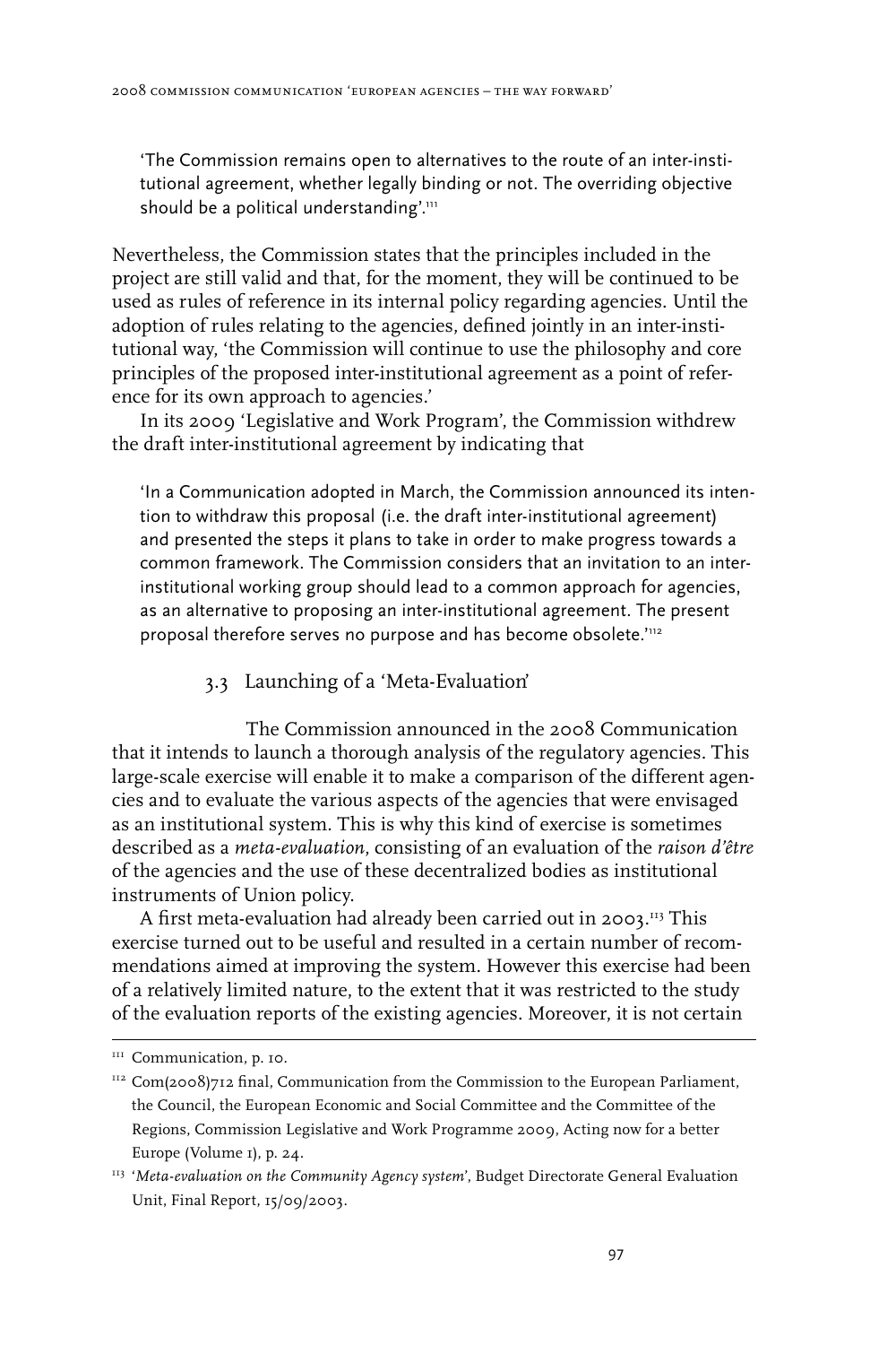'The Commission remains open to alternatives to the route of an inter-institutional agreement, whether legally binding or not. The overriding objective should be a political understanding'.[111]

Nevertheless, the Commission states that the principles included in the project are still valid and that, for the moment, they will be continued to be used as rules of reference in its internal policy regarding agencies. Until the adoption of rules relating to the agencies, defined jointly in an inter-institutional way, 'the Commission will continue to use the philosophy and core principles of the proposed inter-institutional agreement as a point of reference for its own approach to agencies.'

In its 2009 'Legislative and Work Program', the Commission withdrew the draft inter-institutional agreement by indicating that

'In a Communication adopted in March, the Commission announced its intention to withdraw this proposal (i.e. the draft inter-institutional agreement) and presented the steps it plans to take in order to make progress towards a common framework. The Commission considers that an invitation to an inter-institutional working group should lead to a common approach for agencies, as an alternative to proposing an inter-institutional agreement. The present proposal therefore serves no purpose and has become obsolete.'[112]

### 3.3 Launching of a 'Meta-Evaluation'

The Commission announced in the 2008 Communication that it intends to launch a thorough analysis of the regulatory agencies. This large-scale exercise will enable it to make a comparison of the different agencies and to evaluate the various aspects of the agencies that were envisaged as an institutional system. This is why this kind of exercise is sometimes described as a *meta-evaluation*, consisting of an evaluation of the *raison d'être* of the agencies and the use of these decentralized bodies as institutional instruments of Union policy.

A first meta-evaluation had already been carried out in 2003.[113] This exercise turned out to be useful and resulted in a certain number of recommendations aimed at improving the system. However this exercise had been of a relatively limited nature, to the extent that it was restricted to the study of the evaluation reports of the existing agencies. Moreover, it is not certain

---

[111] Communication, p. 10.

[112] Com(2008)712 final, Communication from the Commission to the European Parliament, the Council, the European Economic and Social Committee and the Committee of the Regions, Commission Legislative and Work Programme 2009, Acting now for a better Europe (Volume 1), p. 24.

[113] '*Meta-evaluation on the Community Agency system*', Budget Directorate General Evaluation Unit, Final Report, 15/09/2003.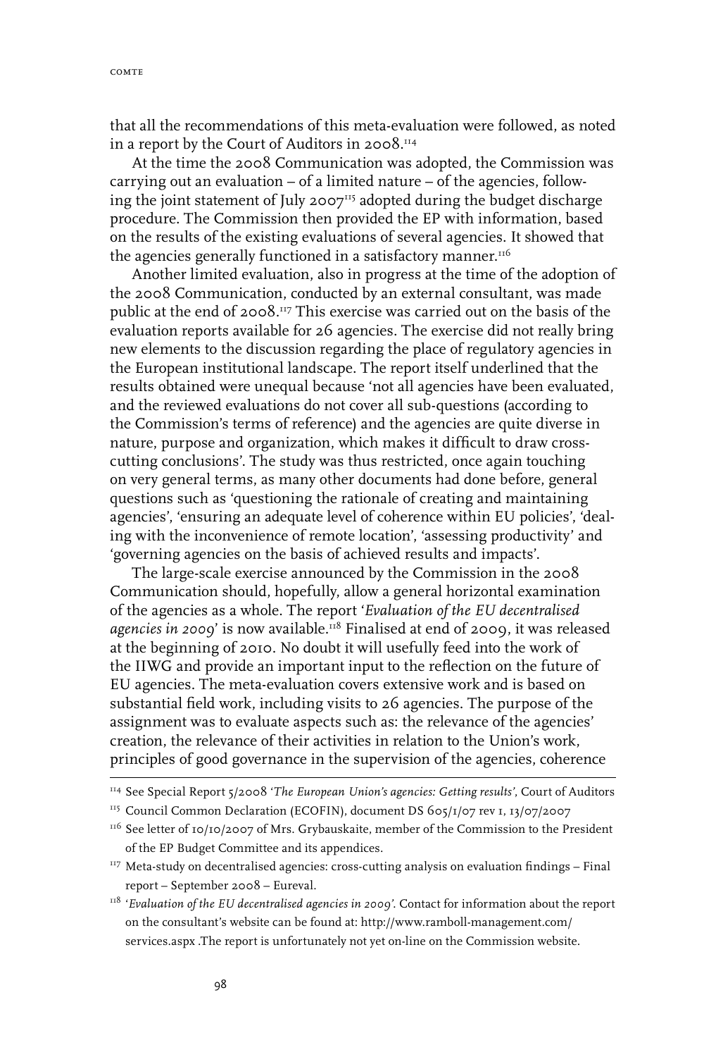that all the recommendations of this meta-evaluation were followed, as noted in a report by the Court of Auditors in 2008.[114]

At the time the 2008 Communication was adopted, the Commission was carrying out an evaluation – of a limited nature – of the agencies, following the joint statement of July 2007[115] adopted during the budget discharge procedure. The Commission then provided the EP with information, based on the results of the existing evaluations of several agencies. It showed that the agencies generally functioned in a satisfactory manner.[116]

Another limited evaluation, also in progress at the time of the adoption of the 2008 Communication, conducted by an external consultant, was made public at the end of 2008.[117] This exercise was carried out on the basis of the evaluation reports available for 26 agencies. The exercise did not really bring new elements to the discussion regarding the place of regulatory agencies in the European institutional landscape. The report itself underlined that the results obtained were unequal because 'not all agencies have been evaluated, and the reviewed evaluations do not cover all sub-questions (according to the Commission's terms of reference) and the agencies are quite diverse in nature, purpose and organization, which makes it difficult to draw cross-cutting conclusions'. The study was thus restricted, once again touching on very general terms, as many other documents had done before, general questions such as 'questioning the rationale of creating and maintaining agencies', 'ensuring an adequate level of coherence within EU policies', 'dealing with the inconvenience of remote location', 'assessing productivity' and 'governing agencies on the basis of achieved results and impacts'.

The large-scale exercise announced by the Commission in the 2008 Communication should, hopefully, allow a general horizontal examination of the agencies as a whole. The report '*Evaluation of the EU decentralised agencies in 2009*' is now available.[118] Finalised at end of 2009, it was released at the beginning of 2010. No doubt it will usefully feed into the work of the IIWG and provide an important input to the reflection on the future of EU agencies. The meta-evaluation covers extensive work and is based on substantial field work, including visits to 26 agencies. The purpose of the assignment was to evaluate aspects such as: the relevance of the agencies' creation, the relevance of their activities in relation to the Union's work, principles of good governance in the supervision of the agencies, coherence

---

[114] See Special Report 5/2008 '*The European Union's agencies: Getting results*', Court of Auditors

[115] Council Common Declaration (ECOFIN), document DS 605/1/07 rev 1, 13/07/2007

[116] See letter of 10/10/2007 of Mrs. Grybauskaite, member of the Commission to the President of the EP Budget Committee and its appendices.

[117] Meta-study on decentralised agencies: cross-cutting analysis on evaluation findings – Final report – September 2008 – Eureval.

[118] '*Evaluation of the EU decentralised agencies in 2009*'. Contact for information about the report on the consultant's website can be found at: http://www.ramboll-management.com/services.aspx .The report is unfortunately not yet on-line on the Commission website.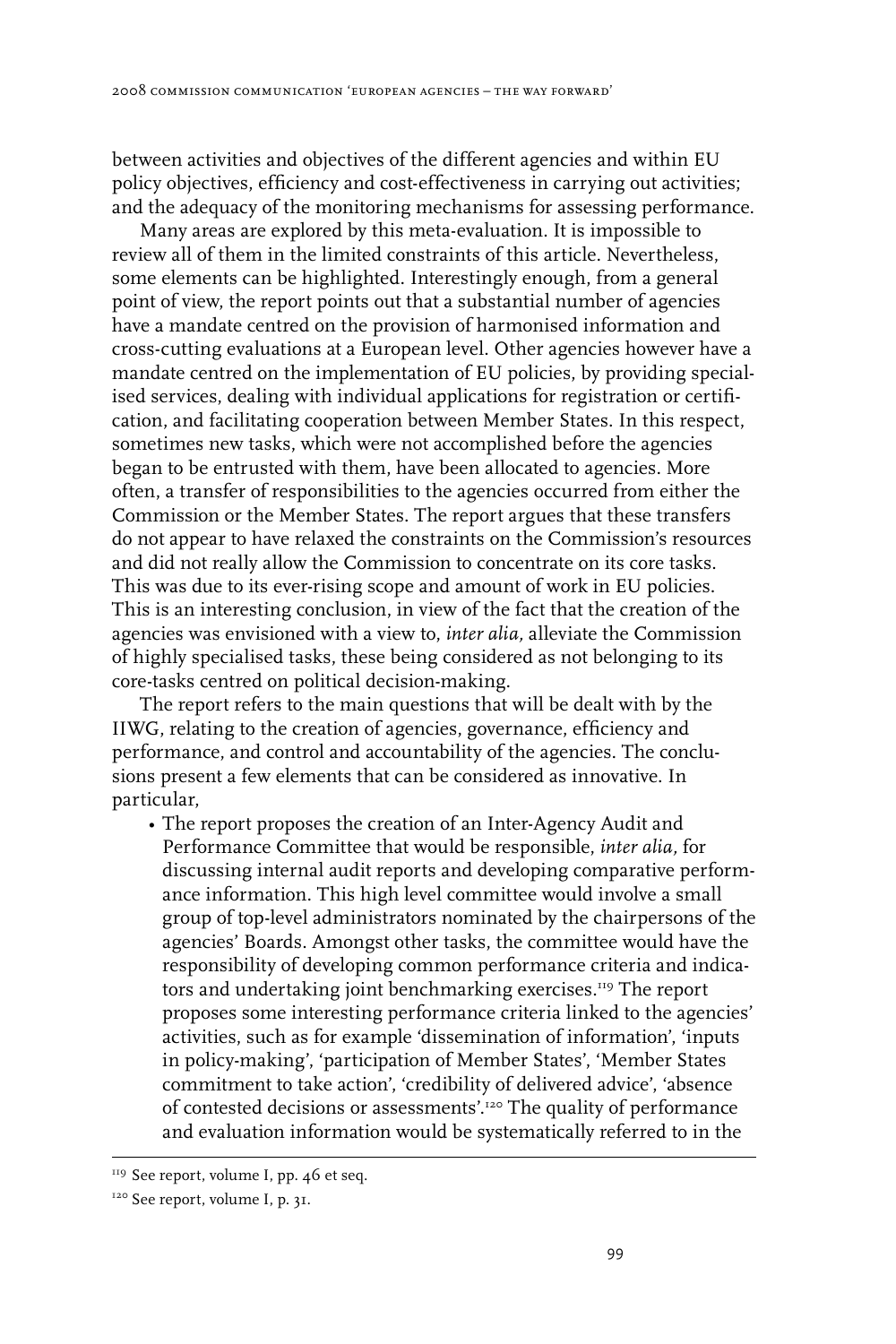between activities and objectives of the different agencies and within EU policy objectives, efficiency and cost-effectiveness in carrying out activities; and the adequacy of the monitoring mechanisms for assessing performance.

Many areas are explored by this meta-evaluation. It is impossible to review all of them in the limited constraints of this article. Nevertheless, some elements can be highlighted. Interestingly enough, from a general point of view, the report points out that a substantial number of agencies have a mandate centred on the provision of harmonised information and cross-cutting evaluations at a European level. Other agencies however have a mandate centred on the implementation of EU policies, by providing specialised services, dealing with individual applications for registration or certification, and facilitating cooperation between Member States. In this respect, sometimes new tasks, which were not accomplished before the agencies began to be entrusted with them, have been allocated to agencies. More often, a transfer of responsibilities to the agencies occurred from either the Commission or the Member States. The report argues that these transfers do not appear to have relaxed the constraints on the Commission's resources and did not really allow the Commission to concentrate on its core tasks. This was due to its ever-rising scope and amount of work in EU policies. This is an interesting conclusion, in view of the fact that the creation of the agencies was envisioned with a view to, *inter alia,* alleviate the Commission of highly specialised tasks, these being considered as not belonging to its core-tasks centred on political decision-making.

The report refers to the main questions that will be dealt with by the IIWG, relating to the creation of agencies, governance, efficiency and performance, and control and accountability of the agencies. The conclusions present a few elements that can be considered as innovative. In particular,

- The report proposes the creation of an Inter-Agency Audit and Performance Committee that would be responsible, *inter alia,* for discussing internal audit reports and developing comparative performance information. This high level committee would involve a small group of top-level administrators nominated by the chairpersons of the agencies' Boards. Amongst other tasks, the committee would have the responsibility of developing common performance criteria and indicators and undertaking joint benchmarking exercises.[119] The report proposes some interesting performance criteria linked to the agencies' activities, such as for example 'dissemination of information', 'inputs in policy-making', 'participation of Member States', 'Member States commitment to take action', 'credibility of delivered advice', 'absence of contested decisions or assessments'.[120] The quality of performance and evaluation information would be systematically referred to in the

[119] See report, volume I, pp. 46 et seq.

[120] See report, volume I, p. 31.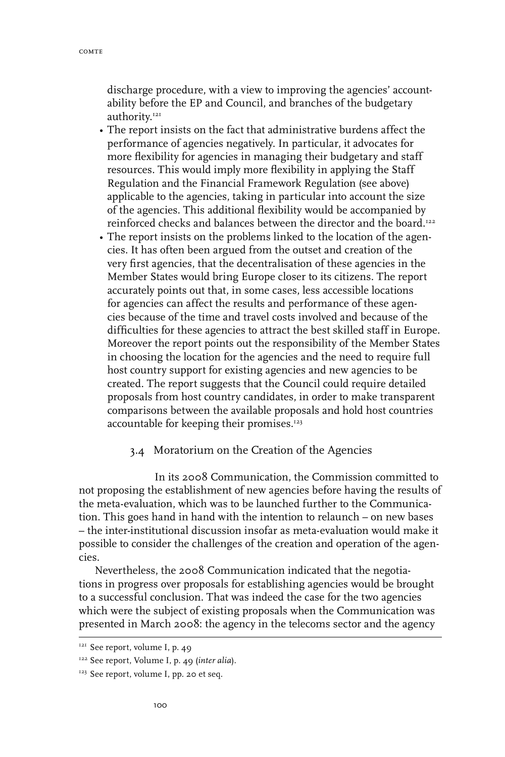discharge procedure, with a view to improving the agencies' accountability before the EP and Council, and branches of the budgetary authority.[121]

- The report insists on the fact that administrative burdens affect the performance of agencies negatively. In particular, it advocates for more flexibility for agencies in managing their budgetary and staff resources. This would imply more flexibility in applying the Staff Regulation and the Financial Framework Regulation (see above) applicable to the agencies, taking in particular into account the size of the agencies. This additional flexibility would be accompanied by reinforced checks and balances between the director and the board.[122]
- The report insists on the problems linked to the location of the agencies. It has often been argued from the outset and creation of the very first agencies, that the decentralisation of these agencies in the Member States would bring Europe closer to its citizens. The report accurately points out that, in some cases, less accessible locations for agencies can affect the results and performance of these agencies because of the time and travel costs involved and because of the difficulties for these agencies to attract the best skilled staff in Europe. Moreover the report points out the responsibility of the Member States in choosing the location for the agencies and the need to require full host country support for existing agencies and new agencies to be created. The report suggests that the Council could require detailed proposals from host country candidates, in order to make transparent comparisons between the available proposals and hold host countries accountable for keeping their promises.[123]

### 3.4 Moratorium on the Creation of the Agencies

In its 2008 Communication, the Commission committed to not proposing the establishment of new agencies before having the results of the meta-evaluation, which was to be launched further to the Communication. This goes hand in hand with the intention to relaunch – on new bases – the inter-institutional discussion insofar as meta-evaluation would make it possible to consider the challenges of the creation and operation of the agencies.

Nevertheless, the 2008 Communication indicated that the negotiations in progress over proposals for establishing agencies would be brought to a successful conclusion. That was indeed the case for the two agencies which were the subject of existing proposals when the Communication was presented in March 2008: the agency in the telecoms sector and the agency

---

[121] See report, volume I, p. 49

[122] See report, Volume I, p. 49 (*inter alia*).

[123] See report, volume I, pp. 20 et seq.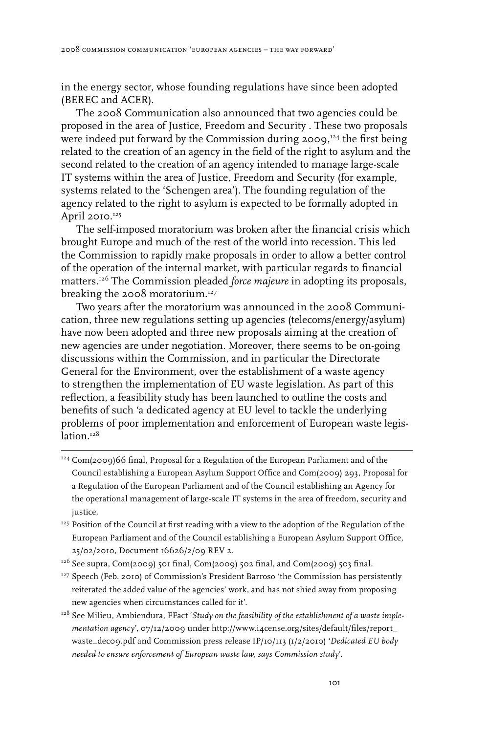in the energy sector, whose founding regulations have since been adopted (BEREC and ACER).

The 2008 Communication also announced that two agencies could be proposed in the area of Justice, Freedom and Security . These two proposals were indeed put forward by the Commission during 2009,[124] the first being related to the creation of an agency in the field of the right to asylum and the second related to the creation of an agency intended to manage large-scale IT systems within the area of Justice, Freedom and Security (for example, systems related to the 'Schengen area'). The founding regulation of the agency related to the right to asylum is expected to be formally adopted in April 2010.[125]

The self-imposed moratorium was broken after the financial crisis which brought Europe and much of the rest of the world into recession. This led the Commission to rapidly make proposals in order to allow a better control of the operation of the internal market, with particular regards to financial matters.[126] The Commission pleaded *force majeure* in adopting its proposals, breaking the 2008 moratorium.[127]

Two years after the moratorium was announced in the 2008 Communication, three new regulations setting up agencies (telecoms/energy/asylum) have now been adopted and three new proposals aiming at the creation of new agencies are under negotiation. Moreover, there seems to be on-going discussions within the Commission, and in particular the Directorate General for the Environment, over the establishment of a waste agency to strengthen the implementation of EU waste legislation. As part of this reflection, a feasibility study has been launched to outline the costs and benefits of such 'a dedicated agency at EU level to tackle the underlying problems of poor implementation and enforcement of European waste legislation.[128]

---

[124] Com(2009)66 final, Proposal for a Regulation of the European Parliament and of the Council establishing a European Asylum Support Office and Com(2009) 293, Proposal for a Regulation of the European Parliament and of the Council establishing an Agency for the operational management of large-scale IT systems in the area of freedom, security and justice.

[125] Position of the Council at first reading with a view to the adoption of the Regulation of the European Parliament and of the Council establishing a European Asylum Support Office, 25/02/2010, Document 16626/2/09 REV 2.

[126] See supra, Com(2009) 501 final, Com(2009) 502 final, and Com(2009) 503 final.

[127] Speech (Feb. 2010) of Commission's President Barroso 'the Commission has persistently reiterated the added value of the agencies' work, and has not shied away from proposing new agencies when circumstances called for it'.

[128] See Milieu, Ambiendura, FFact '*Study on the feasibility of the establishment of a waste implementation agency*', 07/12/2009 under http://www.i4cense.org/sites/default/files/report_waste_dec09.pdf and Commission press release IP/10/113 (1/2/2010) '*Dedicated EU body needed to ensure enforcement of European waste law, says Commission study*'.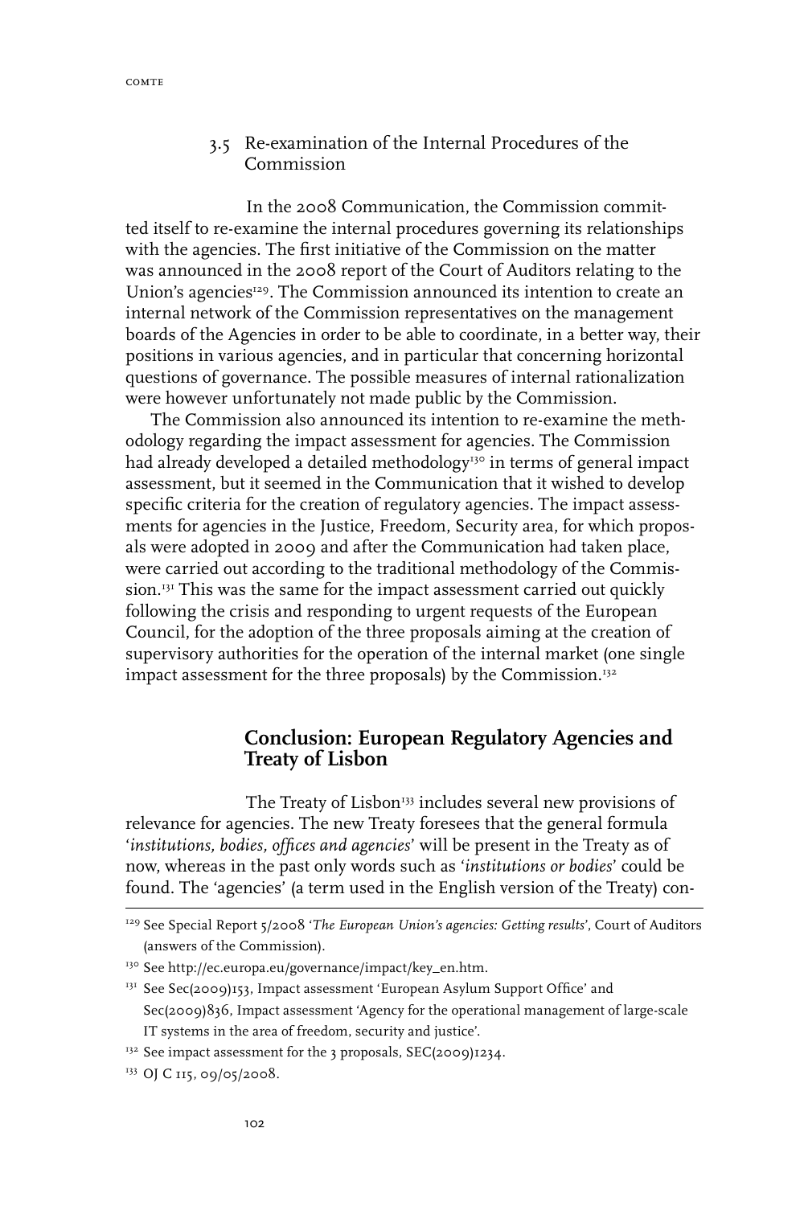### 3.5 Re-examination of the Internal Procedures of the Commission

In the 2008 Communication, the Commission committed itself to re-examine the internal procedures governing its relationships with the agencies. The first initiative of the Commission on the matter was announced in the 2008 report of the Court of Auditors relating to the Union's agencies[129]. The Commission announced its intention to create an internal network of the Commission representatives on the management boards of the Agencies in order to be able to coordinate, in a better way, their positions in various agencies, and in particular that concerning horizontal questions of governance. The possible measures of internal rationalization were however unfortunately not made public by the Commission.

The Commission also announced its intention to re-examine the methodology regarding the impact assessment for agencies. The Commission had already developed a detailed methodology[130] in terms of general impact assessment, but it seemed in the Communication that it wished to develop specific criteria for the creation of regulatory agencies. The impact assessments for agencies in the Justice, Freedom, Security area, for which proposals were adopted in 2009 and after the Communication had taken place, were carried out according to the traditional methodology of the Commission.[131] This was the same for the impact assessment carried out quickly following the crisis and responding to urgent requests of the European Council, for the adoption of the three proposals aiming at the creation of supervisory authorities for the operation of the internal market (one single impact assessment for the three proposals) by the Commission.[132]

## Conclusion: European Regulatory Agencies and Treaty of Lisbon

The Treaty of Lisbon[133] includes several new provisions of relevance for agencies. The new Treaty foresees that the general formula '*institutions, bodies, offices and agencies*' will be present in the Treaty as of now, whereas in the past only words such as '*institutions or bodies*' could be found. The 'agencies' (a term used in the English version of the Treaty) con-

---

[129] See Special Report 5/2008 '*The European Union's agencies: Getting results*', Court of Auditors (answers of the Commission).

[130] See http://ec.europa.eu/governance/impact/key_en.htm.

[131] See Sec(2009)153, Impact assessment 'European Asylum Support Office' and Sec(2009)836, Impact assessment 'Agency for the operational management of large-scale IT systems in the area of freedom, security and justice'.

[132] See impact assessment for the 3 proposals, SEC(2009)1234.

[133] OJ C 115, 09/05/2008.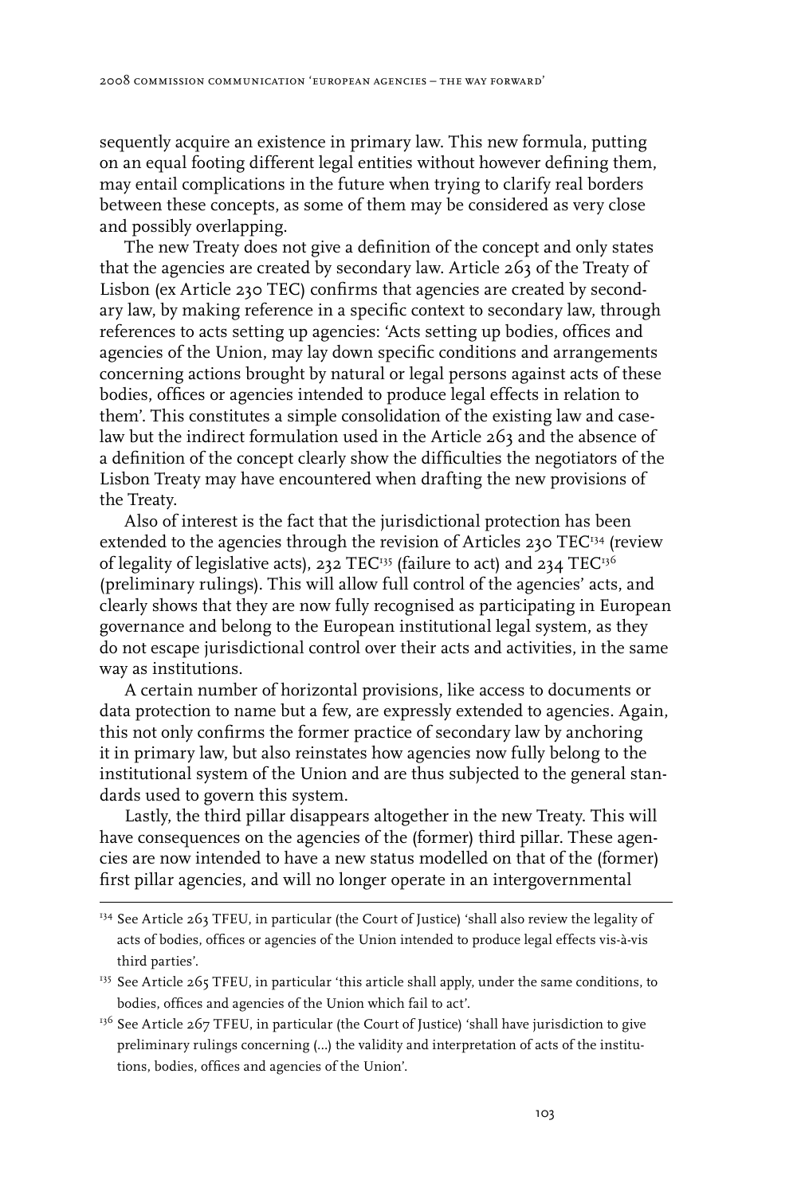sequently acquire an existence in primary law. This new formula, putting on an equal footing different legal entities without however defining them, may entail complications in the future when trying to clarify real borders between these concepts, as some of them may be considered as very close and possibly overlapping.

The new Treaty does not give a definition of the concept and only states that the agencies are created by secondary law. Article 263 of the Treaty of Lisbon (ex Article 230 TEC) confirms that agencies are created by secondary law, by making reference in a specific context to secondary law, through references to acts setting up agencies: 'Acts setting up bodies, offices and agencies of the Union, may lay down specific conditions and arrangements concerning actions brought by natural or legal persons against acts of these bodies, offices or agencies intended to produce legal effects in relation to them'. This constitutes a simple consolidation of the existing law and case-law but the indirect formulation used in the Article 263 and the absence of a definition of the concept clearly show the difficulties the negotiators of the Lisbon Treaty may have encountered when drafting the new provisions of the Treaty.

Also of interest is the fact that the jurisdictional protection has been extended to the agencies through the revision of Articles 230 TEC[134] (review of legality of legislative acts), 232 TEC[135] (failure to act) and 234 TEC[136] (preliminary rulings). This will allow full control of the agencies' acts, and clearly shows that they are now fully recognised as participating in European governance and belong to the European institutional legal system, as they do not escape jurisdictional control over their acts and activities, in the same way as institutions.

A certain number of horizontal provisions, like access to documents or data protection to name but a few, are expressly extended to agencies. Again, this not only confirms the former practice of secondary law by anchoring it in primary law, but also reinstates how agencies now fully belong to the institutional system of the Union and are thus subjected to the general standards used to govern this system.

Lastly, the third pillar disappears altogether in the new Treaty. This will have consequences on the agencies of the (former) third pillar. These agencies are now intended to have a new status modelled on that of the (former) first pillar agencies, and will no longer operate in an intergovernmental

[134] See Article 263 TFEU, in particular (the Court of Justice) 'shall also review the legality of acts of bodies, offices or agencies of the Union intended to produce legal effects vis-à-vis third parties'.

[135] See Article 265 TFEU, in particular 'this article shall apply, under the same conditions, to bodies, offices and agencies of the Union which fail to act'.

[136] See Article 267 TFEU, in particular (the Court of Justice) 'shall have jurisdiction to give preliminary rulings concerning (...) the validity and interpretation of acts of the institutions, bodies, offices and agencies of the Union'.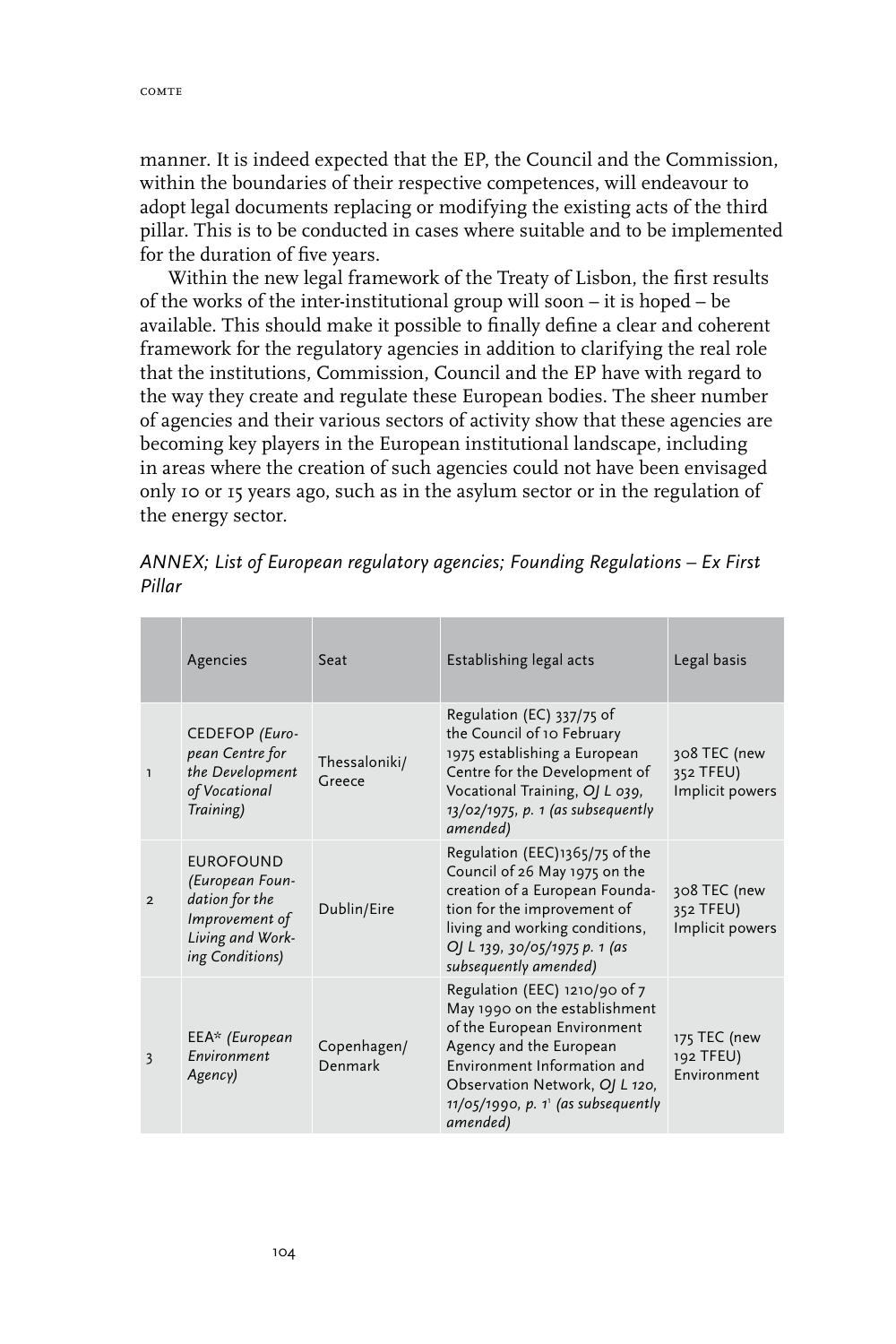manner. It is indeed expected that the EP, the Council and the Commission, within the boundaries of their respective competences, will endeavour to adopt legal documents replacing or modifying the existing acts of the third pillar. This is to be conducted in cases where suitable and to be implemented for the duration of five years.

Within the new legal framework of the Treaty of Lisbon, the first results of the works of the inter-institutional group will soon – it is hoped – be available. This should make it possible to finally define a clear and coherent framework for the regulatory agencies in addition to clarifying the real role that the institutions, Commission, Council and the EP have with regard to the way they create and regulate these European bodies. The sheer number of agencies and their various sectors of activity show that these agencies are becoming key players in the European institutional landscape, including in areas where the creation of such agencies could not have been envisaged only 10 or 15 years ago, such as in the asylum sector or in the regulation of the energy sector.

*ANNEX; List of European regulatory agencies; Founding Regulations – Ex First Pillar*

| | Agencies | Seat | Establishing legal acts | Legal basis |
|---|---|---|---|---|
| 1 | CEDEFOP *(European Centre for the Development of Vocational Training)* | Thessaloniki/ Greece | Regulation (EC) 337/75 of the Council of 10 February 1975 establishing a European Centre for the Development of Vocational Training, *OJ L 039, 13/02/1975, p. 1 (as subsequently amended)* | 308 TEC (new 352 TFEU) Implicit powers |
| 2 | EUROFOUND *(European Foundation for the Improvement of Living and Working Conditions)* | Dublin/Eire | Regulation (EEC)1365/75 of the Council of 26 May 1975 on the creation of a European Foundation for the improvement of living and working conditions, *OJ L 139, 30/05/1975 p. 1 (as subsequently amended)* | 308 TEC (new 352 TFEU) Implicit powers |
| 3 | EEA* *(European Environment Agency)* | Copenhagen/ Denmark | Regulation (EEC) 1210/90 of 7 May 1990 on the establishment of the European Environment Agency and the European Environment Information and Observation Network, *OJ L 120, 11/05/1990, p. 1[1] (as subsequently amended)* | 175 TEC (new 192 TFEU) Environment |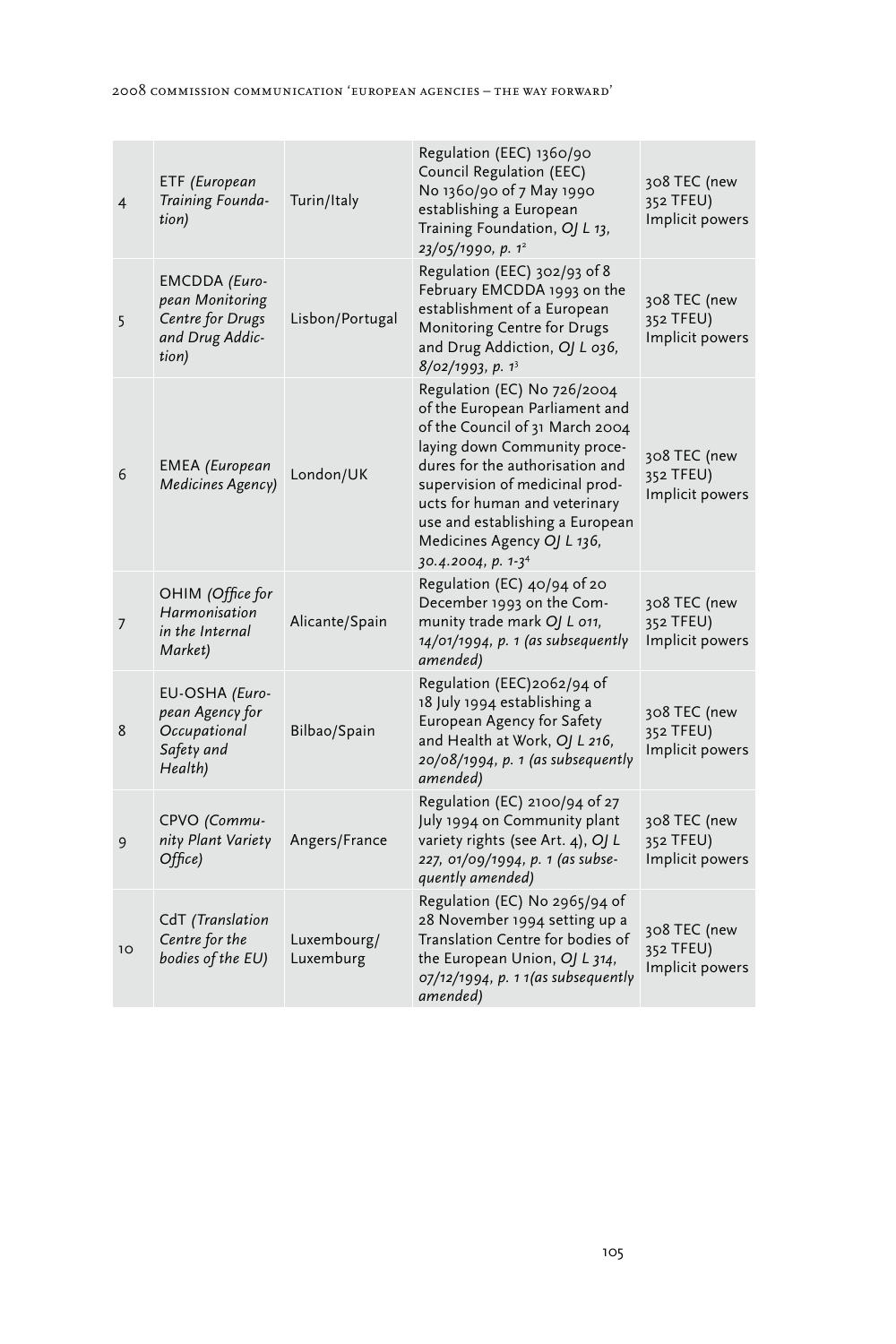| 4 | ETF *(European Training Foundation)* | Turin/Italy | Regulation (EEC) 1360/90 Council Regulation (EEC) No 1360/90 of 7 May 1990 establishing a European Training Foundation, *OJ L 13, 23/05/1990, p. 1*[2] | 308 TEC (new 352 TFEU) Implicit powers |
|---|---|---|---|---|
| 5 | EMCDDA *(European Monitoring Centre for Drugs and Drug Addiction)* | Lisbon/Portugal | Regulation (EEC) 302/93 of 8 February EMCDDA 1993 on the establishment of a European Monitoring Centre for Drugs and Drug Addiction, *OJ L 036, 8/02/1993, p. 1*[3] | 308 TEC (new 352 TFEU) Implicit powers |
| 6 | EMEA *(European Medicines Agency)* | London/UK | Regulation (EC) No 726/2004 of the European Parliament and of the Council of 31 March 2004 laying down Community procedures for the authorisation and supervision of medicinal products for human and veterinary use and establishing a European Medicines Agency *OJ L 136, 30.4.2004, p. 1-3*[4] | 308 TEC (new 352 TFEU) Implicit powers |
| 7 | OHIM *(Office for Harmonisation in the Internal Market)* | Alicante/Spain | Regulation (EC) 40/94 of 20 December 1993 on the Community trade mark *OJ L 011, 14/01/1994, p. 1 (as subsequently amended)* | 308 TEC (new 352 TFEU) Implicit powers |
| 8 | EU-OSHA *(European Agency for Occupational Safety and Health)* | Bilbao/Spain | Regulation (EEC)2062/94 of 18 July 1994 establishing a European Agency for Safety and Health at Work, *OJ L 216, 20/08/1994, p. 1 (as subsequently amended)* | 308 TEC (new 352 TFEU) Implicit powers |
| 9 | CPVO *(Community Plant Variety Office)* | Angers/France | Regulation (EC) 2100/94 of 27 July 1994 on Community plant variety rights (see Art. 4), *OJ L 227, 01/09/1994, p. 1 (as subsequently amended)* | 308 TEC (new 352 TFEU) Implicit powers |
| 10 | CdT *(Translation Centre for the bodies of the EU)* | Luxembourg/ Luxemburg | Regulation (EC) No 2965/94 of 28 November 1994 setting up a Translation Centre for bodies of the European Union, *OJ L 314, 07/12/1994, p. 1 1(as subsequently amended)* | 308 TEC (new 352 TFEU) Implicit powers |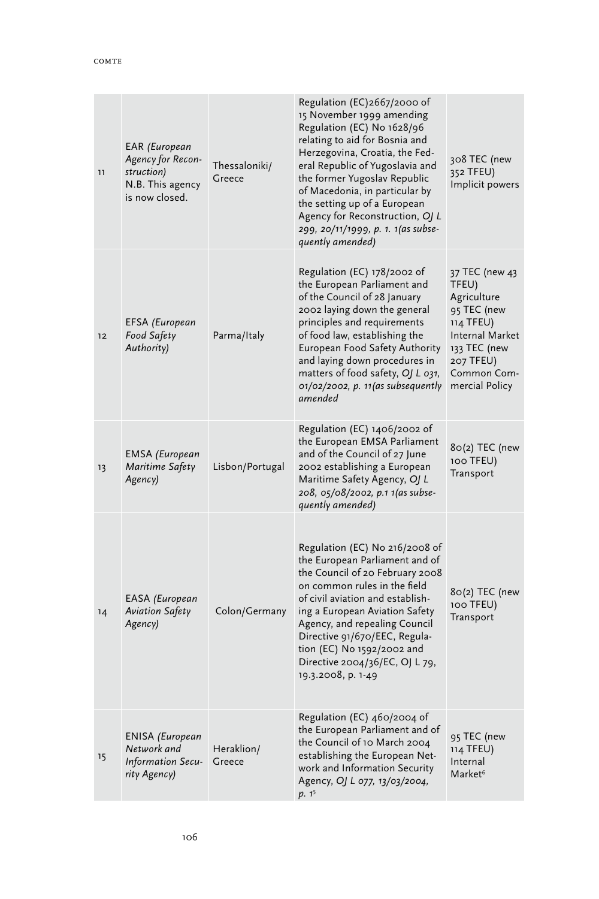| 11 | EAR *(European Agency for Reconstruction)* N.B. This agency is now closed. | Thessaloniki/ Greece | Regulation (EC)2667/2000 of 15 November 1999 amending Regulation (EC) No 1628/96 relating to aid for Bosnia and Herzegovina, Croatia, the Federal Republic of Yugoslavia and the former Yugoslav Republic of Macedonia, in particular by the setting up of a European Agency for Reconstruction, *OJ L 299, 20/11/1999, p. 1. 1(as subsequently amended)* | 308 TEC (new 352 TFEU) Implicit powers |
|---|---|---|---|---|
| 12 | EFSA *(European Food Safety Authority)* | Parma/Italy | Regulation (EC) 178/2002 of the European Parliament and of the Council of 28 January 2002 laying down the general principles and requirements of food law, establishing the European Food Safety Authority and laying down procedures in matters of food safety, *OJ L 031, 01/02/2002, p. 11(as subsequently amended* | 37 TEC (new 43 TFEU) Agriculture 95 TEC (new 114 TFEU) Internal Market 133 TEC (new 207 TFEU) Common Commercial Policy |
| 13 | EMSA *(European Maritime Safety Agency)* | Lisbon/Portugal | Regulation (EC) 1406/2002 of the European EMSA Parliament and of the Council of 27 June 2002 establishing a European Maritime Safety Agency, *OJ L 208, 05/08/2002, p.1 1(as subsequently amended)* | 80(2) TEC (new 100 TFEU) Transport |
| 14 | EASA *(European Aviation Safety Agency)* | Colon/Germany | Regulation (EC) No 216/2008 of the European Parliament and of the Council of 20 February 2008 on common rules in the field of civil aviation and establishing a European Aviation Safety Agency, and repealing Council Directive 91/670/EEC, Regulation (EC) No 1592/2002 and Directive 2004/36/EC, OJ L 79, 19.3.2008, p. 1-49 | 80(2) TEC (new 100 TFEU) Transport |
| 15 | ENISA *(European Network and Information Security Agency)* | Heraklion/ Greece | Regulation (EC) 460/2004 of the European Parliament and of the Council of 10 March 2004 establishing the European Network and Information Security Agency, *OJ L 077, 13/03/2004, p. 1*[5] | 95 TEC (new 114 TFEU) Internal Market[6] |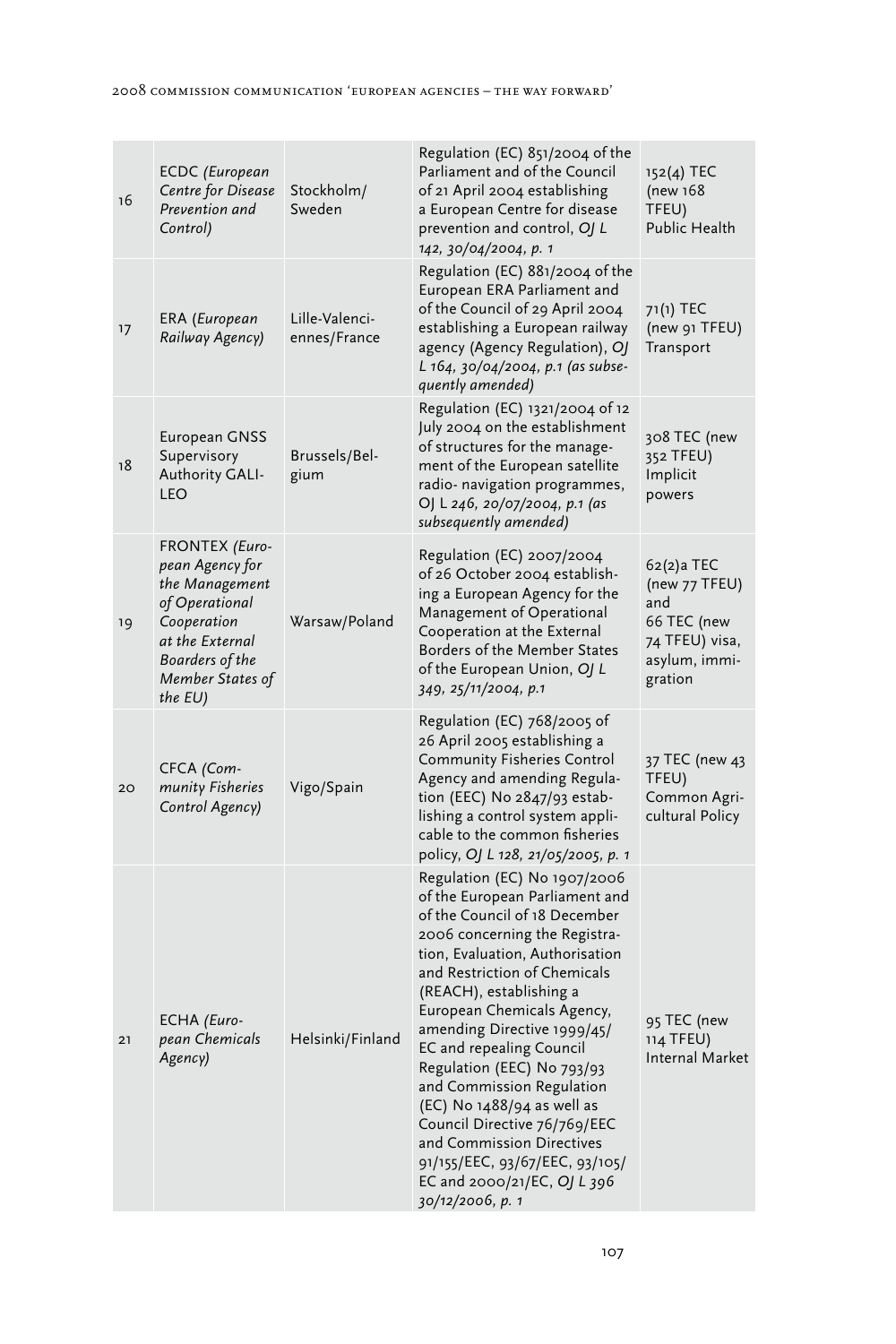| 16 | ECDC *(European Centre for Disease Prevention and Control)* | Stockholm/ Sweden | Regulation (EC) 851/2004 of the Parliament and of the Council of 21 April 2004 establishing a European Centre for disease prevention and control, *OJ L 142, 30/04/2004, p. 1* | 152(4) TEC (new 168 TFEU) Public Health |
|---|---|---|---|---|
| 17 | ERA (*European Railway Agency)* | Lille-Valenci-ennes/France | Regulation (EC) 881/2004 of the European ERA Parliament and of the Council of 29 April 2004 establishing a European railway agency (Agency Regulation), *OJ L 164, 30/04/2004, p.1 (as subsequently amended)* | 71(1) TEC (new 91 TFEU) Transport |
| 18 | European GNSS Supervisory Authority GALILEO | Brussels/Belgium | Regulation (EC) 1321/2004 of 12 July 2004 on the establishment of structures for the management of the European satellite radio- navigation programmes, OJ L *246, 20/07/2004, p.1 (as subsequently amended)* | 308 TEC (new 352 TFEU) Implicit powers |
| 19 | FRONTEX *(European Agency for the Management of Operational Cooperation at the External Boarders of the Member States of the EU)* | Warsaw/Poland | Regulation (EC) 2007/2004 of 26 October 2004 establishing a European Agency for the Management of Operational Cooperation at the External Borders of the Member States of the European Union, *OJ L 349, 25/11/2004, p.1* | 62(2)a TEC (new 77 TFEU) and 66 TEC (new 74 TFEU) visa, asylum, immigration |
| 20 | CFCA *(Community Fisheries Control Agency)* | Vigo/Spain | Regulation (EC) 768/2005 of 26 April 2005 establishing a Community Fisheries Control Agency and amending Regulation (EEC) No 2847/93 establishing a control system applicable to the common fisheries policy, *OJ L 128, 21/05/2005, p. 1* | 37 TEC (new 43 TFEU) Common Agricultural Policy |
| 21 | ECHA *(European Chemicals Agency)* | Helsinki/Finland | Regulation (EC) No 1907/2006 of the European Parliament and of the Council of 18 December 2006 concerning the Registration, Evaluation, Authorisation and Restriction of Chemicals (REACH), establishing a European Chemicals Agency, amending Directive 1999/45/EC and repealing Council Regulation (EEC) No 793/93 and Commission Regulation (EC) No 1488/94 as well as Council Directive 76/769/EEC and Commission Directives 91/155/EEC, 93/67/EEC, 93/105/EC and 2000/21/EC, *OJ L 396 30/12/2006, p. 1* | 95 TEC (new 114 TFEU) Internal Market |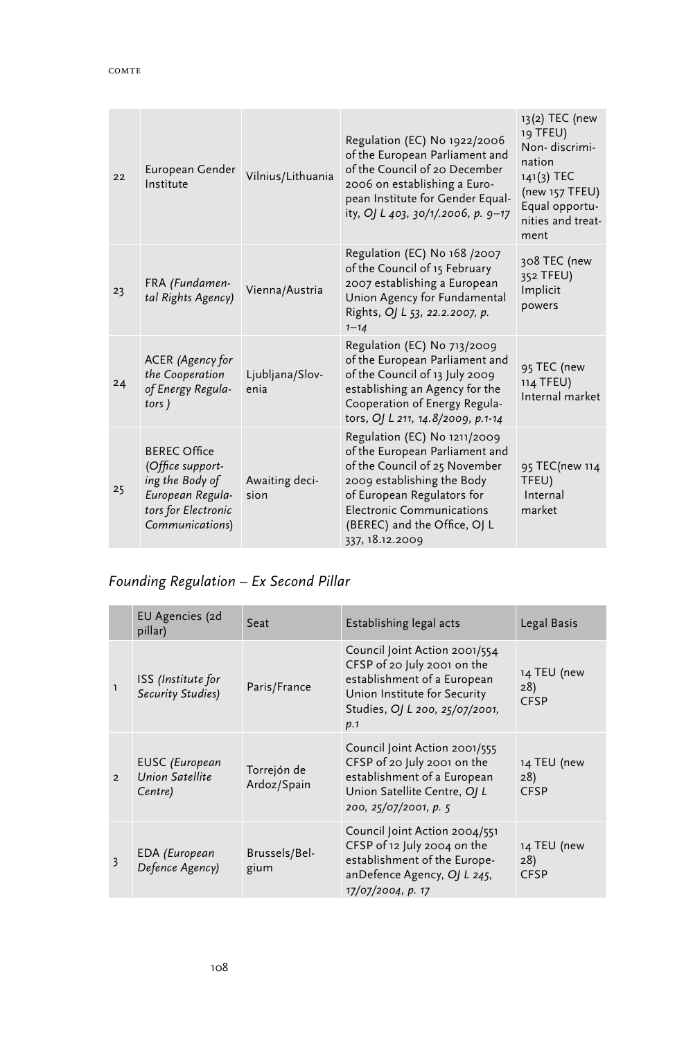| | | | | |
|---|---|---|---|---|
| 22 | European Gender Institute | Vilnius/Lithuania | Regulation (EC) No 1922/2006 of the European Parliament and of the Council of 20 December 2006 on establishing a European Institute for Gender Equality, *OJ L 403, 30/1/.2006, p. 9–17* | 13(2) TEC (new 19 TFEU) Non- discrimination 141(3) TEC (new 157 TFEU) Equal opportunities and treatment |
| 23 | FRA *(Fundamental Rights Agency)* | Vienna/Austria | Regulation (EC) No 168 /2007 of the Council of 15 February 2007 establishing a European Union Agency for Fundamental Rights, *OJ L 53, 22.2.2007, p. 1–14* | 308 TEC (new 352 TFEU) Implicit powers |
| 24 | ACER *(Agency for the Cooperation of Energy Regulators )* | Ljubljana/Slovenia | Regulation (EC) No 713/2009 of the European Parliament and of the Council of 13 July 2009 establishing an Agency for the Cooperation of Energy Regulators, *OJ L 211, 14.8/2009, p.1-14* | 95 TEC (new 114 TFEU) Internal market |
| 25 | BEREC Office *(Office supporting the Body of European Regulators for Electronic Communications)* | Awaiting decision | Regulation (EC) No 1211/2009 of the European Parliament and of the Council of 25 November 2009 establishing the Body of European Regulators for Electronic Communications (BEREC) and the Office, OJ L 337, 18.12.2009 | 95 TEC(new 114 TFEU) Internal market |

## *Founding Regulation – Ex Second Pillar*

| | EU Agencies (2d pillar) | Seat | Establishing legal acts | Legal Basis |
|---|---|---|---|---|
| 1 | ISS *(Institute for Security Studies)* | Paris/France | Council Joint Action 2001/554 CFSP of 20 July 2001 on the establishment of a European Union Institute for Security Studies, *OJ L 200, 25/07/2001, p.1* | 14 TEU (new 28) CFSP |
| 2 | EUSC *(European Union Satellite Centre)* | Torrejón de Ardoz/Spain | Council Joint Action 2001/555 CFSP of 20 July 2001 on the establishment of a European Union Satellite Centre, *OJ L 200, 25/07/2001, p. 5* | 14 TEU (new 28) CFSP |
| 3 | EDA *(European Defence Agency)* | Brussels/Belgium | Council Joint Action 2004/551 CFSP of 12 July 2004 on the establishment of the EuropeanDefence Agency, *OJ L 245, 17/07/2004, p. 17* | 14 TEU (new 28) CFSP |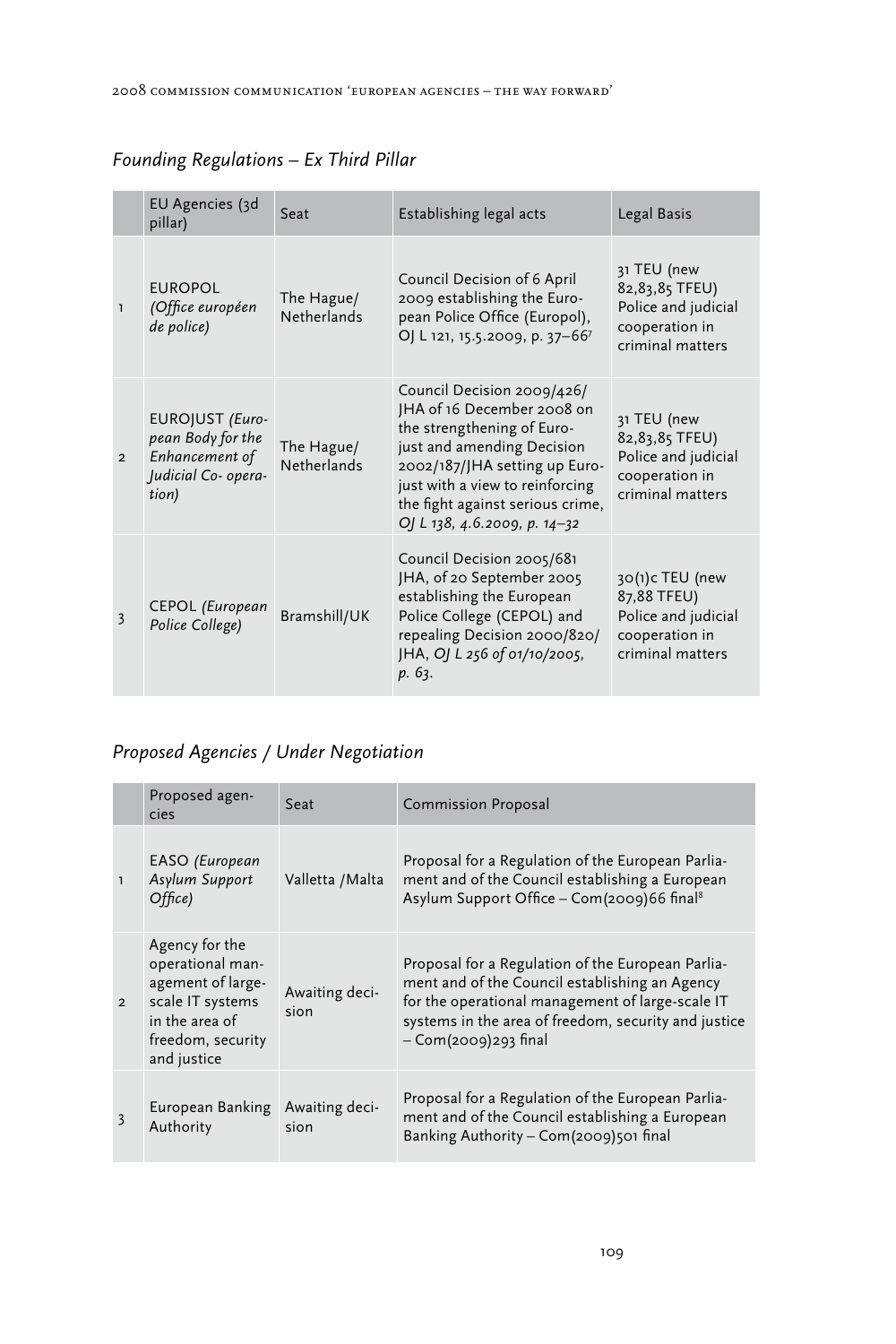## *Founding Regulations – Ex Third Pillar*

| | EU Agencies (3d pillar) | Seat | Establishing legal acts | Legal Basis |
|---|---|---|---|---|
| 1 | EUROPOL *(Office européen de police)* | The Hague/ Netherlands | Council Decision of 6 April 2009 establishing the European Police Office (Europol), OJ L 121, 15.5.2009, p. 37–66[7] | 31 TEU (new 82,83,85 TFEU) Police and judicial cooperation in criminal matters |
| 2 | EUROJUST *(European Body for the Enhancement of Judicial Co- operation)* | The Hague/ Netherlands | Council Decision 2009/426/ JHA of 16 December 2008 on the strengthening of Eurojust and amending Decision 2002/187/JHA setting up Eurojust with a view to reinforcing the fight against serious crime, *OJ L 138, 4.6.2009, p. 14–32* | 31 TEU (new 82,83,85 TFEU) Police and judicial cooperation in criminal matters |
| 3 | CEPOL *(European Police College)* | Bramshill/UK | Council Decision 2005/681 JHA, of 20 September 2005 establishing the European Police College (CEPOL) and repealing Decision 2000/820/ JHA, *OJ L 256 of 01/10/2005, p. 63.* | 30(1)c TEU (new 87,88 TFEU) Police and judicial cooperation in criminal matters |

## *Proposed Agencies / Under Negotiation*

| | Proposed agencies | Seat | Commission Proposal |
|---|---|---|---|
| 1 | EASO *(European Asylum Support Office)* | Valletta /Malta | Proposal for a Regulation of the European Parliament and of the Council establishing a European Asylum Support Office – Com(2009)66 final[8] |
| 2 | Agency for the operational management of large-scale IT systems in the area of freedom, security and justice | Awaiting decision | Proposal for a Regulation of the European Parliament and of the Council establishing an Agency for the operational management of large-scale IT systems in the area of freedom, security and justice – Com(2009)293 final |
| 3 | European Banking Authority | Awaiting decision | Proposal for a Regulation of the European Parliament and of the Council establishing a European Banking Authority – Com(2009)501 final |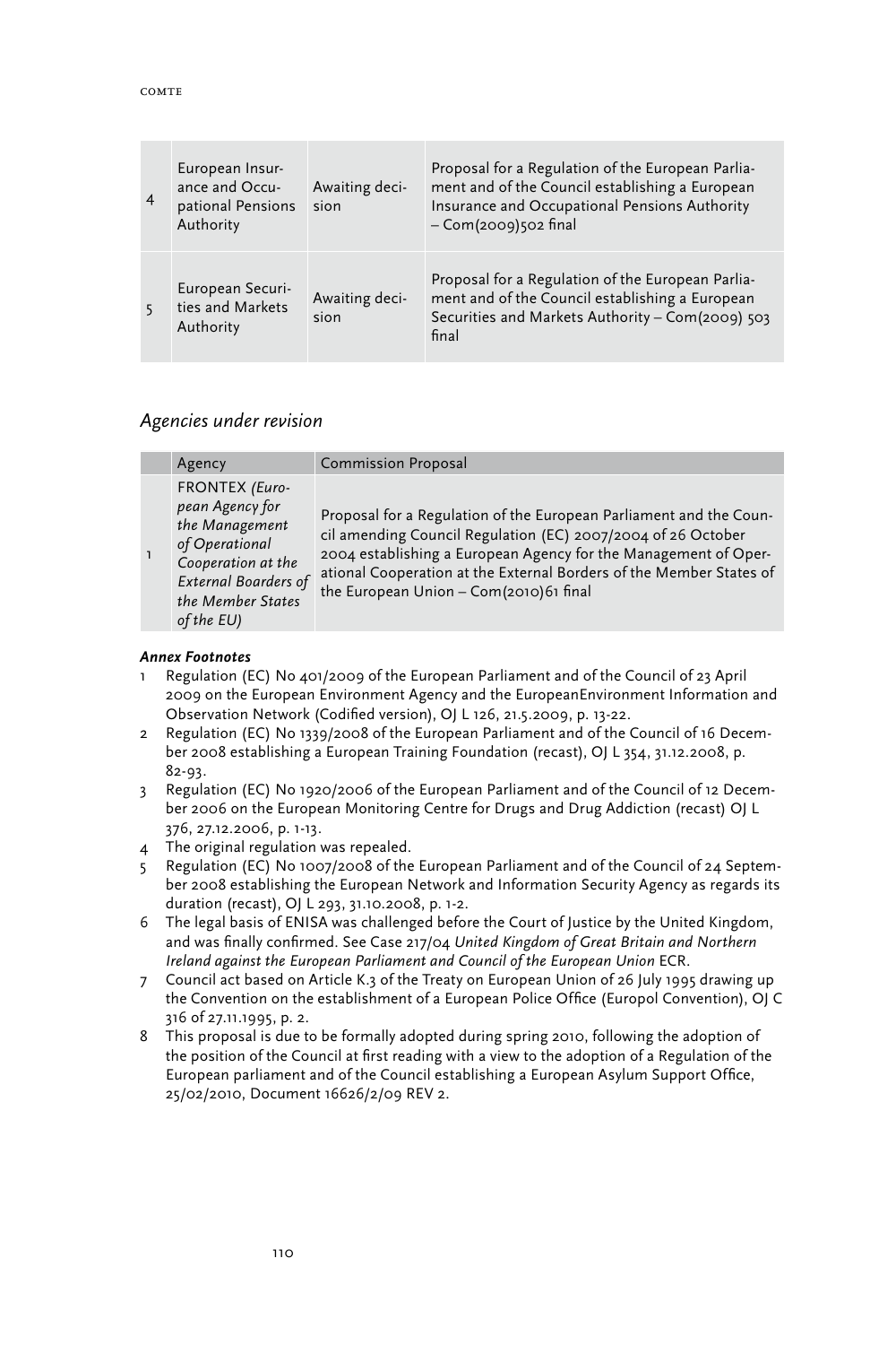| | | | |
|---|---|---|---|
| 4 | European Insurance and Occupational Pensions Authority | Awaiting decision | Proposal for a Regulation of the European Parliament and of the Council establishing a European Insurance and Occupational Pensions Authority – Com(2009)502 final |
| 5 | European Securities and Markets Authority | Awaiting decision | Proposal for a Regulation of the European Parliament and of the Council establishing a European Securities and Markets Authority – Com(2009) 503 final |

## *Agencies under revision*

| | Agency | Commission Proposal |
|---|---|---|
| 1 | FRONTEX *(European Agency for the Management of Operational Cooperation at the External Boarders of the Member States of the EU)* | Proposal for a Regulation of the European Parliament and the Council amending Council Regulation (EC) 2007/2004 of 26 October 2004 establishing a European Agency for the Management of Operational Cooperation at the External Borders of the Member States of the European Union – Com(2010)61 final |

***Annex Footnotes***

1. Regulation (EC) No 401/2009 of the European Parliament and of the Council of 23 April 2009 on the European Environment Agency and the EuropeanEnvironment Information and Observation Network (Codified version), OJ L 126, 21.5.2009, p. 13-22.
2. Regulation (EC) No 1339/2008 of the European Parliament and of the Council of 16 December 2008 establishing a European Training Foundation (recast), OJ L 354, 31.12.2008, p. 82-93.
3. Regulation (EC) No 1920/2006 of the European Parliament and of the Council of 12 December 2006 on the European Monitoring Centre for Drugs and Drug Addiction (recast) OJ L 376, 27.12.2006, p. 1-13.
4. The original regulation was repealed.
5. Regulation (EC) No 1007/2008 of the European Parliament and of the Council of 24 September 2008 establishing the European Network and Information Security Agency as regards its duration (recast), OJ L 293, 31.10.2008, p. 1-2.
6. The legal basis of ENISA was challenged before the Court of Justice by the United Kingdom, and was finally confirmed. See Case 217/04 *United Kingdom of Great Britain and Northern Ireland against the European Parliament and Council of the European Union* ECR.
7. Council act based on Article K.3 of the Treaty on European Union of 26 July 1995 drawing up the Convention on the establishment of a European Police Office (Europol Convention), OJ C 316 of 27.11.1995, p. 2.
8. This proposal is due to be formally adopted during spring 2010, following the adoption of the position of the Council at first reading with a view to the adoption of a Regulation of the European parliament and of the Council establishing a European Asylum Support Office, 25/02/2010, Document 16626/2/09 REV 2.